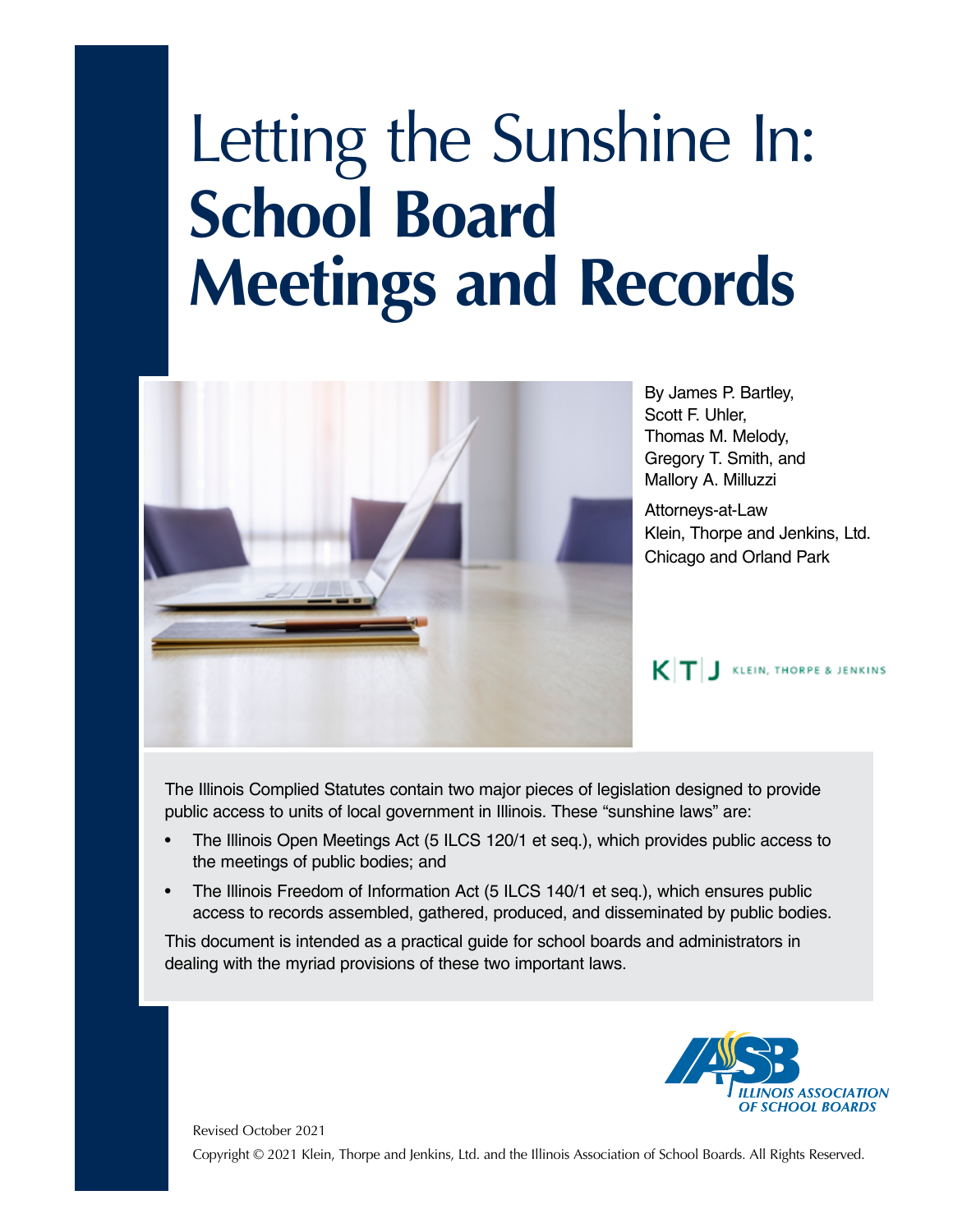# Letting the Sunshine In: **School Board Meetings and Records**

By James P. Bartley,
Scott F. Uhler,
Thomas M. Melody,
Gregory T. Smith, and
Mallory A. Milluzzi

Attorneys-at-Law
Klein, Thorpe and Jenkins, Ltd.
Chicago and Orland Park

K|T|J KLEIN, THORPE & JENKINS

The Illinois Complied Statutes contain two major pieces of legislation designed to provide public access to units of local government in Illinois. These "sunshine laws" are:

- The Illinois Open Meetings Act (5 ILCS 120/1 et seq.), which provides public access to the meetings of public bodies; and
- The Illinois Freedom of Information Act (5 ILCS 140/1 et seq.), which ensures public access to records assembled, gathered, produced, and disseminated by public bodies.

This document is intended as a practical guide for school boards and administrators in dealing with the myriad provisions of these two important laws.

IASB ILLINOIS ASSOCIATION OF SCHOOL BOARDS

Revised October 2021

Copyright © 2021 Klein, Thorpe and Jenkins, Ltd. and the Illinois Association of School Boards. All Rights Reserved.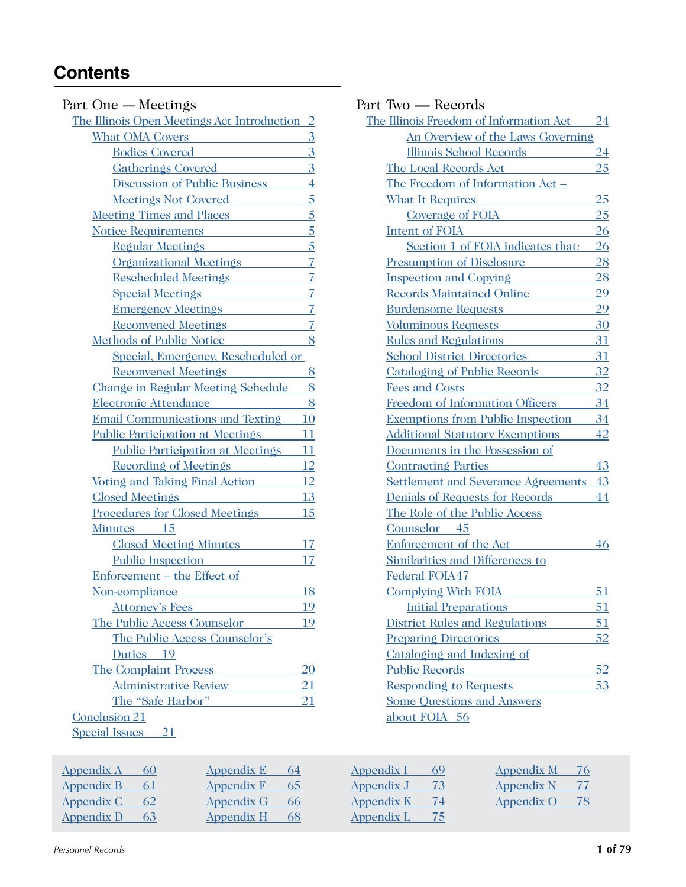# Contents

## Part One — Meetings

- The Illinois Open Meetings Act Introduction 2
  - What OMA Covers 3
    - Bodies Covered 3
    - Gatherings Covered 3
    - Discussion of Public Business 4
    - Meetings Not Covered 5
  - Meeting Times and Places 5
  - Notice Requirements 5
    - Regular Meetings 5
    - Organizational Meetings 7
    - Rescheduled Meetings 7
    - Special Meetings 7
    - Emergency Meetings 7
    - Reconvened Meetings 7
  - Methods of Public Notice 8
    - Special, Emergency, Rescheduled or Reconvened Meetings 8
  - Change in Regular Meeting Schedule 8
  - Electronic Attendance 8
  - Email Communications and Texting 10
  - Public Participation at Meetings 11
    - Public Participation at Meetings 11
    - Recording of Meetings 12
  - Voting and Taking Final Action 12
  - Closed Meetings 13
  - Procedures for Closed Meetings 15
  - Minutes 15
    - Closed Meeting Minutes 17
    - Public Inspection 17
  - Enforcement – the Effect of Non-compliance 18
    - Attorney's Fees 19
  - The Public Access Counselor 19
    - The Public Access Counselor's Duties 19
  - The Complaint Process 20
    - Administrative Review 21
    - The "Safe Harbor" 21
- Conclusion 21
- Special Issues 21

## Part Two — Records

- The Illinois Freedom of Information Act 24
    - An Overview of the Laws Governing Illinois School Records 24
  - The Local Records Act 25
  - The Freedom of Information Act – What It Requires 25
    - Coverage of FOIA 25
  - Intent of FOIA 26
    - Section 1 of FOIA indicates that: 26
  - Presumption of Disclosure 28
  - Inspection and Copying 28
  - Records Maintained Online 29
  - Burdensome Requests 29
  - Voluminous Requests 30
  - Rules and Regulations 31
  - School District Directories 31
  - Cataloging of Public Records 32
  - Fees and Costs 32
  - Freedom of Information Officers 34
  - Exemptions from Public Inspection 34
  - Additional Statutory Exemptions 42
  - Documents in the Possession of Contracting Parties 43
  - Settlement and Severance Agreements 43
  - Denials of Requests for Records 44
  - The Role of the Public Access Counselor 45
  - Enforcement of the Act 46
  - Similarities and Differences to Federal FOIA 47
  - Complying With FOIA 51
    - Initial Preparations 51
  - District Rules and Regulations 51
  - Preparing Directories 52
  - Cataloging and Indexing of Public Records 52
  - Responding to Requests 53
  - Some Questions and Answers about FOIA 56

| | | | |
|---|---|---|---|
| Appendix A 60 | Appendix E 64 | Appendix I 69 | Appendix M 76 |
| Appendix B 61 | Appendix F 65 | Appendix J 73 | Appendix N 77 |
| Appendix C 62 | Appendix G 66 | Appendix K 74 | Appendix O 78 |
| Appendix D 63 | Appendix H 68 | Appendix L 75 | |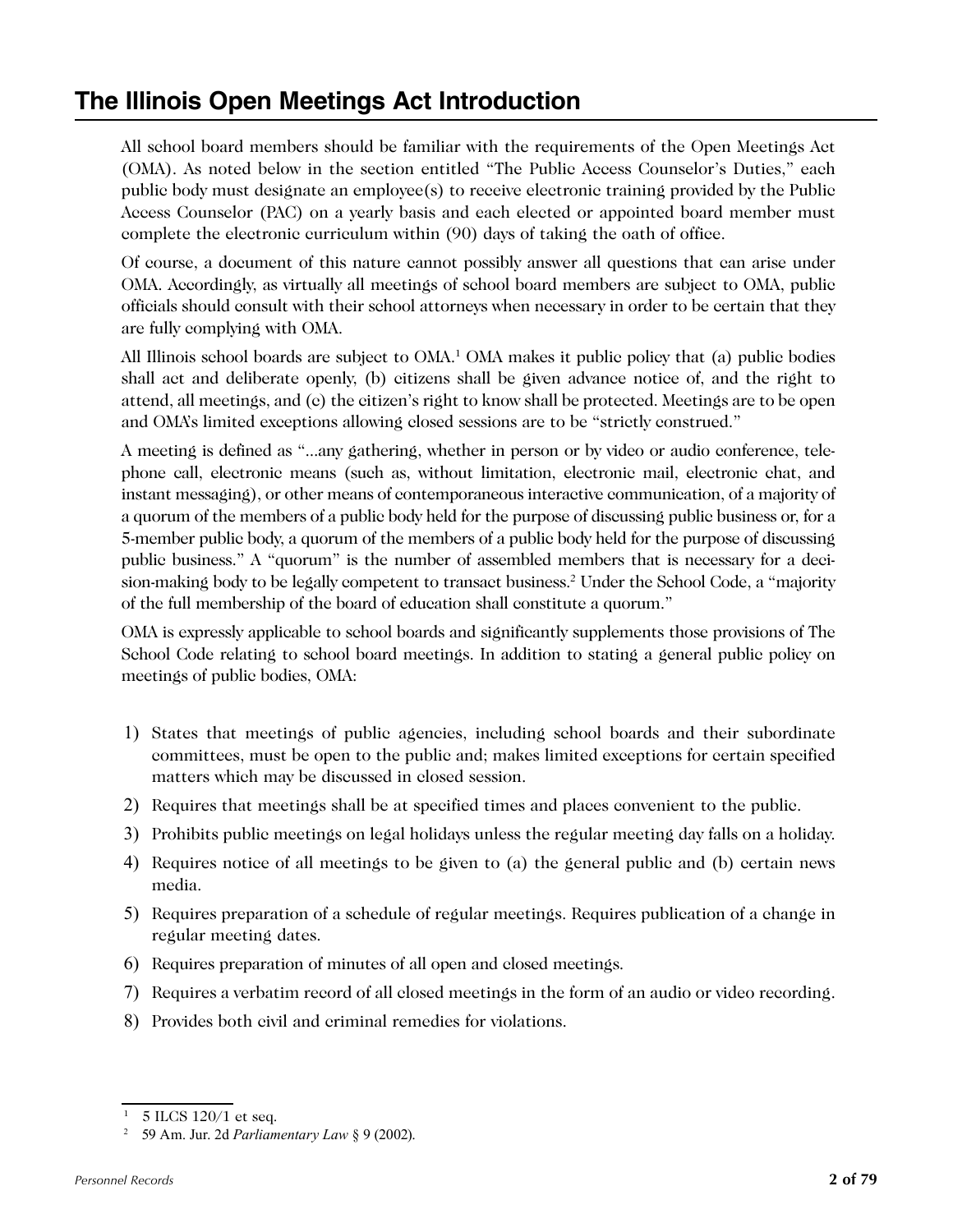# The Illinois Open Meetings Act Introduction

All school board members should be familiar with the requirements of the Open Meetings Act (OMA). As noted below in the section entitled "The Public Access Counselor's Duties," each public body must designate an employee(s) to receive electronic training provided by the Public Access Counselor (PAC) on a yearly basis and each elected or appointed board member must complete the electronic curriculum within (90) days of taking the oath of office.

Of course, a document of this nature cannot possibly answer all questions that can arise under OMA. Accordingly, as virtually all meetings of school board members are subject to OMA, public officials should consult with their school attorneys when necessary in order to be certain that they are fully complying with OMA.

All Illinois school boards are subject to OMA.[1] OMA makes it public policy that (a) public bodies shall act and deliberate openly, (b) citizens shall be given advance notice of, and the right to attend, all meetings, and (c) the citizen's right to know shall be protected. Meetings are to be open and OMA's limited exceptions allowing closed sessions are to be "strictly construed."

A meeting is defined as "...any gathering, whether in person or by video or audio conference, telephone call, electronic means (such as, without limitation, electronic mail, electronic chat, and instant messaging), or other means of contemporaneous interactive communication, of a majority of a quorum of the members of a public body held for the purpose of discussing public business or, for a 5-member public body, a quorum of the members of a public body held for the purpose of discussing public business." A "quorum" is the number of assembled members that is necessary for a decision-making body to be legally competent to transact business.[2] Under the School Code, a "majority of the full membership of the board of education shall constitute a quorum."

OMA is expressly applicable to school boards and significantly supplements those provisions of The School Code relating to school board meetings. In addition to stating a general public policy on meetings of public bodies, OMA:

1) States that meetings of public agencies, including school boards and their subordinate committees, must be open to the public and; makes limited exceptions for certain specified matters which may be discussed in closed session.
2) Requires that meetings shall be at specified times and places convenient to the public.
3) Prohibits public meetings on legal holidays unless the regular meeting day falls on a holiday.
4) Requires notice of all meetings to be given to (a) the general public and (b) certain news media.
5) Requires preparation of a schedule of regular meetings. Requires publication of a change in regular meeting dates.
6) Requires preparation of minutes of all open and closed meetings.
7) Requires a verbatim record of all closed meetings in the form of an audio or video recording.
8) Provides both civil and criminal remedies for violations.

---

[1] 5 ILCS 120/1 et seq.

[2] 59 Am. Jur. 2d *Parliamentary Law* § 9 (2002).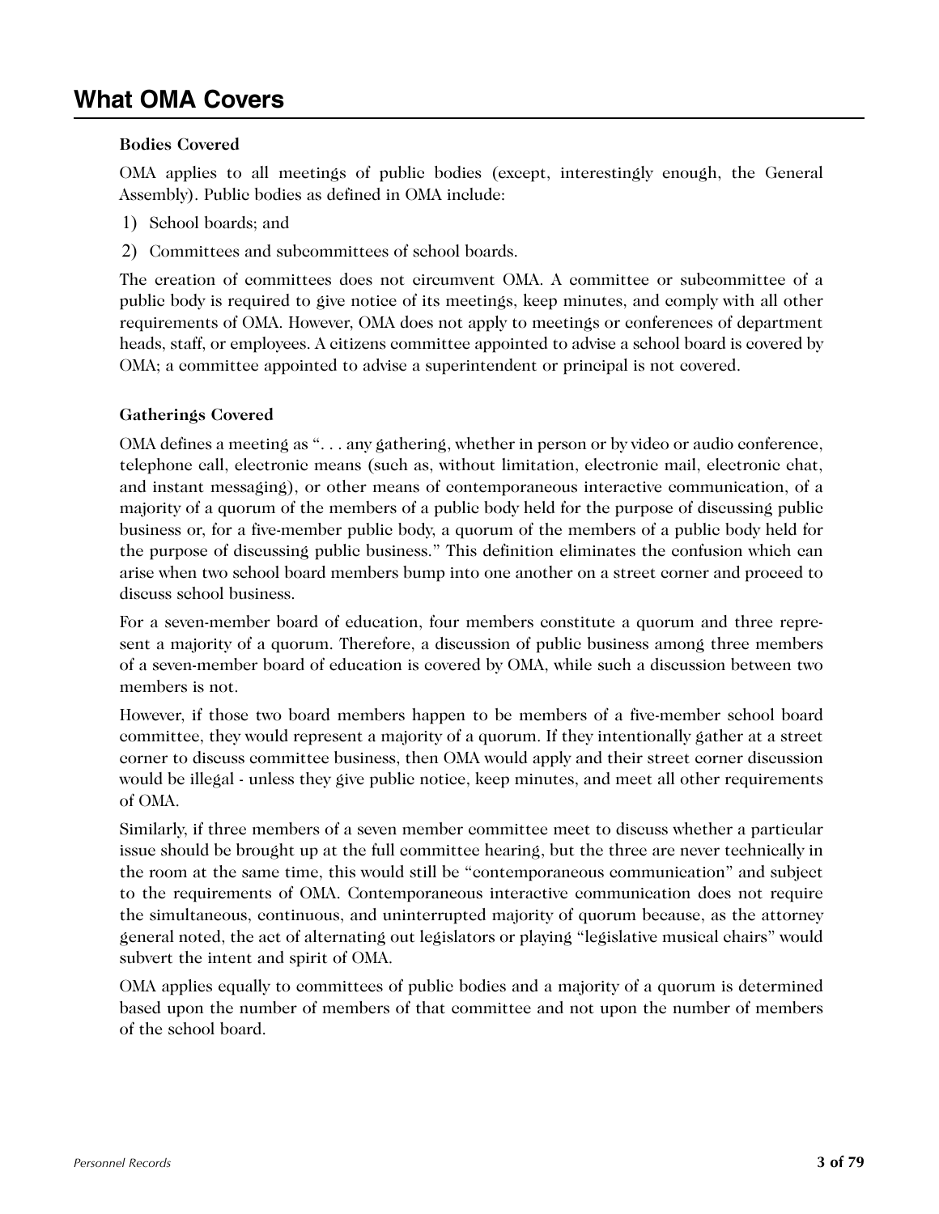## What OMA Covers

**Bodies Covered**

OMA applies to all meetings of public bodies (except, interestingly enough, the General Assembly). Public bodies as defined in OMA include:

1) School boards; and
2) Committees and subcommittees of school boards.

The creation of committees does not circumvent OMA. A committee or subcommittee of a public body is required to give notice of its meetings, keep minutes, and comply with all other requirements of OMA. However, OMA does not apply to meetings or conferences of department heads, staff, or employees. A citizens committee appointed to advise a school board is covered by OMA; a committee appointed to advise a superintendent or principal is not covered.

**Gatherings Covered**

OMA defines a meeting as ". . . any gathering, whether in person or by video or audio conference, telephone call, electronic means (such as, without limitation, electronic mail, electronic chat, and instant messaging), or other means of contemporaneous interactive communication, of a majority of a quorum of the members of a public body held for the purpose of discussing public business or, for a five-member public body, a quorum of the members of a public body held for the purpose of discussing public business." This definition eliminates the confusion which can arise when two school board members bump into one another on a street corner and proceed to discuss school business.

For a seven-member board of education, four members constitute a quorum and three represent a majority of a quorum. Therefore, a discussion of public business among three members of a seven-member board of education is covered by OMA, while such a discussion between two members is not.

However, if those two board members happen to be members of a five-member school board committee, they would represent a majority of a quorum. If they intentionally gather at a street corner to discuss committee business, then OMA would apply and their street corner discussion would be illegal - unless they give public notice, keep minutes, and meet all other requirements of OMA.

Similarly, if three members of a seven member committee meet to discuss whether a particular issue should be brought up at the full committee hearing, but the three are never technically in the room at the same time, this would still be "contemporaneous communication" and subject to the requirements of OMA. Contemporaneous interactive communication does not require the simultaneous, continuous, and uninterrupted majority of quorum because, as the attorney general noted, the act of alternating out legislators or playing "legislative musical chairs" would subvert the intent and spirit of OMA.

OMA applies equally to committees of public bodies and a majority of a quorum is determined based upon the number of members of that committee and not upon the number of members of the school board.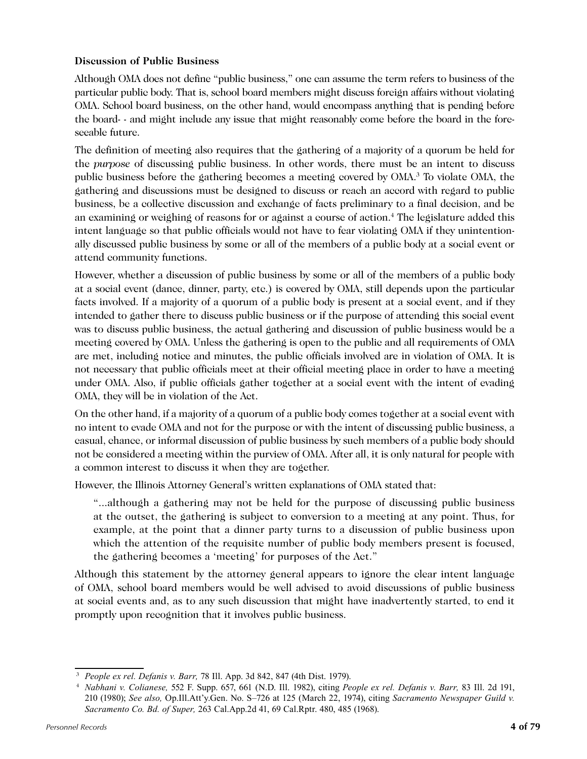**Discussion of Public Business**

Although OMA does not define "public business," one can assume the term refers to business of the particular public body. That is, school board members might discuss foreign affairs without violating OMA. School board business, on the other hand, would encompass anything that is pending before the board- - and might include any issue that might reasonably come before the board in the foreseeable future.

The definition of meeting also requires that the gathering of a majority of a quorum be held for the *purpose* of discussing public business. In other words, there must be an intent to discuss public business before the gathering becomes a meeting covered by OMA.[3] To violate OMA, the gathering and discussions must be designed to discuss or reach an accord with regard to public business, be a collective discussion and exchange of facts preliminary to a final decision, and be an examining or weighing of reasons for or against a course of action.[4] The legislature added this intent language so that public officials would not have to fear violating OMA if they unintentionally discussed public business by some or all of the members of a public body at a social event or attend community functions.

However, whether a discussion of public business by some or all of the members of a public body at a social event (dance, dinner, party, etc.) is covered by OMA, still depends upon the particular facts involved. If a majority of a quorum of a public body is present at a social event, and if they intended to gather there to discuss public business or if the purpose of attending this social event was to discuss public business, the actual gathering and discussion of public business would be a meeting covered by OMA. Unless the gathering is open to the public and all requirements of OMA are met, including notice and minutes, the public officials involved are in violation of OMA. It is not necessary that public officials meet at their official meeting place in order to have a meeting under OMA. Also, if public officials gather together at a social event with the intent of evading OMA, they will be in violation of the Act.

On the other hand, if a majority of a quorum of a public body comes together at a social event with no intent to evade OMA and not for the purpose or with the intent of discussing public business, a casual, chance, or informal discussion of public business by such members of a public body should not be considered a meeting within the purview of OMA. After all, it is only natural for people with a common interest to discuss it when they are together.

However, the Illinois Attorney General's written explanations of OMA stated that:

> "...although a gathering may not be held for the purpose of discussing public business at the outset, the gathering is subject to conversion to a meeting at any point. Thus, for example, at the point that a dinner party turns to a discussion of public business upon which the attention of the requisite number of public body members present is focused, the gathering becomes a 'meeting' for purposes of the Act."

Although this statement by the attorney general appears to ignore the clear intent language of OMA, school board members would be well advised to avoid discussions of public business at social events and, as to any such discussion that might have inadvertently started, to end it promptly upon recognition that it involves public business.

---

[3] *People ex rel. Defanis v. Barr,* 78 Ill. App. 3d 842, 847 (4th Dist. 1979).

[4] *Nabhani v. Colianese,* 552 F. Supp. 657, 661 (N.D. Ill. 1982), citing *People ex rel. Defanis v. Barr,* 83 Ill. 2d 191, 210 (1980); *See also,* Op.Ill.Att'y.Gen. No. S–726 at 125 (March 22, 1974), citing *Sacramento Newspaper Guild v. Sacramento Co. Bd. of Super,* 263 Cal.App.2d 41, 69 Cal.Rptr. 480, 485 (1968).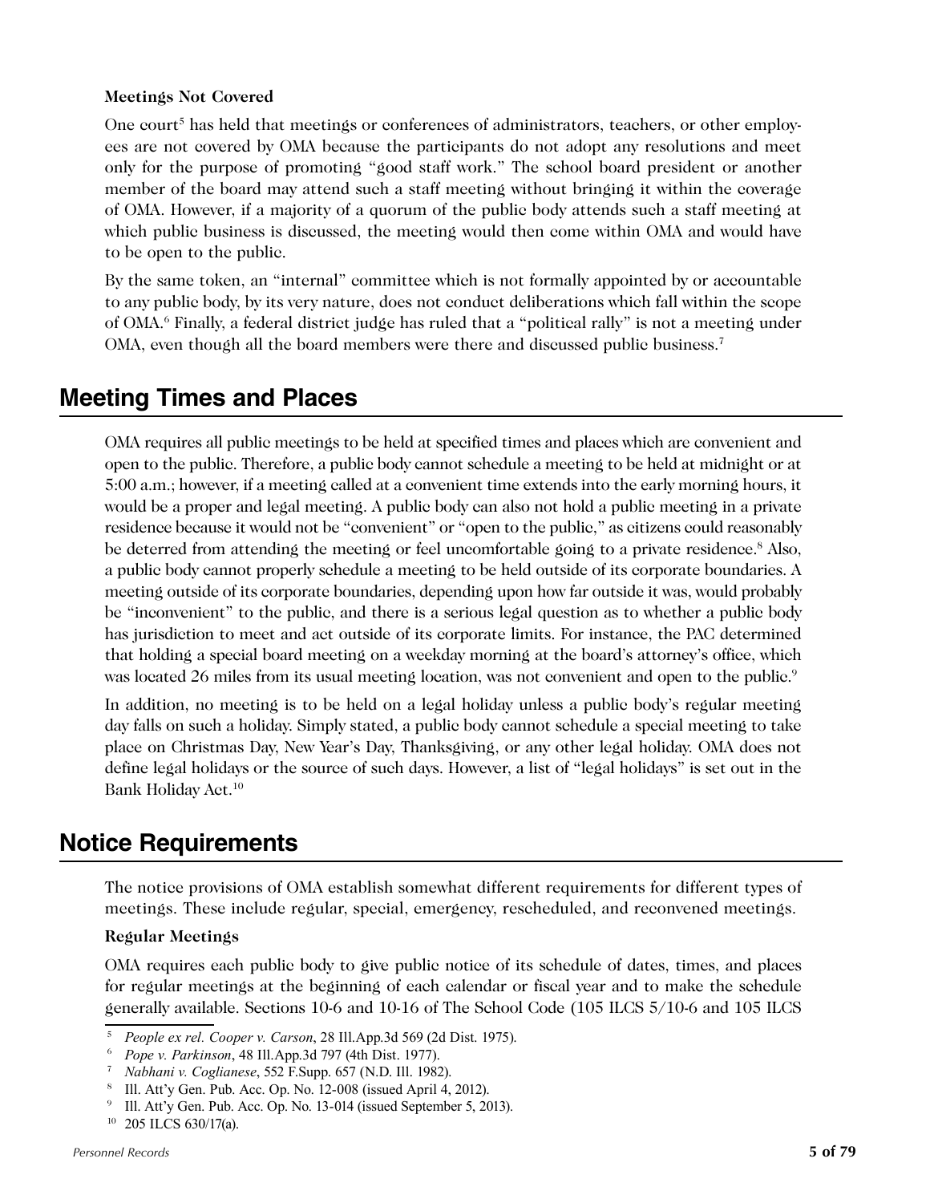### Meetings Not Covered

One court[5] has held that meetings or conferences of administrators, teachers, or other employees are not covered by OMA because the participants do not adopt any resolutions and meet only for the purpose of promoting "good staff work." The school board president or another member of the board may attend such a staff meeting without bringing it within the coverage of OMA. However, if a majority of a quorum of the public body attends such a staff meeting at which public business is discussed, the meeting would then come within OMA and would have to be open to the public.

By the same token, an "internal" committee which is not formally appointed by or accountable to any public body, by its very nature, does not conduct deliberations which fall within the scope of OMA.[6] Finally, a federal district judge has ruled that a "political rally" is not a meeting under OMA, even though all the board members were there and discussed public business.[7]

## Meeting Times and Places

OMA requires all public meetings to be held at specified times and places which are convenient and open to the public. Therefore, a public body cannot schedule a meeting to be held at midnight or at 5:00 a.m.; however, if a meeting called at a convenient time extends into the early morning hours, it would be a proper and legal meeting. A public body can also not hold a public meeting in a private residence because it would not be "convenient" or "open to the public," as citizens could reasonably be deterred from attending the meeting or feel uncomfortable going to a private residence.[8] Also, a public body cannot properly schedule a meeting to be held outside of its corporate boundaries. A meeting outside of its corporate boundaries, depending upon how far outside it was, would probably be "inconvenient" to the public, and there is a serious legal question as to whether a public body has jurisdiction to meet and act outside of its corporate limits. For instance, the PAC determined that holding a special board meeting on a weekday morning at the board's attorney's office, which was located 26 miles from its usual meeting location, was not convenient and open to the public.[9]

In addition, no meeting is to be held on a legal holiday unless a public body's regular meeting day falls on such a holiday. Simply stated, a public body cannot schedule a special meeting to take place on Christmas Day, New Year's Day, Thanksgiving, or any other legal holiday. OMA does not define legal holidays or the source of such days. However, a list of "legal holidays" is set out in the Bank Holiday Act.[10]

## Notice Requirements

The notice provisions of OMA establish somewhat different requirements for different types of meetings. These include regular, special, emergency, rescheduled, and reconvened meetings.

### Regular Meetings

OMA requires each public body to give public notice of its schedule of dates, times, and places for regular meetings at the beginning of each calendar or fiscal year and to make the schedule generally available. Sections 10-6 and 10-16 of The School Code (105 ILCS 5/10-6 and 105 ILCS

---

[5] *People ex rel. Cooper v. Carson*, 28 Ill.App.3d 569 (2d Dist. 1975).

[6] *Pope v. Parkinson*, 48 Ill.App.3d 797 (4th Dist. 1977).

[7] *Nabhani v. Coglianese*, 552 F.Supp. 657 (N.D. Ill. 1982).

[8] Ill. Att'y Gen. Pub. Acc. Op. No. 12-008 (issued April 4, 2012).

[9] Ill. Att'y Gen. Pub. Acc. Op. No. 13-014 (issued September 5, 2013).

[10] 205 ILCS 630/17(a).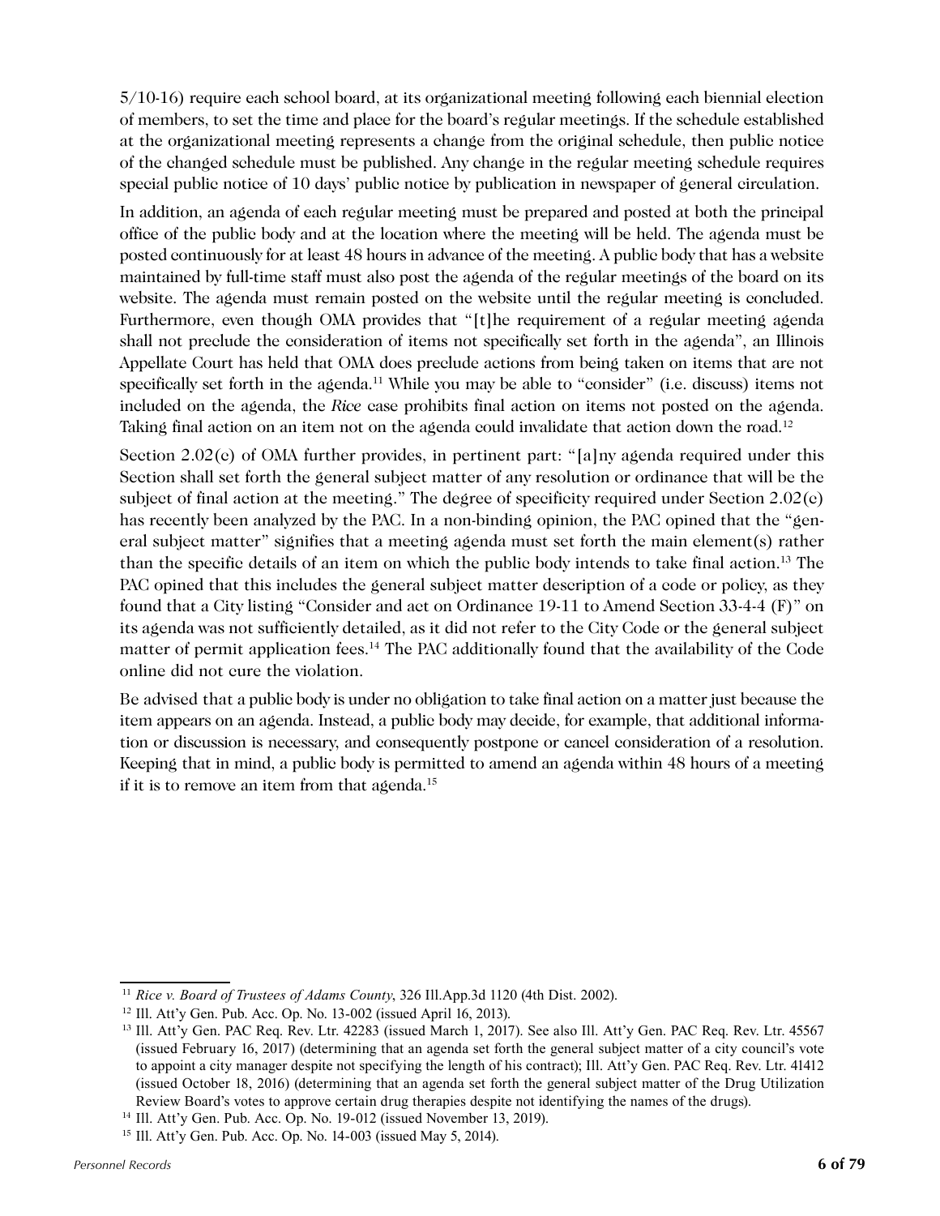5/10-16) require each school board, at its organizational meeting following each biennial election of members, to set the time and place for the board's regular meetings. If the schedule established at the organizational meeting represents a change from the original schedule, then public notice of the changed schedule must be published. Any change in the regular meeting schedule requires special public notice of 10 days' public notice by publication in newspaper of general circulation.

In addition, an agenda of each regular meeting must be prepared and posted at both the principal office of the public body and at the location where the meeting will be held. The agenda must be posted continuously for at least 48 hours in advance of the meeting. A public body that has a website maintained by full-time staff must also post the agenda of the regular meetings of the board on its website. The agenda must remain posted on the website until the regular meeting is concluded. Furthermore, even though OMA provides that "[t]he requirement of a regular meeting agenda shall not preclude the consideration of items not specifically set forth in the agenda", an Illinois Appellate Court has held that OMA does preclude actions from being taken on items that are not specifically set forth in the agenda.[11] While you may be able to "consider" (i.e. discuss) items not included on the agenda, the *Rice* case prohibits final action on items not posted on the agenda. Taking final action on an item not on the agenda could invalidate that action down the road.[12]

Section 2.02(c) of OMA further provides, in pertinent part: "[a]ny agenda required under this Section shall set forth the general subject matter of any resolution or ordinance that will be the subject of final action at the meeting." The degree of specificity required under Section 2.02(c) has recently been analyzed by the PAC. In a non-binding opinion, the PAC opined that the "general subject matter" signifies that a meeting agenda must set forth the main element(s) rather than the specific details of an item on which the public body intends to take final action.[13] The PAC opined that this includes the general subject matter description of a code or policy, as they found that a City listing "Consider and act on Ordinance 19-11 to Amend Section 33-4-4 (F)" on its agenda was not sufficiently detailed, as it did not refer to the City Code or the general subject matter of permit application fees.[14] The PAC additionally found that the availability of the Code online did not cure the violation.

Be advised that a public body is under no obligation to take final action on a matter just because the item appears on an agenda. Instead, a public body may decide, for example, that additional information or discussion is necessary, and consequently postpone or cancel consideration of a resolution. Keeping that in mind, a public body is permitted to amend an agenda within 48 hours of a meeting if it is to remove an item from that agenda.[15]

---

[11] *Rice v. Board of Trustees of Adams County*, 326 Ill.App.3d 1120 (4th Dist. 2002).

[12] Ill. Att'y Gen. Pub. Acc. Op. No. 13-002 (issued April 16, 2013).

[13] Ill. Att'y Gen. PAC Req. Rev. Ltr. 42283 (issued March 1, 2017). See also Ill. Att'y Gen. PAC Req. Rev. Ltr. 45567 (issued February 16, 2017) (determining that an agenda set forth the general subject matter of a city council's vote to appoint a city manager despite not specifying the length of his contract); Ill. Att'y Gen. PAC Req. Rev. Ltr. 41412 (issued October 18, 2016) (determining that an agenda set forth the general subject matter of the Drug Utilization Review Board's votes to approve certain drug therapies despite not identifying the names of the drugs).

[14] Ill. Att'y Gen. Pub. Acc. Op. No. 19-012 (issued November 13, 2019).

[15] Ill. Att'y Gen. Pub. Acc. Op. No. 14-003 (issued May 5, 2014).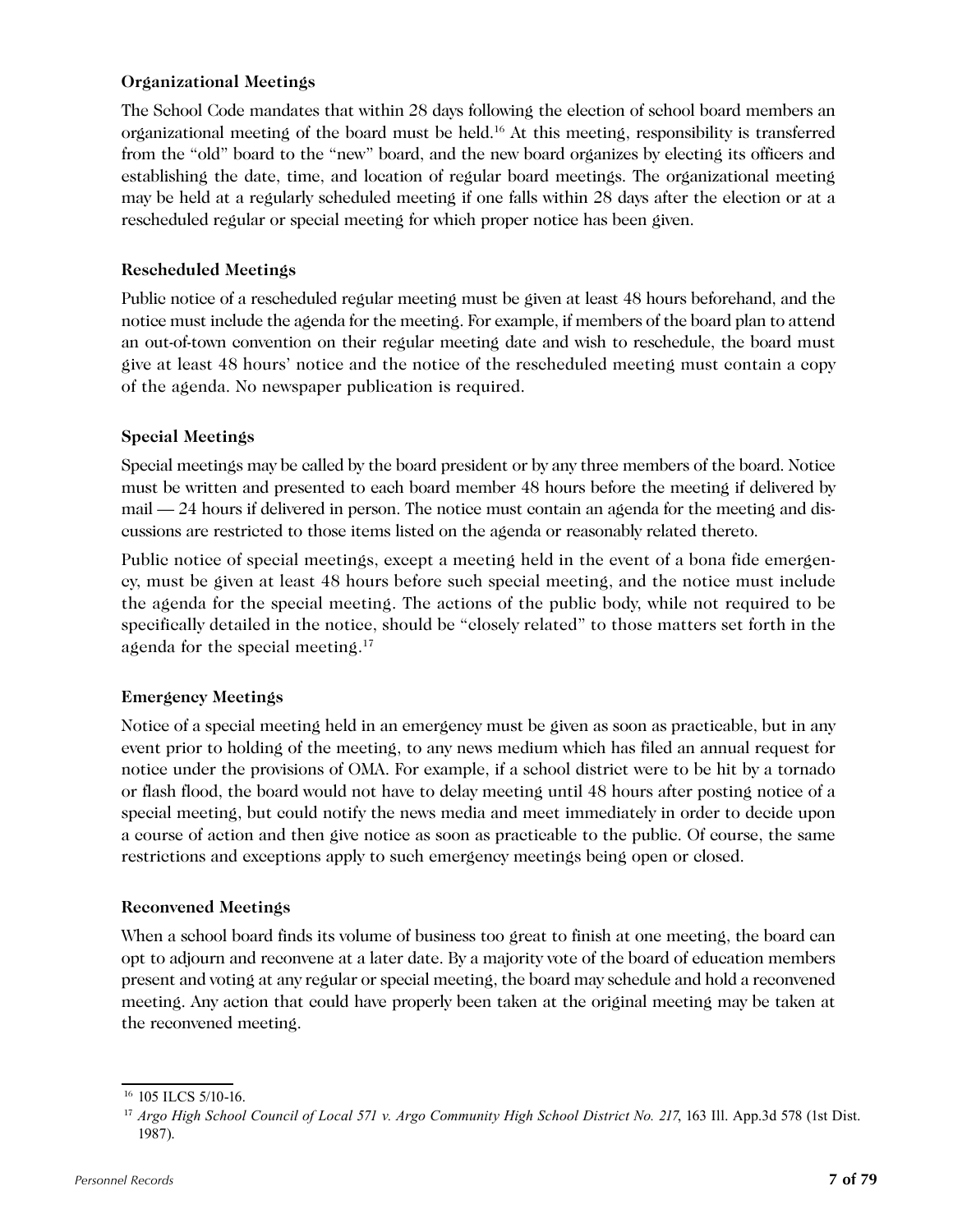### Organizational Meetings

The School Code mandates that within 28 days following the election of school board members an organizational meeting of the board must be held.[16] At this meeting, responsibility is transferred from the "old" board to the "new" board, and the new board organizes by electing its officers and establishing the date, time, and location of regular board meetings. The organizational meeting may be held at a regularly scheduled meeting if one falls within 28 days after the election or at a rescheduled regular or special meeting for which proper notice has been given.

### Rescheduled Meetings

Public notice of a rescheduled regular meeting must be given at least 48 hours beforehand, and the notice must include the agenda for the meeting. For example, if members of the board plan to attend an out-of-town convention on their regular meeting date and wish to reschedule, the board must give at least 48 hours' notice and the notice of the rescheduled meeting must contain a copy of the agenda. No newspaper publication is required.

### Special Meetings

Special meetings may be called by the board president or by any three members of the board. Notice must be written and presented to each board member 48 hours before the meeting if delivered by mail — 24 hours if delivered in person. The notice must contain an agenda for the meeting and discussions are restricted to those items listed on the agenda or reasonably related thereto.

Public notice of special meetings, except a meeting held in the event of a bona fide emergency, must be given at least 48 hours before such special meeting, and the notice must include the agenda for the special meeting. The actions of the public body, while not required to be specifically detailed in the notice, should be "closely related" to those matters set forth in the agenda for the special meeting.[17]

### Emergency Meetings

Notice of a special meeting held in an emergency must be given as soon as practicable, but in any event prior to holding of the meeting, to any news medium which has filed an annual request for notice under the provisions of OMA. For example, if a school district were to be hit by a tornado or flash flood, the board would not have to delay meeting until 48 hours after posting notice of a special meeting, but could notify the news media and meet immediately in order to decide upon a course of action and then give notice as soon as practicable to the public. Of course, the same restrictions and exceptions apply to such emergency meetings being open or closed.

### Reconvened Meetings

When a school board finds its volume of business too great to finish at one meeting, the board can opt to adjourn and reconvene at a later date. By a majority vote of the board of education members present and voting at any regular or special meeting, the board may schedule and hold a reconvened meeting. Any action that could have properly been taken at the original meeting may be taken at the reconvened meeting.

---

[16] 105 ILCS 5/10-16.

[17] *Argo High School Council of Local 571 v. Argo Community High School District No. 217*, 163 Ill. App.3d 578 (1st Dist. 1987).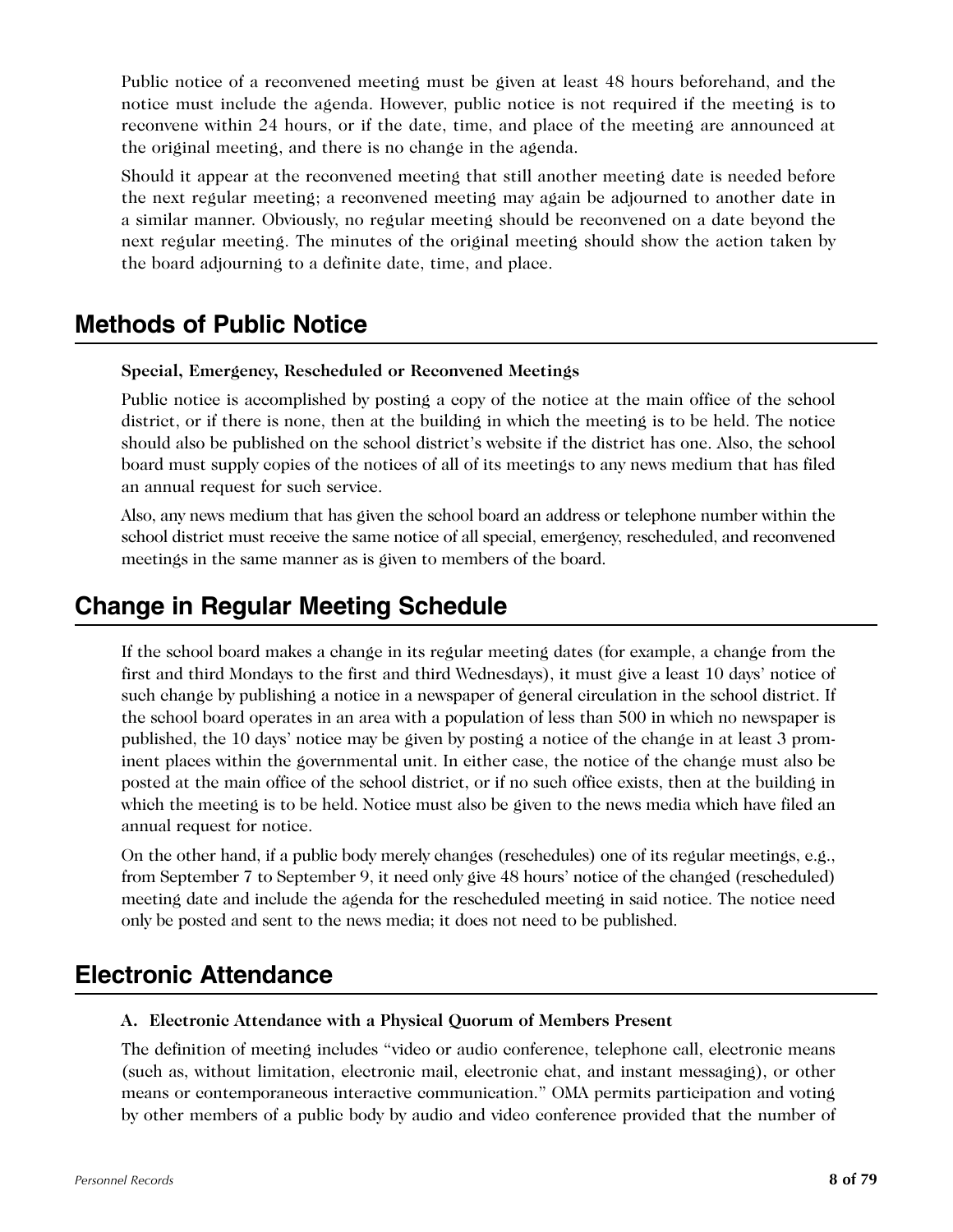Public notice of a reconvened meeting must be given at least 48 hours beforehand, and the notice must include the agenda. However, public notice is not required if the meeting is to reconvene within 24 hours, or if the date, time, and place of the meeting are announced at the original meeting, and there is no change in the agenda.

Should it appear at the reconvened meeting that still another meeting date is needed before the next regular meeting; a reconvened meeting may again be adjourned to another date in a similar manner. Obviously, no regular meeting should be reconvened on a date beyond the next regular meeting. The minutes of the original meeting should show the action taken by the board adjourning to a definite date, time, and place.

## Methods of Public Notice

**Special, Emergency, Rescheduled or Reconvened Meetings**

Public notice is accomplished by posting a copy of the notice at the main office of the school district, or if there is none, then at the building in which the meeting is to be held. The notice should also be published on the school district's website if the district has one. Also, the school board must supply copies of the notices of all of its meetings to any news medium that has filed an annual request for such service.

Also, any news medium that has given the school board an address or telephone number within the school district must receive the same notice of all special, emergency, rescheduled, and reconvened meetings in the same manner as is given to members of the board.

## Change in Regular Meeting Schedule

If the school board makes a change in its regular meeting dates (for example, a change from the first and third Mondays to the first and third Wednesdays), it must give a least 10 days' notice of such change by publishing a notice in a newspaper of general circulation in the school district. If the school board operates in an area with a population of less than 500 in which no newspaper is published, the 10 days' notice may be given by posting a notice of the change in at least 3 prominent places within the governmental unit. In either case, the notice of the change must also be posted at the main office of the school district, or if no such office exists, then at the building in which the meeting is to be held. Notice must also be given to the news media which have filed an annual request for notice.

On the other hand, if a public body merely changes (reschedules) one of its regular meetings, e.g., from September 7 to September 9, it need only give 48 hours' notice of the changed (rescheduled) meeting date and include the agenda for the rescheduled meeting in said notice. The notice need only be posted and sent to the news media; it does not need to be published.

## Electronic Attendance

**A. Electronic Attendance with a Physical Quorum of Members Present**

The definition of meeting includes "video or audio conference, telephone call, electronic means (such as, without limitation, electronic mail, electronic chat, and instant messaging), or other means or contemporaneous interactive communication." OMA permits participation and voting by other members of a public body by audio and video conference provided that the number of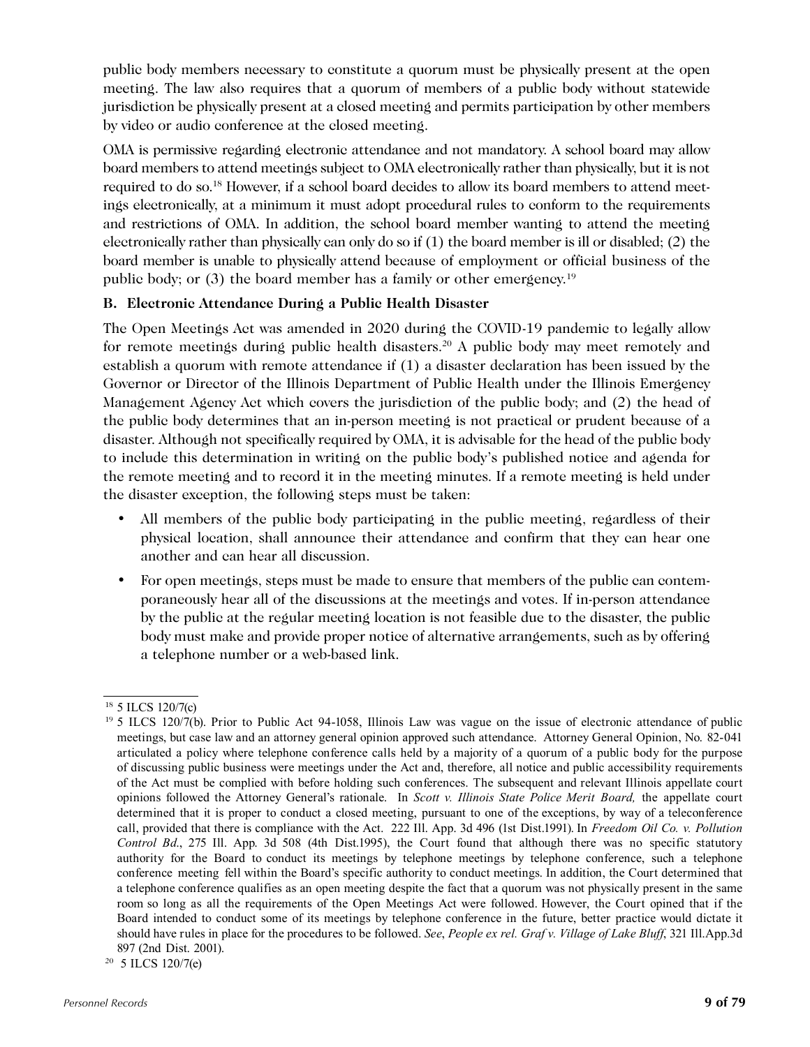public body members necessary to constitute a quorum must be physically present at the open meeting. The law also requires that a quorum of members of a public body without statewide jurisdiction be physically present at a closed meeting and permits participation by other members by video or audio conference at the closed meeting.

OMA is permissive regarding electronic attendance and not mandatory. A school board may allow board members to attend meetings subject to OMA electronically rather than physically, but it is not required to do so.[18] However, if a school board decides to allow its board members to attend meetings electronically, at a minimum it must adopt procedural rules to conform to the requirements and restrictions of OMA. In addition, the school board member wanting to attend the meeting electronically rather than physically can only do so if (1) the board member is ill or disabled; (2) the board member is unable to physically attend because of employment or official business of the public body; or (3) the board member has a family or other emergency.[19]

### B. Electronic Attendance During a Public Health Disaster

The Open Meetings Act was amended in 2020 during the COVID-19 pandemic to legally allow for remote meetings during public health disasters.[20] A public body may meet remotely and establish a quorum with remote attendance if (1) a disaster declaration has been issued by the Governor or Director of the Illinois Department of Public Health under the Illinois Emergency Management Agency Act which covers the jurisdiction of the public body; and (2) the head of the public body determines that an in-person meeting is not practical or prudent because of a disaster. Although not specifically required by OMA, it is advisable for the head of the public body to include this determination in writing on the public body's published notice and agenda for the remote meeting and to record it in the meeting minutes. If a remote meeting is held under the disaster exception, the following steps must be taken:

- All members of the public body participating in the public meeting, regardless of their physical location, shall announce their attendance and confirm that they can hear one another and can hear all discussion.
- For open meetings, steps must be made to ensure that members of the public can contemporaneously hear all of the discussions at the meetings and votes. If in-person attendance by the public at the regular meeting location is not feasible due to the disaster, the public body must make and provide proper notice of alternative arrangements, such as by offering a telephone number or a web-based link.

---

[18] 5 ILCS 120/7(c)

[19] 5 ILCS 120/7(b). Prior to Public Act 94-1058, Illinois Law was vague on the issue of electronic attendance of public meetings, but case law and an attorney general opinion approved such attendance. Attorney General Opinion, No. 82-041 articulated a policy where telephone conference calls held by a majority of a quorum of a public body for the purpose of discussing public business were meetings under the Act and, therefore, all notice and public accessibility requirements of the Act must be complied with before holding such conferences. The subsequent and relevant Illinois appellate court opinions followed the Attorney General's rationale. In *Scott v. Illinois State Police Merit Board,* the appellate court determined that it is proper to conduct a closed meeting, pursuant to one of the exceptions, by way of a teleconference call, provided that there is compliance with the Act. 222 Ill. App. 3d 496 (1st Dist.1991). In *Freedom Oil Co. v. Pollution Control Bd*., 275 Ill. App. 3d 508 (4th Dist.1995), the Court found that although there was no specific statutory authority for the Board to conduct its meetings by telephone meetings by telephone conference, such a telephone conference meeting fell within the Board's specific authority to conduct meetings. In addition, the Court determined that a telephone conference qualifies as an open meeting despite the fact that a quorum was not physically present in the same room so long as all the requirements of the Open Meetings Act were followed. However, the Court opined that if the Board intended to conduct some of its meetings by telephone conference in the future, better practice would dictate it should have rules in place for the procedures to be followed. *See*, *People ex rel. Graf v. Village of Lake Bluff*, 321 Ill.App.3d 897 (2nd Dist. 2001).

[20] 5 ILCS 120/7(e)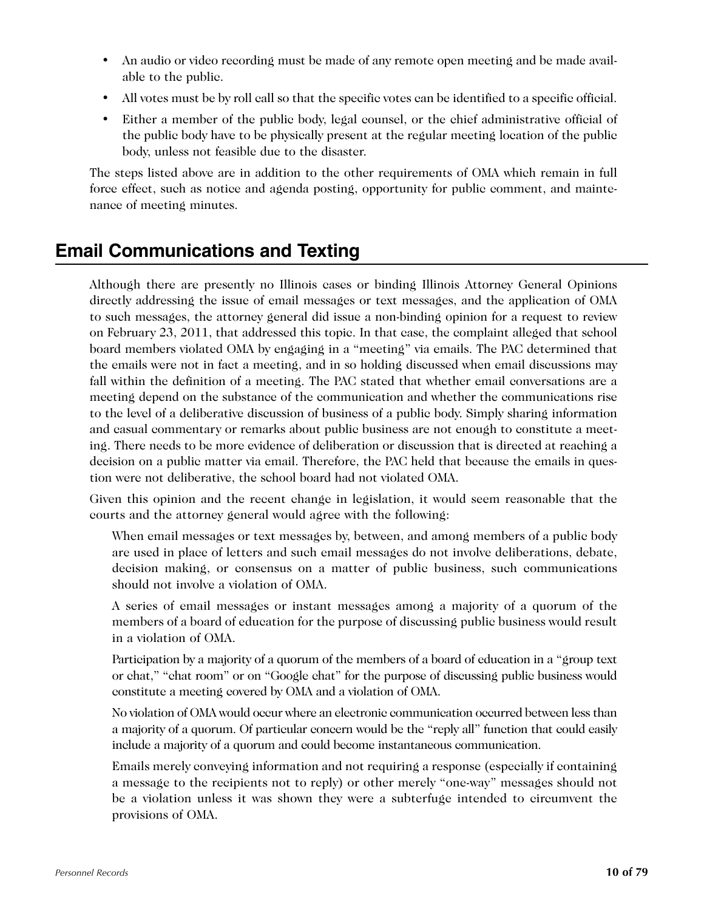- An audio or video recording must be made of any remote open meeting and be made available to the public.
- All votes must be by roll call so that the specific votes can be identified to a specific official.
- Either a member of the public body, legal counsel, or the chief administrative official of the public body have to be physically present at the regular meeting location of the public body, unless not feasible due to the disaster.

The steps listed above are in addition to the other requirements of OMA which remain in full force effect, such as notice and agenda posting, opportunity for public comment, and maintenance of meeting minutes.

## Email Communications and Texting

Although there are presently no Illinois cases or binding Illinois Attorney General Opinions directly addressing the issue of email messages or text messages, and the application of OMA to such messages, the attorney general did issue a non-binding opinion for a request to review on February 23, 2011, that addressed this topic. In that case, the complaint alleged that school board members violated OMA by engaging in a "meeting" via emails. The PAC determined that the emails were not in fact a meeting, and in so holding discussed when email discussions may fall within the definition of a meeting. The PAC stated that whether email conversations are a meeting depend on the substance of the communication and whether the communications rise to the level of a deliberative discussion of business of a public body. Simply sharing information and casual commentary or remarks about public business are not enough to constitute a meeting. There needs to be more evidence of deliberation or discussion that is directed at reaching a decision on a public matter via email. Therefore, the PAC held that because the emails in question were not deliberative, the school board had not violated OMA.

Given this opinion and the recent change in legislation, it would seem reasonable that the courts and the attorney general would agree with the following:

When email messages or text messages by, between, and among members of a public body are used in place of letters and such email messages do not involve deliberations, debate, decision making, or consensus on a matter of public business, such communications should not involve a violation of OMA.

A series of email messages or instant messages among a majority of a quorum of the members of a board of education for the purpose of discussing public business would result in a violation of OMA.

Participation by a majority of a quorum of the members of a board of education in a "group text or chat," "chat room" or on "Google chat" for the purpose of discussing public business would constitute a meeting covered by OMA and a violation of OMA.

No violation of OMA would occur where an electronic communication occurred between less than a majority of a quorum. Of particular concern would be the "reply all" function that could easily include a majority of a quorum and could become instantaneous communication.

Emails merely conveying information and not requiring a response (especially if containing a message to the recipients not to reply) or other merely "one-way" messages should not be a violation unless it was shown they were a subterfuge intended to circumvent the provisions of OMA.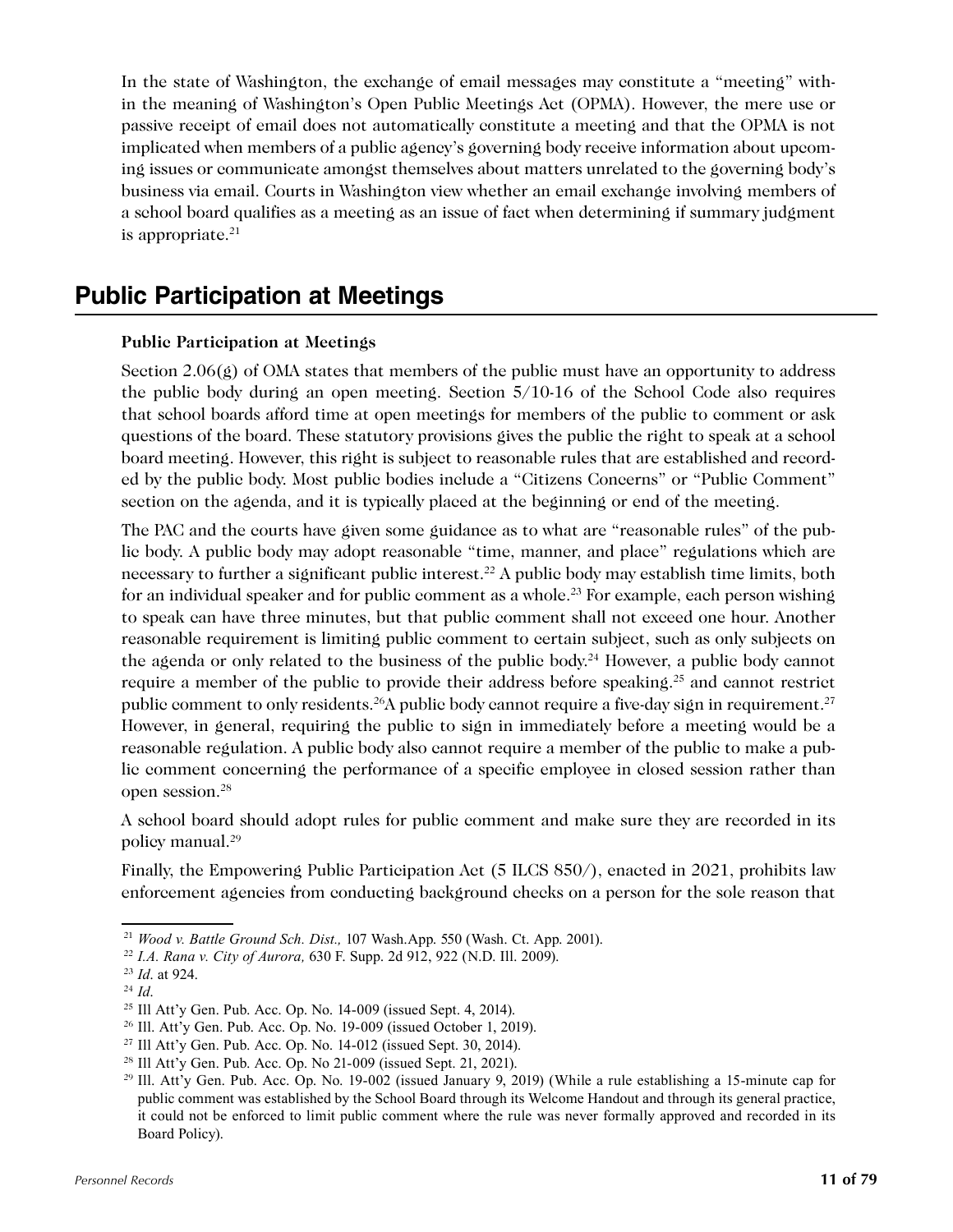In the state of Washington, the exchange of email messages may constitute a "meeting" within the meaning of Washington's Open Public Meetings Act (OPMA). However, the mere use or passive receipt of email does not automatically constitute a meeting and that the OPMA is not implicated when members of a public agency's governing body receive information about upcoming issues or communicate amongst themselves about matters unrelated to the governing body's business via email. Courts in Washington view whether an email exchange involving members of a school board qualifies as a meeting as an issue of fact when determining if summary judgment is appropriate.[21]

## Public Participation at Meetings

**Public Participation at Meetings**

Section 2.06(g) of OMA states that members of the public must have an opportunity to address the public body during an open meeting. Section 5/10-16 of the School Code also requires that school boards afford time at open meetings for members of the public to comment or ask questions of the board. These statutory provisions gives the public the right to speak at a school board meeting. However, this right is subject to reasonable rules that are established and recorded by the public body. Most public bodies include a "Citizens Concerns" or "Public Comment" section on the agenda, and it is typically placed at the beginning or end of the meeting.

The PAC and the courts have given some guidance as to what are "reasonable rules" of the public body. A public body may adopt reasonable "time, manner, and place" regulations which are necessary to further a significant public interest.[22] A public body may establish time limits, both for an individual speaker and for public comment as a whole.[23] For example, each person wishing to speak can have three minutes, but that public comment shall not exceed one hour. Another reasonable requirement is limiting public comment to certain subject, such as only subjects on the agenda or only related to the business of the public body.[24] However, a public body cannot require a member of the public to provide their address before speaking.[25] and cannot restrict public comment to only residents.[26]A public body cannot require a five-day sign in requirement.[27] However, in general, requiring the public to sign in immediately before a meeting would be a reasonable regulation. A public body also cannot require a member of the public to make a public comment concerning the performance of a specific employee in closed session rather than open session.[28]

A school board should adopt rules for public comment and make sure they are recorded in its policy manual.[29]

Finally, the Empowering Public Participation Act (5 ILCS 850/), enacted in 2021, prohibits law enforcement agencies from conducting background checks on a person for the sole reason that

---

[21] *Wood v. Battle Ground Sch. Dist.,* 107 Wash.App. 550 (Wash. Ct. App. 2001).

[22] *I.A. Rana v. City of Aurora,* 630 F. Supp. 2d 912, 922 (N.D. Ill. 2009).

[23] *Id*. at 924.

[24] *Id*.

[25] Ill Att'y Gen. Pub. Acc. Op. No. 14-009 (issued Sept. 4, 2014).

[26] Ill. Att'y Gen. Pub. Acc. Op. No. 19-009 (issued October 1, 2019).

[27] Ill Att'y Gen. Pub. Acc. Op. No. 14-012 (issued Sept. 30, 2014).

[28] Ill Att'y Gen. Pub. Acc. Op. No 21-009 (issued Sept. 21, 2021).

[29] Ill. Att'y Gen. Pub. Acc. Op. No. 19-002 (issued January 9, 2019) (While a rule establishing a 15-minute cap for public comment was established by the School Board through its Welcome Handout and through its general practice, it could not be enforced to limit public comment where the rule was never formally approved and recorded in its Board Policy).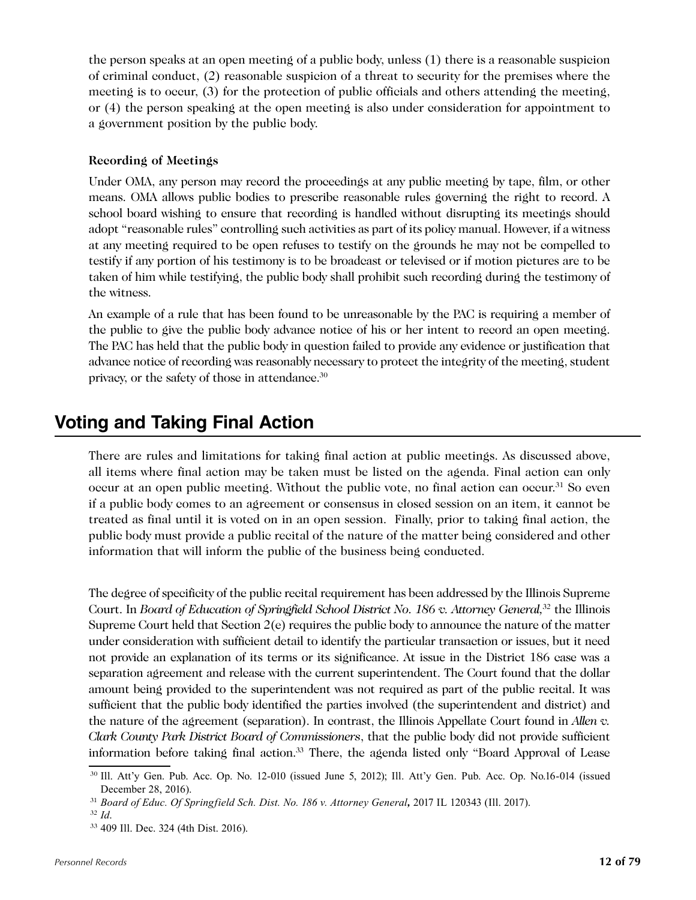the person speaks at an open meeting of a public body, unless (1) there is a reasonable suspicion of criminal conduct, (2) reasonable suspicion of a threat to security for the premises where the meeting is to occur, (3) for the protection of public officials and others attending the meeting, or (4) the person speaking at the open meeting is also under consideration for appointment to a government position by the public body.

### Recording of Meetings

Under OMA, any person may record the proceedings at any public meeting by tape, film, or other means. OMA allows public bodies to prescribe reasonable rules governing the right to record. A school board wishing to ensure that recording is handled without disrupting its meetings should adopt "reasonable rules" controlling such activities as part of its policy manual. However, if a witness at any meeting required to be open refuses to testify on the grounds he may not be compelled to testify if any portion of his testimony is to be broadcast or televised or if motion pictures are to be taken of him while testifying, the public body shall prohibit such recording during the testimony of the witness.

An example of a rule that has been found to be unreasonable by the PAC is requiring a member of the public to give the public body advance notice of his or her intent to record an open meeting. The PAC has held that the public body in question failed to provide any evidence or justification that advance notice of recording was reasonably necessary to protect the integrity of the meeting, student privacy, or the safety of those in attendance.[30]

## Voting and Taking Final Action

There are rules and limitations for taking final action at public meetings. As discussed above, all items where final action may be taken must be listed on the agenda. Final action can only occur at an open public meeting. Without the public vote, no final action can occur.[31] So even if a public body comes to an agreement or consensus in closed session on an item, it cannot be treated as final until it is voted on in an open session. Finally, prior to taking final action, the public body must provide a public recital of the nature of the matter being considered and other information that will inform the public of the business being conducted.

The degree of specificity of the public recital requirement has been addressed by the Illinois Supreme Court. In *Board of Education of Springfield School District No. 186 v. Attorney General*,[32] the Illinois Supreme Court held that Section 2(e) requires the public body to announce the nature of the matter under consideration with sufficient detail to identify the particular transaction or issues, but it need not provide an explanation of its terms or its significance. At issue in the District 186 case was a separation agreement and release with the current superintendent. The Court found that the dollar amount being provided to the superintendent was not required as part of the public recital. It was sufficient that the public body identified the parties involved (the superintendent and district) and the nature of the agreement (separation). In contrast, the Illinois Appellate Court found in *Allen v. Clark County Park District Board of Commissioners*, that the public body did not provide sufficient information before taking final action.[33] There, the agenda listed only "Board Approval of Lease

---

[30] Ill. Att'y Gen. Pub. Acc. Op. No. 12-010 (issued June 5, 2012); Ill. Att'y Gen. Pub. Acc. Op. No.16-014 (issued December 28, 2016).

[31] *Board of Educ. Of Springfield Sch. Dist. No. 186 v. Attorney General***,** 2017 IL 120343 (Ill. 2017).

[32] *Id*.

[33] 409 Ill. Dec. 324 (4th Dist. 2016).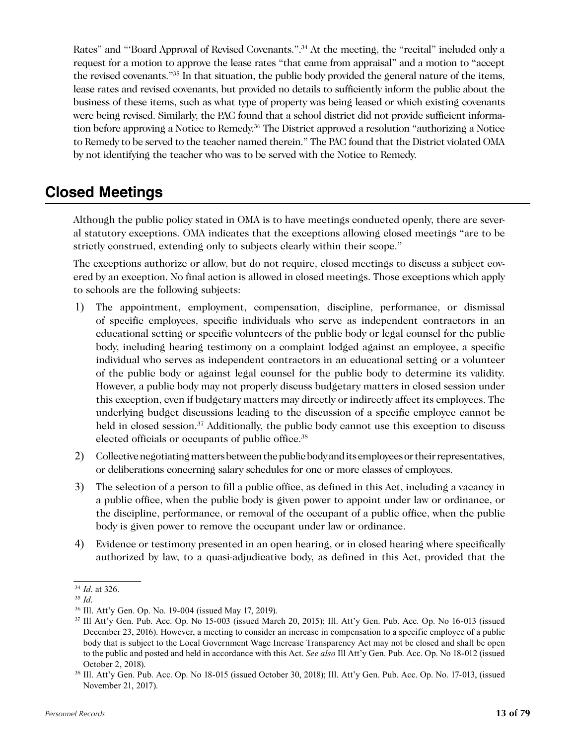Rates" and "'Board Approval of Revised Covenants.".[34] At the meeting, the "recital" included only a request for a motion to approve the lease rates "that came from appraisal" and a motion to "accept the revised covenants."[35] In that situation, the public body provided the general nature of the items, lease rates and revised covenants, but provided no details to sufficiently inform the public about the business of these items, such as what type of property was being leased or which existing covenants were being revised. Similarly, the PAC found that a school district did not provide sufficient information before approving a Notice to Remedy.[36] The District approved a resolution "authorizing a Notice to Remedy to be served to the teacher named therein." The PAC found that the District violated OMA by not identifying the teacher who was to be served with the Notice to Remedy.

## Closed Meetings

Although the public policy stated in OMA is to have meetings conducted openly, there are several statutory exceptions. OMA indicates that the exceptions allowing closed meetings "are to be strictly construed, extending only to subjects clearly within their scope."

The exceptions authorize or allow, but do not require, closed meetings to discuss a subject covered by an exception. No final action is allowed in closed meetings. Those exceptions which apply to schools are the following subjects:

1) The appointment, employment, compensation, discipline, performance, or dismissal of specific employees, specific individuals who serve as independent contractors in an educational setting or specific volunteers of the public body or legal counsel for the public body, including hearing testimony on a complaint lodged against an employee, a specific individual who serves as independent contractors in an educational setting or a volunteer of the public body or against legal counsel for the public body to determine its validity. However, a public body may not properly discuss budgetary matters in closed session under this exception, even if budgetary matters may directly or indirectly affect its employees. The underlying budget discussions leading to the discussion of a specific employee cannot be held in closed session.[37] Additionally, the public body cannot use this exception to discuss elected officials or occupants of public office.[38]
2) Collective negotiating matters between the public body and its employees or their representatives, or deliberations concerning salary schedules for one or more classes of employees.
3) The selection of a person to fill a public office, as defined in this Act, including a vacancy in a public office, when the public body is given power to appoint under law or ordinance, or the discipline, performance, or removal of the occupant of a public office, when the public body is given power to remove the occupant under law or ordinance.
4) Evidence or testimony presented in an open hearing, or in closed hearing where specifically authorized by law, to a quasi-adjudicative body, as defined in this Act, provided that the

---

[34] *Id*. at 326.

[35] *Id*.

[36] Ill. Att'y Gen. Op. No. 19-004 (issued May 17, 2019).

[37] Ill Att'y Gen. Pub. Acc. Op. No 15-003 (issued March 20, 2015); Ill. Att'y Gen. Pub. Acc. Op. No 16-013 (issued December 23, 2016). However, a meeting to consider an increase in compensation to a specific employee of a public body that is subject to the Local Government Wage Increase Transparency Act may not be closed and shall be open to the public and posted and held in accordance with this Act. *See also* Ill Att'y Gen. Pub. Acc. Op. No 18-012 (issued October 2, 2018).

[38] Ill. Att'y Gen. Pub. Acc. Op. No 18-015 (issued October 30, 2018); Ill. Att'y Gen. Pub. Acc. Op. No. 17-013, (issued November 21, 2017).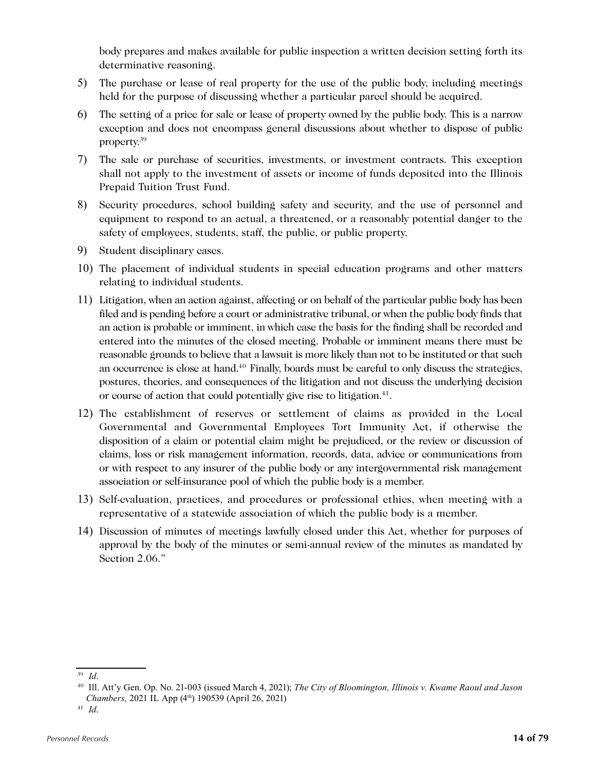body prepares and makes available for public inspection a written decision setting forth its determinative reasoning.

5) The purchase or lease of real property for the use of the public body, including meetings held for the purpose of discussing whether a particular parcel should be acquired.
6) The setting of a price for sale or lease of property owned by the public body. This is a narrow exception and does not encompass general discussions about whether to dispose of public property.[39]
7) The sale or purchase of securities, investments, or investment contracts. This exception shall not apply to the investment of assets or income of funds deposited into the Illinois Prepaid Tuition Trust Fund.
8) Security procedures, school building safety and security, and the use of personnel and equipment to respond to an actual, a threatened, or a reasonably potential danger to the safety of employees, students, staff, the public, or public property.
9) Student disciplinary cases.
10) The placement of individual students in special education programs and other matters relating to individual students.
11) Litigation, when an action against, affecting or on behalf of the particular public body has been filed and is pending before a court or administrative tribunal, or when the public body finds that an action is probable or imminent, in which case the basis for the finding shall be recorded and entered into the minutes of the closed meeting. Probable or imminent means there must be reasonable grounds to believe that a lawsuit is more likely than not to be instituted or that such an occurrence is close at hand.[40] Finally, boards must be careful to only discuss the strategies, postures, theories, and consequences of the litigation and not discuss the underlying decision or course of action that could potentially give rise to litigation.[41].
12) The establishment of reserves or settlement of claims as provided in the Local Governmental and Governmental Employees Tort Immunity Act, if otherwise the disposition of a claim or potential claim might be prejudiced, or the review or discussion of claims, loss or risk management information, records, data, advice or communications from or with respect to any insurer of the public body or any intergovernmental risk management association or self-insurance pool of which the public body is a member.
13) Self-evaluation, practices, and procedures or professional ethics, when meeting with a representative of a statewide association of which the public body is a member.
14) Discussion of minutes of meetings lawfully closed under this Act, whether for purposes of approval by the body of the minutes or semi-annual review of the minutes as mandated by Section 2.06."

---

[39] *Id*.

[40] Ill. Att'y Gen. Op. No. 21-003 (issued March 4, 2021); *The City of Bloomington, Illinois v. Kwame Raoul and Jason Chambers,* 2021 IL App (4th) 190539 (April 26, 2021)

[41] *Id*.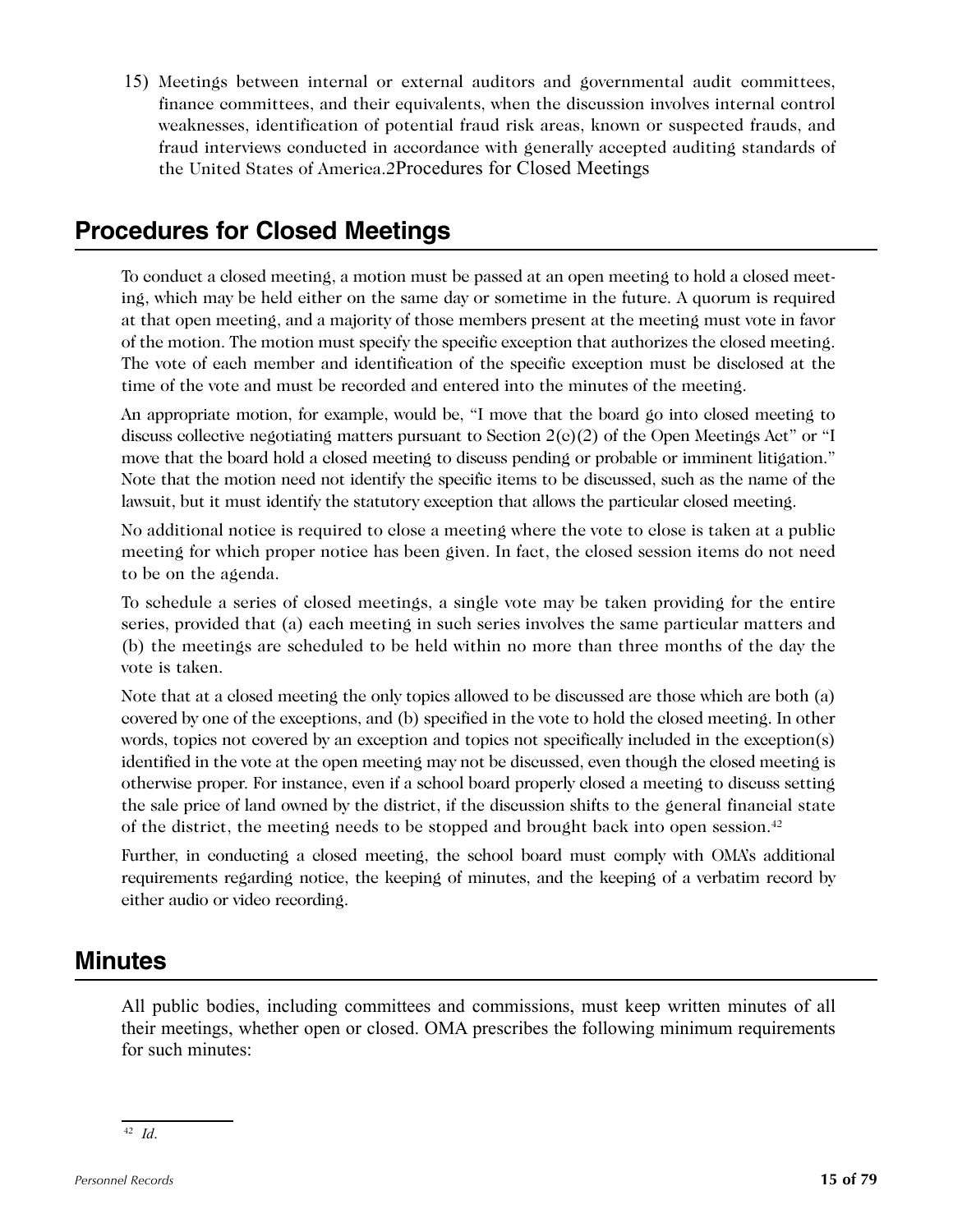15) Meetings between internal or external auditors and governmental audit committees, finance committees, and their equivalents, when the discussion involves internal control weaknesses, identification of potential fraud risk areas, known or suspected frauds, and fraud interviews conducted in accordance with generally accepted auditing standards of the United States of America.2Procedures for Closed Meetings

## Procedures for Closed Meetings

To conduct a closed meeting, a motion must be passed at an open meeting to hold a closed meeting, which may be held either on the same day or sometime in the future. A quorum is required at that open meeting, and a majority of those members present at the meeting must vote in favor of the motion. The motion must specify the specific exception that authorizes the closed meeting. The vote of each member and identification of the specific exception must be disclosed at the time of the vote and must be recorded and entered into the minutes of the meeting.

An appropriate motion, for example, would be, "I move that the board go into closed meeting to discuss collective negotiating matters pursuant to Section 2(c)(2) of the Open Meetings Act" or "I move that the board hold a closed meeting to discuss pending or probable or imminent litigation." Note that the motion need not identify the specific items to be discussed, such as the name of the lawsuit, but it must identify the statutory exception that allows the particular closed meeting.

No additional notice is required to close a meeting where the vote to close is taken at a public meeting for which proper notice has been given. In fact, the closed session items do not need to be on the agenda.

To schedule a series of closed meetings, a single vote may be taken providing for the entire series, provided that (a) each meeting in such series involves the same particular matters and (b) the meetings are scheduled to be held within no more than three months of the day the vote is taken.

Note that at a closed meeting the only topics allowed to be discussed are those which are both (a) covered by one of the exceptions, and (b) specified in the vote to hold the closed meeting. In other words, topics not covered by an exception and topics not specifically included in the exception(s) identified in the vote at the open meeting may not be discussed, even though the closed meeting is otherwise proper. For instance, even if a school board properly closed a meeting to discuss setting the sale price of land owned by the district, if the discussion shifts to the general financial state of the district, the meeting needs to be stopped and brought back into open session.[42]

Further, in conducting a closed meeting, the school board must comply with OMA's additional requirements regarding notice, the keeping of minutes, and the keeping of a verbatim record by either audio or video recording.

## Minutes

All public bodies, including committees and commissions, must keep written minutes of all their meetings, whether open or closed. OMA prescribes the following minimum requirements for such minutes:

---

[42] *Id.*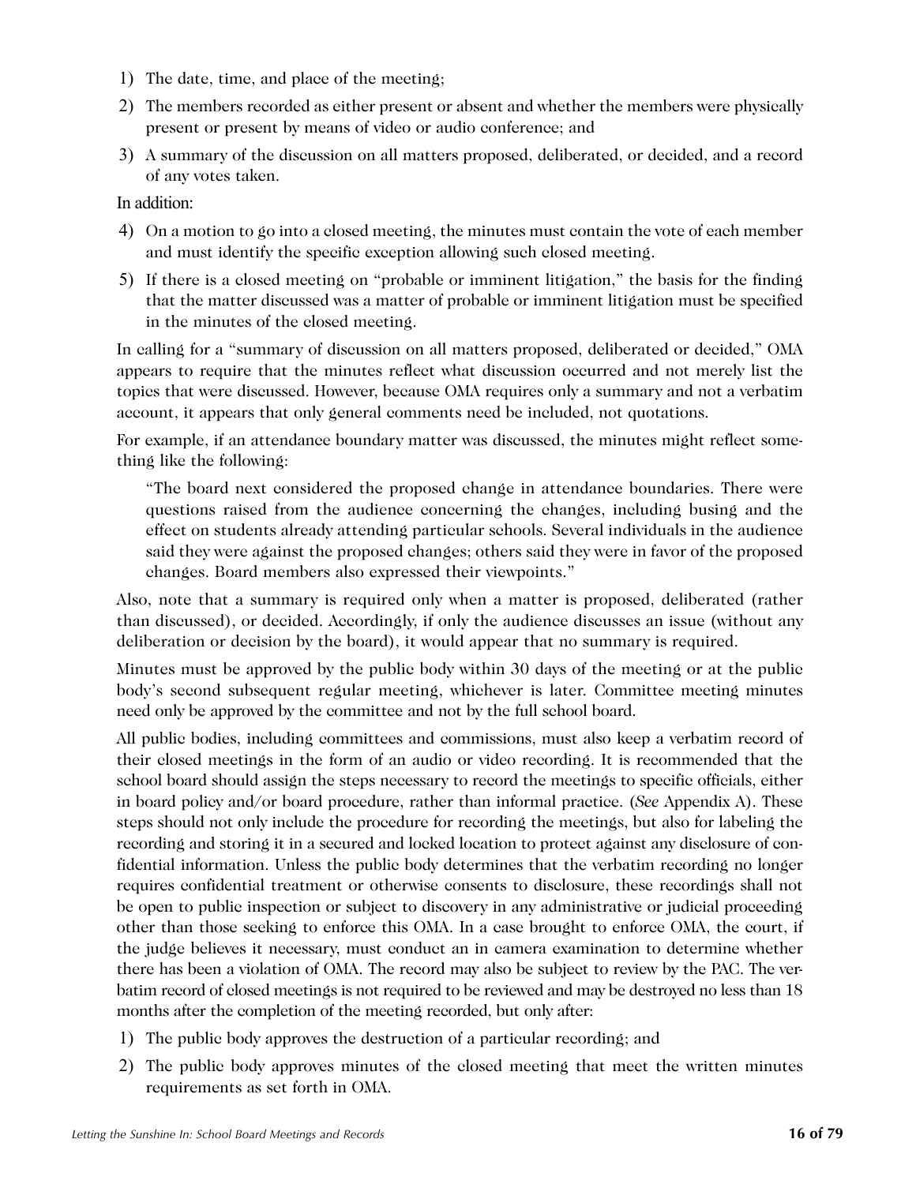1) The date, time, and place of the meeting;
2) The members recorded as either present or absent and whether the members were physically present or present by means of video or audio conference; and
3) A summary of the discussion on all matters proposed, deliberated, or decided, and a record of any votes taken.

In addition:

4) On a motion to go into a closed meeting, the minutes must contain the vote of each member and must identify the specific exception allowing such closed meeting.
5) If there is a closed meeting on "probable or imminent litigation," the basis for the finding that the matter discussed was a matter of probable or imminent litigation must be specified in the minutes of the closed meeting.

In calling for a "summary of discussion on all matters proposed, deliberated or decided," OMA appears to require that the minutes reflect what discussion occurred and not merely list the topics that were discussed. However, because OMA requires only a summary and not a verbatim account, it appears that only general comments need be included, not quotations.

For example, if an attendance boundary matter was discussed, the minutes might reflect something like the following:

> "The board next considered the proposed change in attendance boundaries. There were questions raised from the audience concerning the changes, including busing and the effect on students already attending particular schools. Several individuals in the audience said they were against the proposed changes; others said they were in favor of the proposed changes. Board members also expressed their viewpoints."

Also, note that a summary is required only when a matter is proposed, deliberated (rather than discussed), or decided. Accordingly, if only the audience discusses an issue (without any deliberation or decision by the board), it would appear that no summary is required.

Minutes must be approved by the public body within 30 days of the meeting or at the public body's second subsequent regular meeting, whichever is later. Committee meeting minutes need only be approved by the committee and not by the full school board.

All public bodies, including committees and commissions, must also keep a verbatim record of their closed meetings in the form of an audio or video recording. It is recommended that the school board should assign the steps necessary to record the meetings to specific officials, either in board policy and/or board procedure, rather than informal practice. (*See* Appendix A). These steps should not only include the procedure for recording the meetings, but also for labeling the recording and storing it in a secured and locked location to protect against any disclosure of confidential information. Unless the public body determines that the verbatim recording no longer requires confidential treatment or otherwise consents to disclosure, these recordings shall not be open to public inspection or subject to discovery in any administrative or judicial proceeding other than those seeking to enforce this OMA. In a case brought to enforce OMA, the court, if the judge believes it necessary, must conduct an in camera examination to determine whether there has been a violation of OMA. The record may also be subject to review by the PAC. The verbatim record of closed meetings is not required to be reviewed and may be destroyed no less than 18 months after the completion of the meeting recorded, but only after:

1) The public body approves the destruction of a particular recording; and
2) The public body approves minutes of the closed meeting that meet the written minutes requirements as set forth in OMA.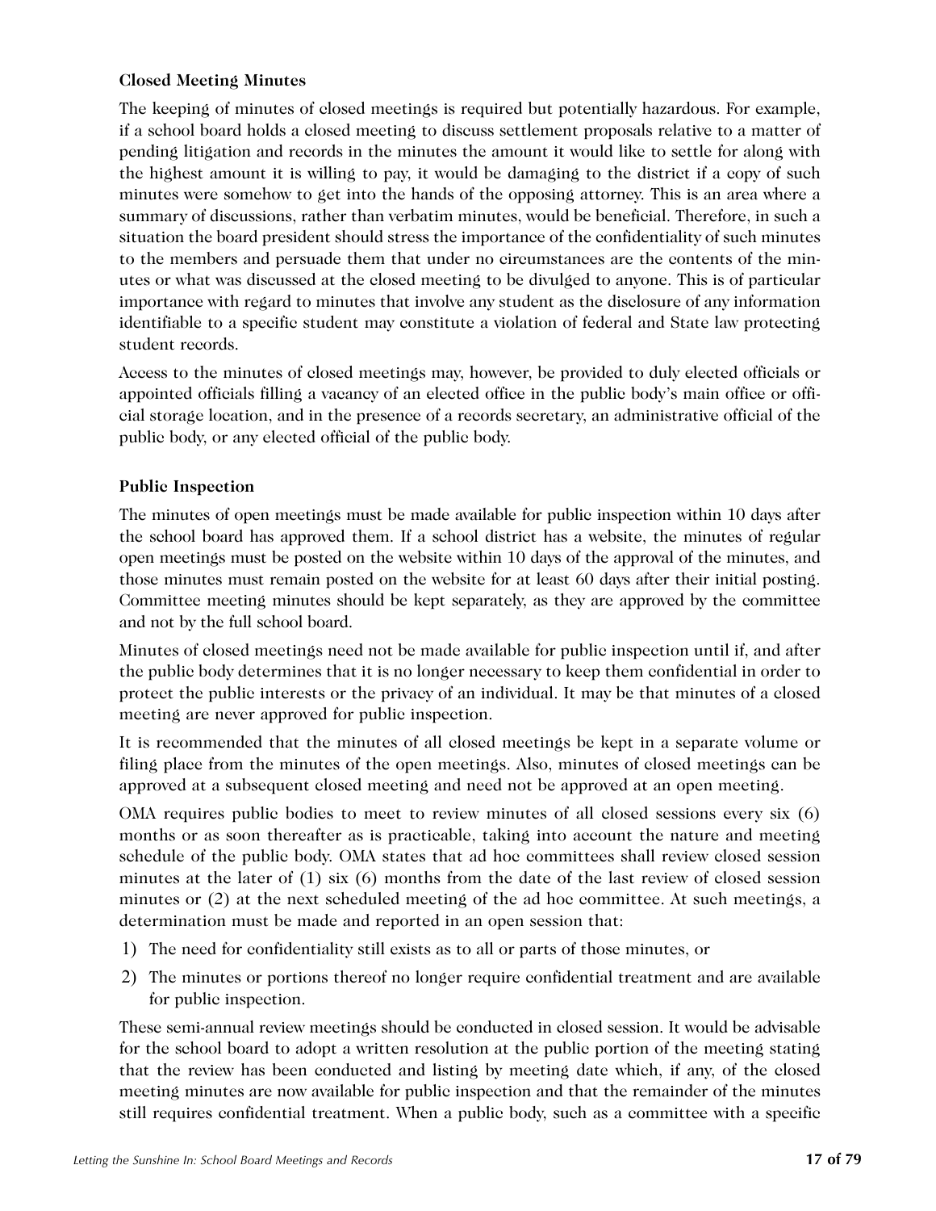### Closed Meeting Minutes

The keeping of minutes of closed meetings is required but potentially hazardous. For example, if a school board holds a closed meeting to discuss settlement proposals relative to a matter of pending litigation and records in the minutes the amount it would like to settle for along with the highest amount it is willing to pay, it would be damaging to the district if a copy of such minutes were somehow to get into the hands of the opposing attorney. This is an area where a summary of discussions, rather than verbatim minutes, would be beneficial. Therefore, in such a situation the board president should stress the importance of the confidentiality of such minutes to the members and persuade them that under no circumstances are the contents of the minutes or what was discussed at the closed meeting to be divulged to anyone. This is of particular importance with regard to minutes that involve any student as the disclosure of any information identifiable to a specific student may constitute a violation of federal and State law protecting student records.

Access to the minutes of closed meetings may, however, be provided to duly elected officials or appointed officials filling a vacancy of an elected office in the public body's main office or official storage location, and in the presence of a records secretary, an administrative official of the public body, or any elected official of the public body.

### Public Inspection

The minutes of open meetings must be made available for public inspection within 10 days after the school board has approved them. If a school district has a website, the minutes of regular open meetings must be posted on the website within 10 days of the approval of the minutes, and those minutes must remain posted on the website for at least 60 days after their initial posting. Committee meeting minutes should be kept separately, as they are approved by the committee and not by the full school board.

Minutes of closed meetings need not be made available for public inspection until if, and after the public body determines that it is no longer necessary to keep them confidential in order to protect the public interests or the privacy of an individual. It may be that minutes of a closed meeting are never approved for public inspection.

It is recommended that the minutes of all closed meetings be kept in a separate volume or filing place from the minutes of the open meetings. Also, minutes of closed meetings can be approved at a subsequent closed meeting and need not be approved at an open meeting.

OMA requires public bodies to meet to review minutes of all closed sessions every six (6) months or as soon thereafter as is practicable, taking into account the nature and meeting schedule of the public body. OMA states that ad hoc committees shall review closed session minutes at the later of (1) six (6) months from the date of the last review of closed session minutes or (2) at the next scheduled meeting of the ad hoc committee. At such meetings, a determination must be made and reported in an open session that:

1) The need for confidentiality still exists as to all or parts of those minutes, or
2) The minutes or portions thereof no longer require confidential treatment and are available for public inspection.

These semi-annual review meetings should be conducted in closed session. It would be advisable for the school board to adopt a written resolution at the public portion of the meeting stating that the review has been conducted and listing by meeting date which, if any, of the closed meeting minutes are now available for public inspection and that the remainder of the minutes still requires confidential treatment. When a public body, such as a committee with a specific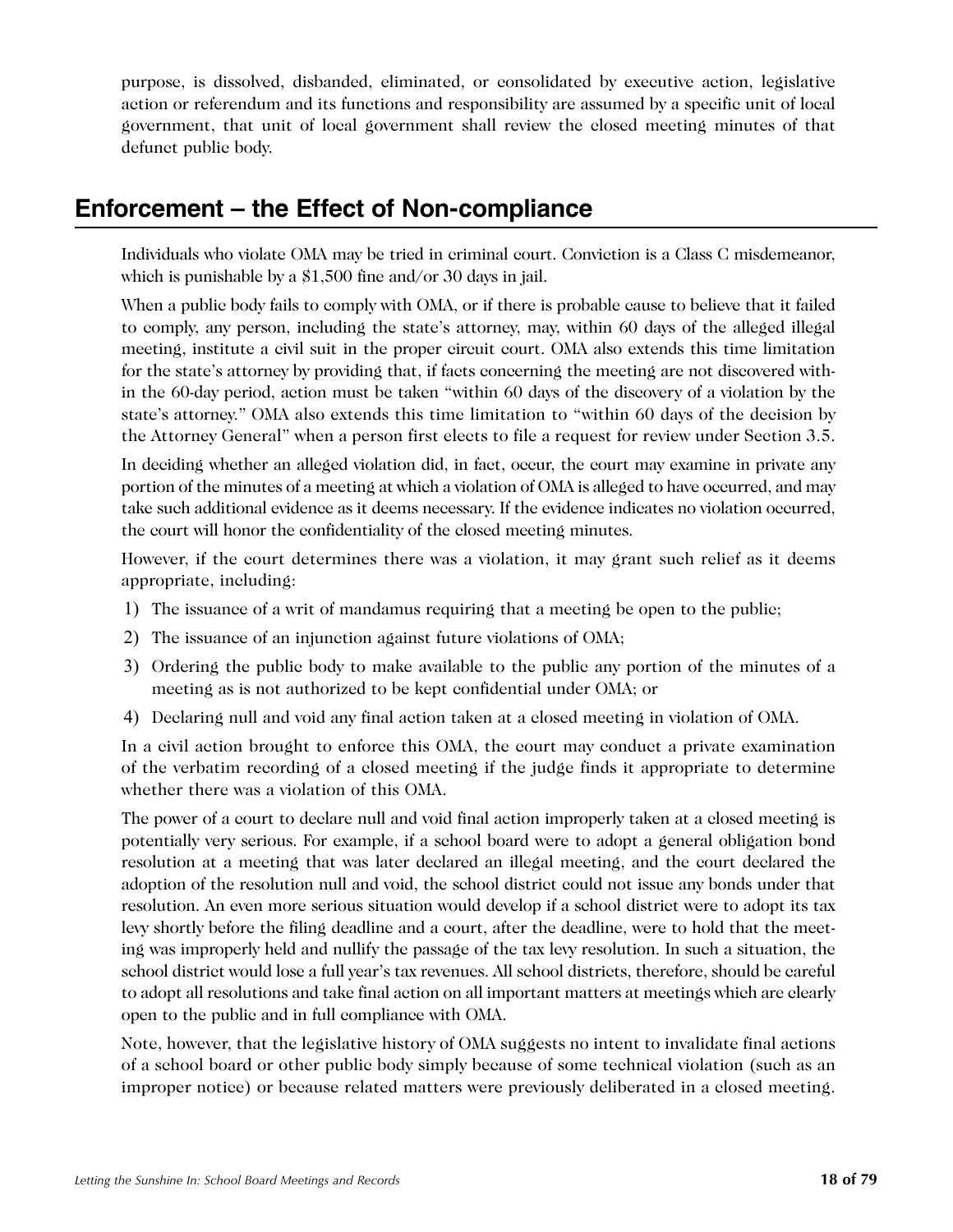purpose, is dissolved, disbanded, eliminated, or consolidated by executive action, legislative action or referendum and its functions and responsibility are assumed by a specific unit of local government, that unit of local government shall review the closed meeting minutes of that defunct public body.

## Enforcement – the Effect of Non-compliance

Individuals who violate OMA may be tried in criminal court. Conviction is a Class C misdemeanor, which is punishable by a $1,500 fine and/or 30 days in jail.

When a public body fails to comply with OMA, or if there is probable cause to believe that it failed to comply, any person, including the state's attorney, may, within 60 days of the alleged illegal meeting, institute a civil suit in the proper circuit court. OMA also extends this time limitation for the state's attorney by providing that, if facts concerning the meeting are not discovered within the 60-day period, action must be taken "within 60 days of the discovery of a violation by the state's attorney." OMA also extends this time limitation to "within 60 days of the decision by the Attorney General" when a person first elects to file a request for review under Section 3.5.

In deciding whether an alleged violation did, in fact, occur, the court may examine in private any portion of the minutes of a meeting at which a violation of OMA is alleged to have occurred, and may take such additional evidence as it deems necessary. If the evidence indicates no violation occurred, the court will honor the confidentiality of the closed meeting minutes.

However, if the court determines there was a violation, it may grant such relief as it deems appropriate, including:

1) The issuance of a writ of mandamus requiring that a meeting be open to the public;
2) The issuance of an injunction against future violations of OMA;
3) Ordering the public body to make available to the public any portion of the minutes of a meeting as is not authorized to be kept confidential under OMA; or
4) Declaring null and void any final action taken at a closed meeting in violation of OMA.

In a civil action brought to enforce this OMA, the court may conduct a private examination of the verbatim recording of a closed meeting if the judge finds it appropriate to determine whether there was a violation of this OMA.

The power of a court to declare null and void final action improperly taken at a closed meeting is potentially very serious. For example, if a school board were to adopt a general obligation bond resolution at a meeting that was later declared an illegal meeting, and the court declared the adoption of the resolution null and void, the school district could not issue any bonds under that resolution. An even more serious situation would develop if a school district were to adopt its tax levy shortly before the filing deadline and a court, after the deadline, were to hold that the meeting was improperly held and nullify the passage of the tax levy resolution. In such a situation, the school district would lose a full year's tax revenues. All school districts, therefore, should be careful to adopt all resolutions and take final action on all important matters at meetings which are clearly open to the public and in full compliance with OMA.

Note, however, that the legislative history of OMA suggests no intent to invalidate final actions of a school board or other public body simply because of some technical violation (such as an improper notice) or because related matters were previously deliberated in a closed meeting.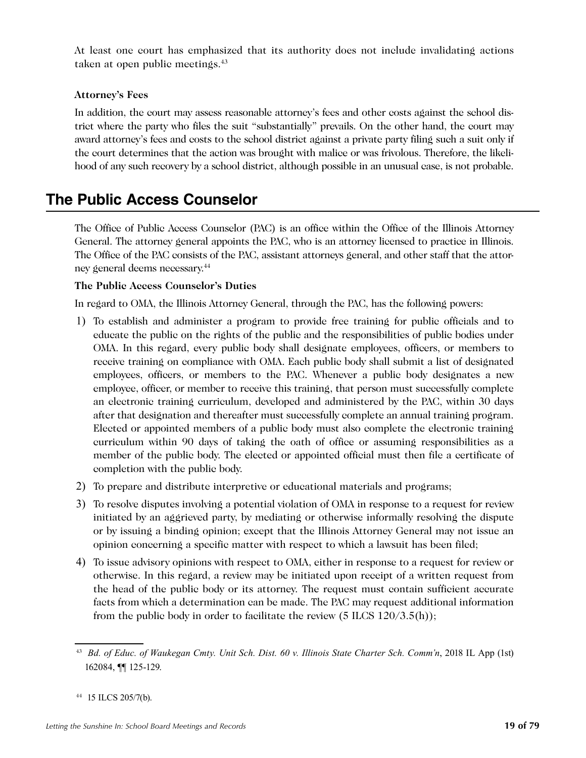At least one court has emphasized that its authority does not include invalidating actions taken at open public meetings.[43]

### Attorney's Fees

In addition, the court may assess reasonable attorney's fees and other costs against the school district where the party who files the suit "substantially" prevails. On the other hand, the court may award attorney's fees and costs to the school district against a private party filing such a suit only if the court determines that the action was brought with malice or was frivolous. Therefore, the likelihood of any such recovery by a school district, although possible in an unusual case, is not probable.

## The Public Access Counselor

The Office of Public Access Counselor (PAC) is an office within the Office of the Illinois Attorney General. The attorney general appoints the PAC, who is an attorney licensed to practice in Illinois. The Office of the PAC consists of the PAC, assistant attorneys general, and other staff that the attorney general deems necessary.[44]

### The Public Access Counselor's Duties

In regard to OMA, the Illinois Attorney General, through the PAC, has the following powers:

1) To establish and administer a program to provide free training for public officials and to educate the public on the rights of the public and the responsibilities of public bodies under OMA. In this regard, every public body shall designate employees, officers, or members to receive training on compliance with OMA. Each public body shall submit a list of designated employees, officers, or members to the PAC. Whenever a public body designates a new employee, officer, or member to receive this training, that person must successfully complete an electronic training curriculum, developed and administered by the PAC, within 30 days after that designation and thereafter must successfully complete an annual training program. Elected or appointed members of a public body must also complete the electronic training curriculum within 90 days of taking the oath of office or assuming responsibilities as a member of the public body. The elected or appointed official must then file a certificate of completion with the public body.
2) To prepare and distribute interpretive or educational materials and programs;
3) To resolve disputes involving a potential violation of OMA in response to a request for review initiated by an aggrieved party, by mediating or otherwise informally resolving the dispute or by issuing a binding opinion; except that the Illinois Attorney General may not issue an opinion concerning a specific matter with respect to which a lawsuit has been filed;
4) To issue advisory opinions with respect to OMA, either in response to a request for review or otherwise. In this regard, a review may be initiated upon receipt of a written request from the head of the public body or its attorney. The request must contain sufficient accurate facts from which a determination can be made. The PAC may request additional information from the public body in order to facilitate the review (5 ILCS 120/3.5(h));

---

[43] *Bd. of Educ. of Waukegan Cmty. Unit Sch. Dist. 60 v. Illinois State Charter Sch. Comm'n*, 2018 IL App (1st) 162084, ¶¶ 125-129.

[44] 15 ILCS 205/7(b).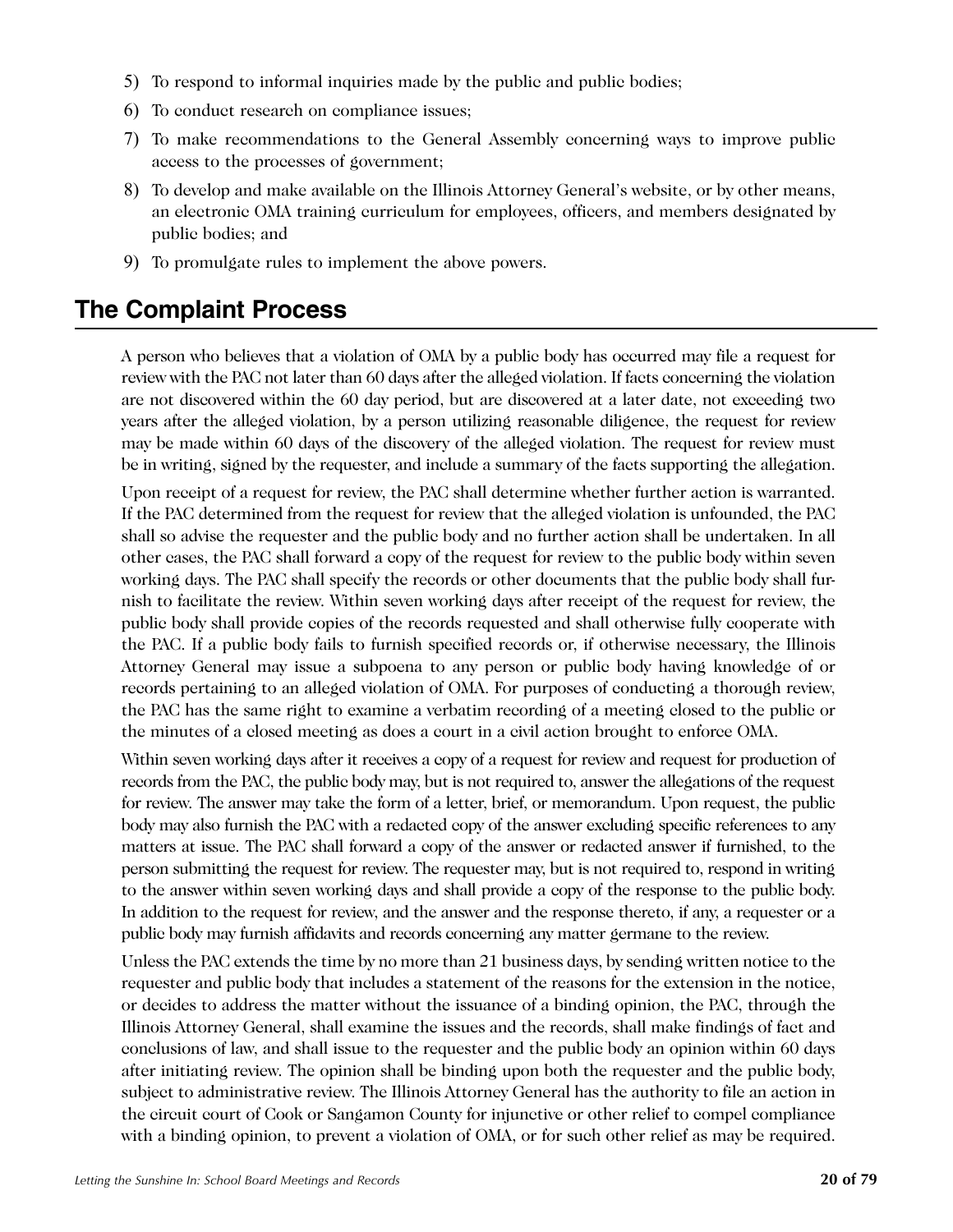5) To respond to informal inquiries made by the public and public bodies;
6) To conduct research on compliance issues;
7) To make recommendations to the General Assembly concerning ways to improve public access to the processes of government;
8) To develop and make available on the Illinois Attorney General's website, or by other means, an electronic OMA training curriculum for employees, officers, and members designated by public bodies; and
9) To promulgate rules to implement the above powers.

## The Complaint Process

A person who believes that a violation of OMA by a public body has occurred may file a request for review with the PAC not later than 60 days after the alleged violation. If facts concerning the violation are not discovered within the 60 day period, but are discovered at a later date, not exceeding two years after the alleged violation, by a person utilizing reasonable diligence, the request for review may be made within 60 days of the discovery of the alleged violation. The request for review must be in writing, signed by the requester, and include a summary of the facts supporting the allegation.

Upon receipt of a request for review, the PAC shall determine whether further action is warranted. If the PAC determined from the request for review that the alleged violation is unfounded, the PAC shall so advise the requester and the public body and no further action shall be undertaken. In all other cases, the PAC shall forward a copy of the request for review to the public body within seven working days. The PAC shall specify the records or other documents that the public body shall furnish to facilitate the review. Within seven working days after receipt of the request for review, the public body shall provide copies of the records requested and shall otherwise fully cooperate with the PAC. If a public body fails to furnish specified records or, if otherwise necessary, the Illinois Attorney General may issue a subpoena to any person or public body having knowledge of or records pertaining to an alleged violation of OMA. For purposes of conducting a thorough review, the PAC has the same right to examine a verbatim recording of a meeting closed to the public or the minutes of a closed meeting as does a court in a civil action brought to enforce OMA.

Within seven working days after it receives a copy of a request for review and request for production of records from the PAC, the public body may, but is not required to, answer the allegations of the request for review. The answer may take the form of a letter, brief, or memorandum. Upon request, the public body may also furnish the PAC with a redacted copy of the answer excluding specific references to any matters at issue. The PAC shall forward a copy of the answer or redacted answer if furnished, to the person submitting the request for review. The requester may, but is not required to, respond in writing to the answer within seven working days and shall provide a copy of the response to the public body. In addition to the request for review, and the answer and the response thereto, if any, a requester or a public body may furnish affidavits and records concerning any matter germane to the review.

Unless the PAC extends the time by no more than 21 business days, by sending written notice to the requester and public body that includes a statement of the reasons for the extension in the notice, or decides to address the matter without the issuance of a binding opinion, the PAC, through the Illinois Attorney General, shall examine the issues and the records, shall make findings of fact and conclusions of law, and shall issue to the requester and the public body an opinion within 60 days after initiating review. The opinion shall be binding upon both the requester and the public body, subject to administrative review. The Illinois Attorney General has the authority to file an action in the circuit court of Cook or Sangamon County for injunctive or other relief to compel compliance with a binding opinion, to prevent a violation of OMA, or for such other relief as may be required.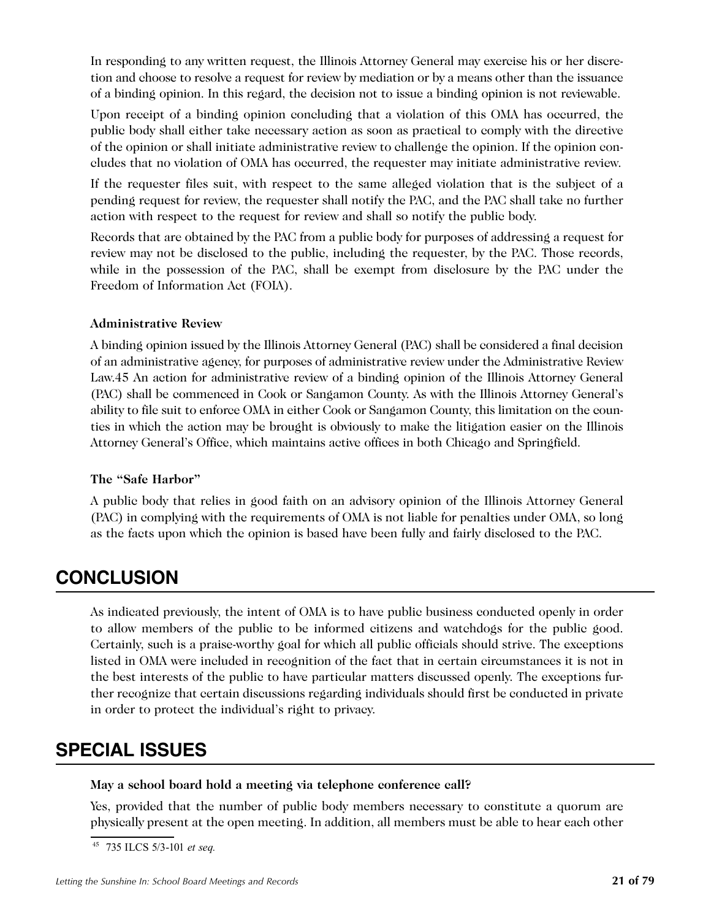In responding to any written request, the Illinois Attorney General may exercise his or her discretion and choose to resolve a request for review by mediation or by a means other than the issuance of a binding opinion. In this regard, the decision not to issue a binding opinion is not reviewable.

Upon receipt of a binding opinion concluding that a violation of this OMA has occurred, the public body shall either take necessary action as soon as practical to comply with the directive of the opinion or shall initiate administrative review to challenge the opinion. If the opinion concludes that no violation of OMA has occurred, the requester may initiate administrative review.

If the requester files suit, with respect to the same alleged violation that is the subject of a pending request for review, the requester shall notify the PAC, and the PAC shall take no further action with respect to the request for review and shall so notify the public body.

Records that are obtained by the PAC from a public body for purposes of addressing a request for review may not be disclosed to the public, including the requester, by the PAC. Those records, while in the possession of the PAC, shall be exempt from disclosure by the PAC under the Freedom of Information Act (FOIA).

### Administrative Review

A binding opinion issued by the Illinois Attorney General (PAC) shall be considered a final decision of an administrative agency, for purposes of administrative review under the Administrative Review Law.[45] An action for administrative review of a binding opinion of the Illinois Attorney General (PAC) shall be commenced in Cook or Sangamon County. As with the Illinois Attorney General's ability to file suit to enforce OMA in either Cook or Sangamon County, this limitation on the counties in which the action may be brought is obviously to make the litigation easier on the Illinois Attorney General's Office, which maintains active offices in both Chicago and Springfield.

### The "Safe Harbor"

A public body that relies in good faith on an advisory opinion of the Illinois Attorney General (PAC) in complying with the requirements of OMA is not liable for penalties under OMA, so long as the facts upon which the opinion is based have been fully and fairly disclosed to the PAC.

## CONCLUSION

As indicated previously, the intent of OMA is to have public business conducted openly in order to allow members of the public to be informed citizens and watchdogs for the public good. Certainly, such is a praise-worthy goal for which all public officials should strive. The exceptions listed in OMA were included in recognition of the fact that in certain circumstances it is not in the best interests of the public to have particular matters discussed openly. The exceptions further recognize that certain discussions regarding individuals should first be conducted in private in order to protect the individual's right to privacy.

## SPECIAL ISSUES

### May a school board hold a meeting via telephone conference call?

Yes, provided that the number of public body members necessary to constitute a quorum are physically present at the open meeting. In addition, all members must be able to hear each other

[45] 735 ILCS 5/3-101 *et seq.*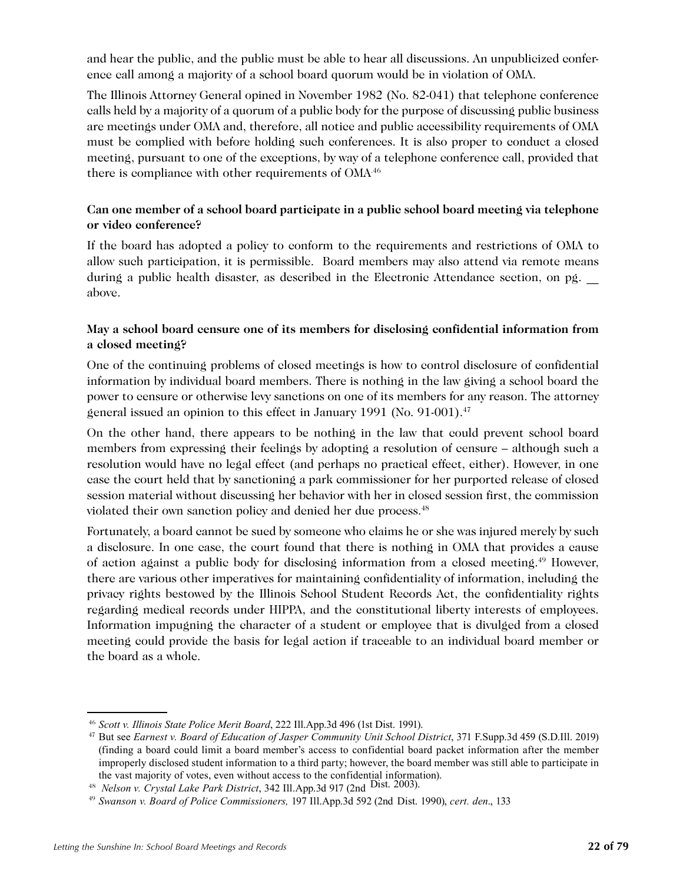and hear the public, and the public must be able to hear all discussions. An unpublicized conference call among a majority of a school board quorum would be in violation of OMA.

The Illinois Attorney General opined in November 1982 (No. 82-041) that telephone conference calls held by a majority of a quorum of a public body for the purpose of discussing public business are meetings under OMA and, therefore, all notice and public accessibility requirements of OMA must be complied with before holding such conferences. It is also proper to conduct a closed meeting, pursuant to one of the exceptions, by way of a telephone conference call, provided that there is compliance with other requirements of OMA.[46]

### Can one member of a school board participate in a public school board meeting via telephone or video conference?

If the board has adopted a policy to conform to the requirements and restrictions of OMA to allow such participation, it is permissible. Board members may also attend via remote means during a public health disaster, as described in the Electronic Attendance section, on pg. __ above.

### May a school board censure one of its members for disclosing confidential information from a closed meeting?

One of the continuing problems of closed meetings is how to control disclosure of confidential information by individual board members. There is nothing in the law giving a school board the power to censure or otherwise levy sanctions on one of its members for any reason. The attorney general issued an opinion to this effect in January 1991 (No. 91-001).[47]

On the other hand, there appears to be nothing in the law that could prevent school board members from expressing their feelings by adopting a resolution of censure – although such a resolution would have no legal effect (and perhaps no practical effect, either). However, in one case the court held that by sanctioning a park commissioner for her purported release of closed session material without discussing her behavior with her in closed session first, the commission violated their own sanction policy and denied her due process.[48]

Fortunately, a board cannot be sued by someone who claims he or she was injured merely by such a disclosure. In one case, the court found that there is nothing in OMA that provides a cause of action against a public body for disclosing information from a closed meeting.[49] However, there are various other imperatives for maintaining confidentiality of information, including the privacy rights bestowed by the Illinois School Student Records Act, the confidentiality rights regarding medical records under HIPPA, and the constitutional liberty interests of employees. Information impugning the character of a student or employee that is divulged from a closed meeting could provide the basis for legal action if traceable to an individual board member or the board as a whole.

---

[46] *Scott v. Illinois State Police Merit Board*, 222 Ill.App.3d 496 (1st Dist. 1991).

[47] But see *Earnest v. Board of Education of Jasper Community Unit School District*, 371 F.Supp.3d 459 (S.D.Ill. 2019) (finding a board could limit a board member's access to confidential board packet information after the member improperly disclosed student information to a third party; however, the board member was still able to participate in the vast majority of votes, even without access to the confidential information).

[48] *Nelson v. Crystal Lake Park District*, 342 Ill.App.3d 917 (2nd Dist. 2003).

[49] *Swanson v. Board of Police Commissioners,* 197 Ill.App.3d 592 (2nd Dist. 1990), *cert. den*., 133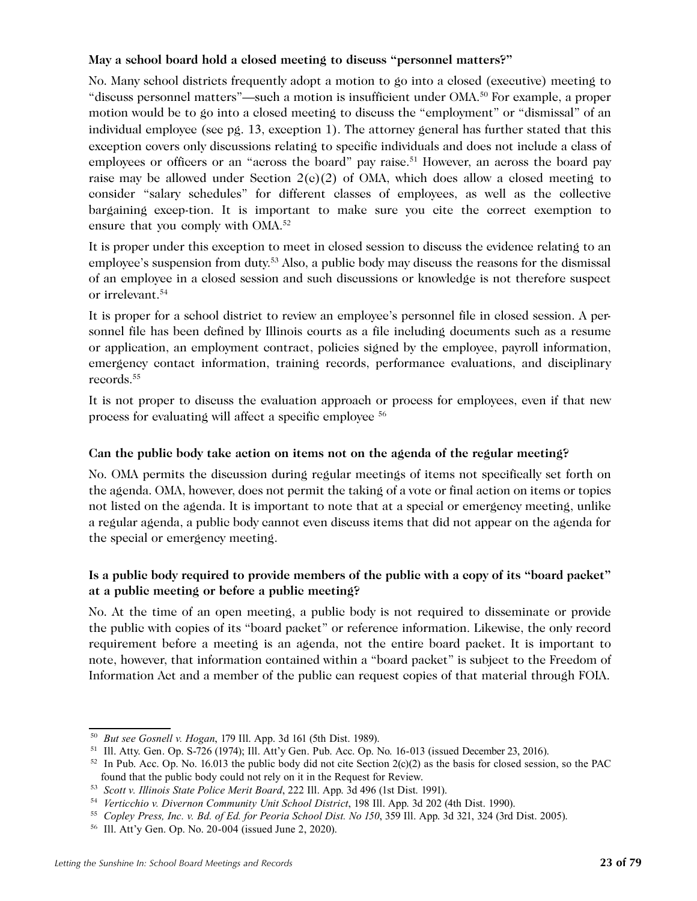**May a school board hold a closed meeting to discuss "personnel matters?"**

No. Many school districts frequently adopt a motion to go into a closed (executive) meeting to "discuss personnel matters"—such a motion is insufficient under OMA.[50] For example, a proper motion would be to go into a closed meeting to discuss the "employment" or "dismissal" of an individual employee (see pg. 13, exception 1). The attorney general has further stated that this exception covers only discussions relating to specific individuals and does not include a class of employees or officers or an "across the board" pay raise.[51] However, an across the board pay raise may be allowed under Section 2(c)(2) of OMA, which does allow a closed meeting to consider "salary schedules" for different classes of employees, as well as the collective bargaining excep-tion. It is important to make sure you cite the correct exemption to ensure that you comply with OMA.[52]

It is proper under this exception to meet in closed session to discuss the evidence relating to an employee's suspension from duty.[53] Also, a public body may discuss the reasons for the dismissal of an employee in a closed session and such discussions or knowledge is not therefore suspect or irrelevant.[54]

It is proper for a school district to review an employee's personnel file in closed session. A per-sonnel file has been defined by Illinois courts as a file including documents such as a resume or application, an employment contract, policies signed by the employee, payroll information, emergency contact information, training records, performance evaluations, and disciplinary records.[55]

It is not proper to discuss the evaluation approach or process for employees, even if that new process for evaluating will affect a specific employee [56]

**Can the public body take action on items not on the agenda of the regular meeting?**

No. OMA permits the discussion during regular meetings of items not specifically set forth on the agenda. OMA, however, does not permit the taking of a vote or final action on items or topics not listed on the agenda. It is important to note that at a special or emergency meeting, unlike a regular agenda, a public body cannot even discuss items that did not appear on the agenda for the special or emergency meeting.

**Is a public body required to provide members of the public with a copy of its "board packet" at a public meeting or before a public meeting?**

No. At the time of an open meeting, a public body is not required to disseminate or provide the public with copies of its "board packet" or reference information. Likewise, the only record requirement before a meeting is an agenda, not the entire board packet. It is important to note, however, that information contained within a "board packet" is subject to the Freedom of Information Act and a member of the public can request copies of that material through FOIA.

---

[50] *But see Gosnell v. Hogan*, 179 Ill. App. 3d 161 (5th Dist. 1989).

[51] Ill. Atty. Gen. Op. S-726 (1974); Ill. Att'y Gen. Pub. Acc. Op. No. 16-013 (issued December 23, 2016).

[52] In Pub. Acc. Op. No. 16.013 the public body did not cite Section 2(c)(2) as the basis for closed session, so the PAC found that the public body could not rely on it in the Request for Review.

[53] *Scott v. Illinois State Police Merit Board*, 222 Ill. App. 3d 496 (1st Dist. 1991).

[54] *Verticchio v. Divernon Community Unit School District*, 198 Ill. App. 3d 202 (4th Dist. 1990).

[55] *Copley Press, Inc. v. Bd. of Ed. for Peoria School Dist. No 150*, 359 Ill. App. 3d 321, 324 (3rd Dist. 2005).

[56] Ill. Att'y Gen. Op. No. 20-004 (issued June 2, 2020).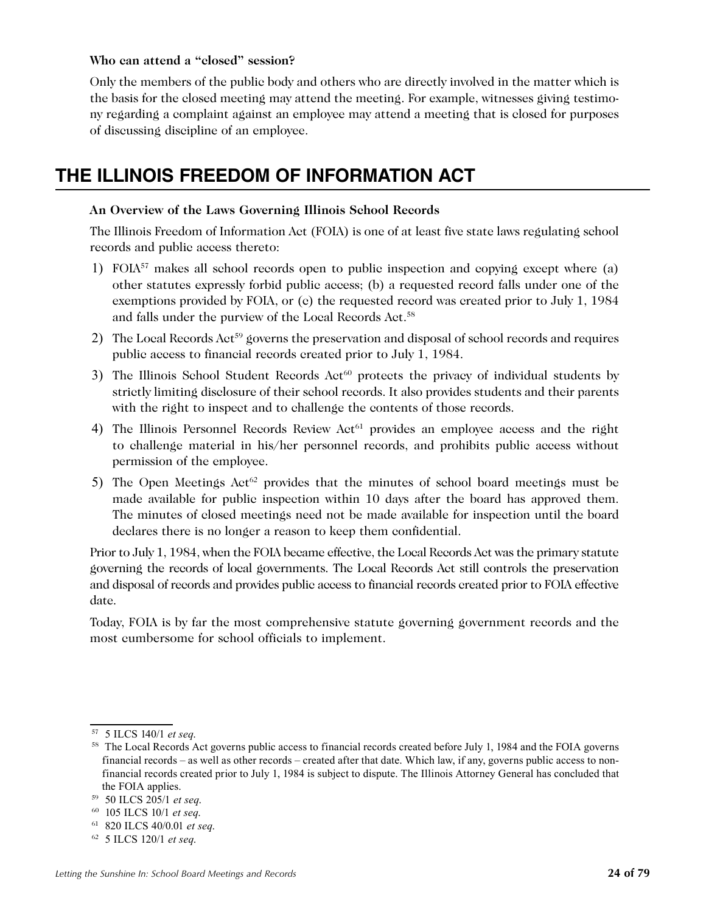**Who can attend a "closed" session?**

Only the members of the public body and others who are directly involved in the matter which is the basis for the closed meeting may attend the meeting. For example, witnesses giving testimony regarding a complaint against an employee may attend a meeting that is closed for purposes of discussing discipline of an employee.

## THE ILLINOIS FREEDOM OF INFORMATION ACT

**An Overview of the Laws Governing Illinois School Records**

The Illinois Freedom of Information Act (FOIA) is one of at least five state laws regulating school records and public access thereto:

1) FOIA[57] makes all school records open to public inspection and copying except where (a) other statutes expressly forbid public access; (b) a requested record falls under one of the exemptions provided by FOIA, or (c) the requested record was created prior to July 1, 1984 and falls under the purview of the Local Records Act.[58]
2) The Local Records Act[59] governs the preservation and disposal of school records and requires public access to financial records created prior to July 1, 1984.
3) The Illinois School Student Records Act[60] protects the privacy of individual students by strictly limiting disclosure of their school records. It also provides students and their parents with the right to inspect and to challenge the contents of those records.
4) The Illinois Personnel Records Review Act[61] provides an employee access and the right to challenge material in his/her personnel records, and prohibits public access without permission of the employee.
5) The Open Meetings Act[62] provides that the minutes of school board meetings must be made available for public inspection within 10 days after the board has approved them. The minutes of closed meetings need not be made available for inspection until the board declares there is no longer a reason to keep them confidential.

Prior to July 1, 1984, when the FOIA became effective, the Local Records Act was the primary statute governing the records of local governments. The Local Records Act still controls the preservation and disposal of records and provides public access to financial records created prior to FOIA effective date.

Today, FOIA is by far the most comprehensive statute governing government records and the most cumbersome for school officials to implement.

---

[57] 5 ILCS 140/1 *et seq.*

[58] The Local Records Act governs public access to financial records created before July 1, 1984 and the FOIA governs financial records – as well as other records – created after that date. Which law, if any, governs public access to non-financial records created prior to July 1, 1984 is subject to dispute. The Illinois Attorney General has concluded that the FOIA applies.

[59] 50 ILCS 205/1 *et seq.*

[60] 105 ILCS 10/1 *et seq.*

[61] 820 ILCS 40/0.01 *et seq.*

[62] 5 ILCS 120/1 *et seq.*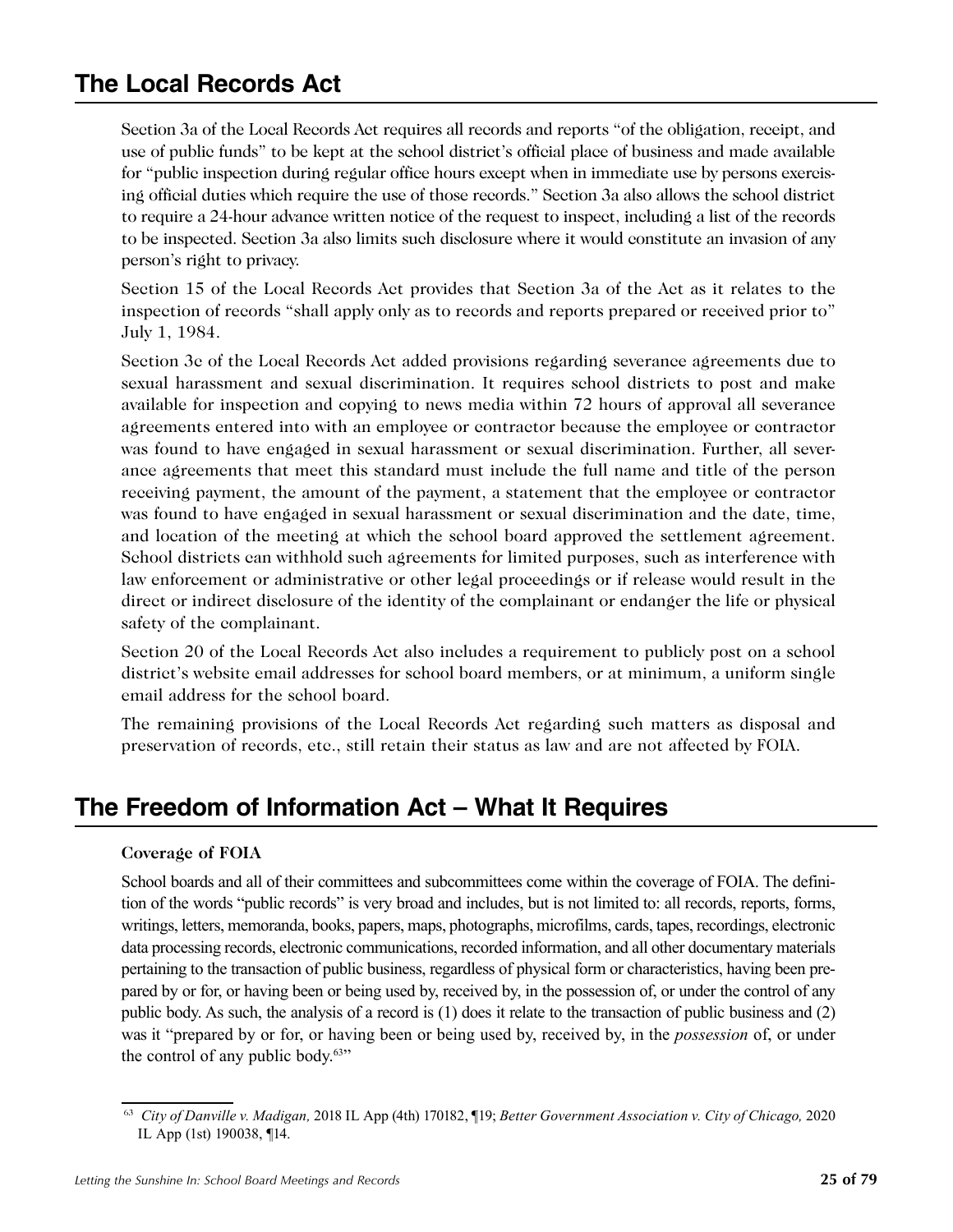## The Local Records Act

Section 3a of the Local Records Act requires all records and reports "of the obligation, receipt, and use of public funds" to be kept at the school district's official place of business and made available for "public inspection during regular office hours except when in immediate use by persons exercising official duties which require the use of those records." Section 3a also allows the school district to require a 24-hour advance written notice of the request to inspect, including a list of the records to be inspected. Section 3a also limits such disclosure where it would constitute an invasion of any person's right to privacy.

Section 15 of the Local Records Act provides that Section 3a of the Act as it relates to the inspection of records "shall apply only as to records and reports prepared or received prior to" July 1, 1984.

Section 3c of the Local Records Act added provisions regarding severance agreements due to sexual harassment and sexual discrimination. It requires school districts to post and make available for inspection and copying to news media within 72 hours of approval all severance agreements entered into with an employee or contractor because the employee or contractor was found to have engaged in sexual harassment or sexual discrimination. Further, all severance agreements that meet this standard must include the full name and title of the person receiving payment, the amount of the payment, a statement that the employee or contractor was found to have engaged in sexual harassment or sexual discrimination and the date, time, and location of the meeting at which the school board approved the settlement agreement. School districts can withhold such agreements for limited purposes, such as interference with law enforcement or administrative or other legal proceedings or if release would result in the direct or indirect disclosure of the identity of the complainant or endanger the life or physical safety of the complainant.

Section 20 of the Local Records Act also includes a requirement to publicly post on a school district's website email addresses for school board members, or at minimum, a uniform single email address for the school board.

The remaining provisions of the Local Records Act regarding such matters as disposal and preservation of records, etc., still retain their status as law and are not affected by FOIA.

## The Freedom of Information Act – What It Requires

### Coverage of FOIA

School boards and all of their committees and subcommittees come within the coverage of FOIA. The definition of the words "public records" is very broad and includes, but is not limited to: all records, reports, forms, writings, letters, memoranda, books, papers, maps, photographs, microfilms, cards, tapes, recordings, electronic data processing records, electronic communications, recorded information, and all other documentary materials pertaining to the transaction of public business, regardless of physical form or characteristics, having been prepared by or for, or having been or being used by, received by, in the possession of, or under the control of any public body. As such, the analysis of a record is (1) does it relate to the transaction of public business and (2) was it "prepared by or for, or having been or being used by, received by, in the *possession* of, or under the control of any public body.[63]"

[63] *City of Danville v. Madigan,* 2018 IL App (4th) 170182, ¶19; *Better Government Association v. City of Chicago,* 2020 IL App (1st) 190038, ¶14.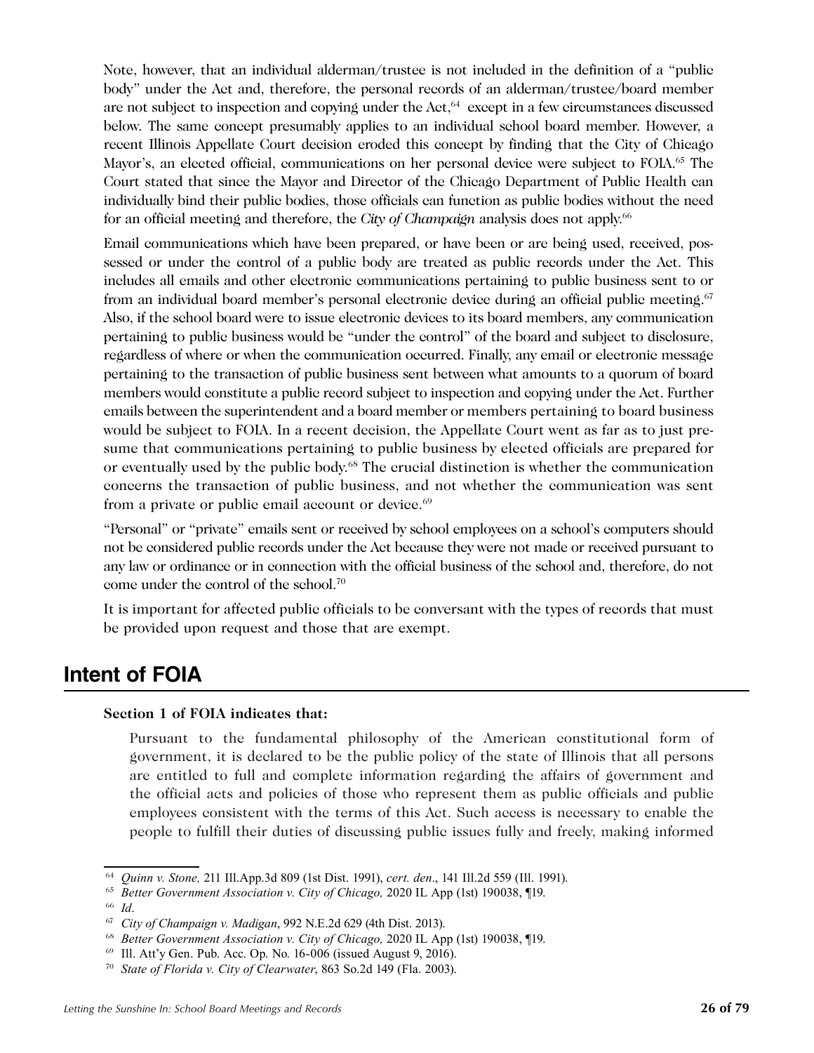Note, however, that an individual alderman/trustee is not included in the definition of a "public body" under the Act and, therefore, the personal records of an alderman/trustee/board member are not subject to inspection and copying under the Act,[64] except in a few circumstances discussed below. The same concept presumably applies to an individual school board member. However, a recent Illinois Appellate Court decision eroded this concept by finding that the City of Chicago Mayor's, an elected official, communications on her personal device were subject to FOIA.[65] The Court stated that since the Mayor and Director of the Chicago Department of Public Health can individually bind their public bodies, those officials can function as public bodies without the need for an official meeting and therefore, the *City of Champaign* analysis does not apply.[66]

Email communications which have been prepared, or have been or are being used, received, possessed or under the control of a public body are treated as public records under the Act. This includes all emails and other electronic communications pertaining to public business sent to or from an individual board member's personal electronic device during an official public meeting.[67] Also, if the school board were to issue electronic devices to its board members, any communication pertaining to public business would be "under the control" of the board and subject to disclosure, regardless of where or when the communication occurred. Finally, any email or electronic message pertaining to the transaction of public business sent between what amounts to a quorum of board members would constitute a public record subject to inspection and copying under the Act. Further emails between the superintendent and a board member or members pertaining to board business would be subject to FOIA. In a recent decision, the Appellate Court went as far as to just presume that communications pertaining to public business by elected officials are prepared for or eventually used by the public body.[68] The crucial distinction is whether the communication concerns the transaction of public business, and not whether the communication was sent from a private or public email account or device.[69]

"Personal" or "private" emails sent or received by school employees on a school's computers should not be considered public records under the Act because they were not made or received pursuant to any law or ordinance or in connection with the official business of the school and, therefore, do not come under the control of the school.[70]

It is important for affected public officials to be conversant with the types of records that must be provided upon request and those that are exempt.

## Intent of FOIA

**Section 1 of FOIA indicates that:**

> Pursuant to the fundamental philosophy of the American constitutional form of government, it is declared to be the public policy of the state of Illinois that all persons are entitled to full and complete information regarding the affairs of government and the official acts and policies of those who represent them as public officials and public employees consistent with the terms of this Act. Such access is necessary to enable the people to fulfill their duties of discussing public issues fully and freely, making informed

---

[64] *Quinn v. Stone,* 211 Ill.App.3d 809 (1st Dist. 1991), *cert. den*., 141 Ill.2d 559 (Ill. 1991).

[65] *Better Government Association v. City of Chicago,* 2020 IL App (1st) 190038, ¶19.

[66] *Id*.

[67] *City of Champaign v. Madigan*, 992 N.E.2d 629 (4th Dist. 2013).

[68] *Better Government Association v. City of Chicago,* 2020 IL App (1st) 190038, ¶19.

[69] Ill. Att'y Gen. Pub. Acc. Op. No. 16-006 (issued August 9, 2016).

[70] *State of Florida v. City of Clearwater*, 863 So.2d 149 (Fla. 2003).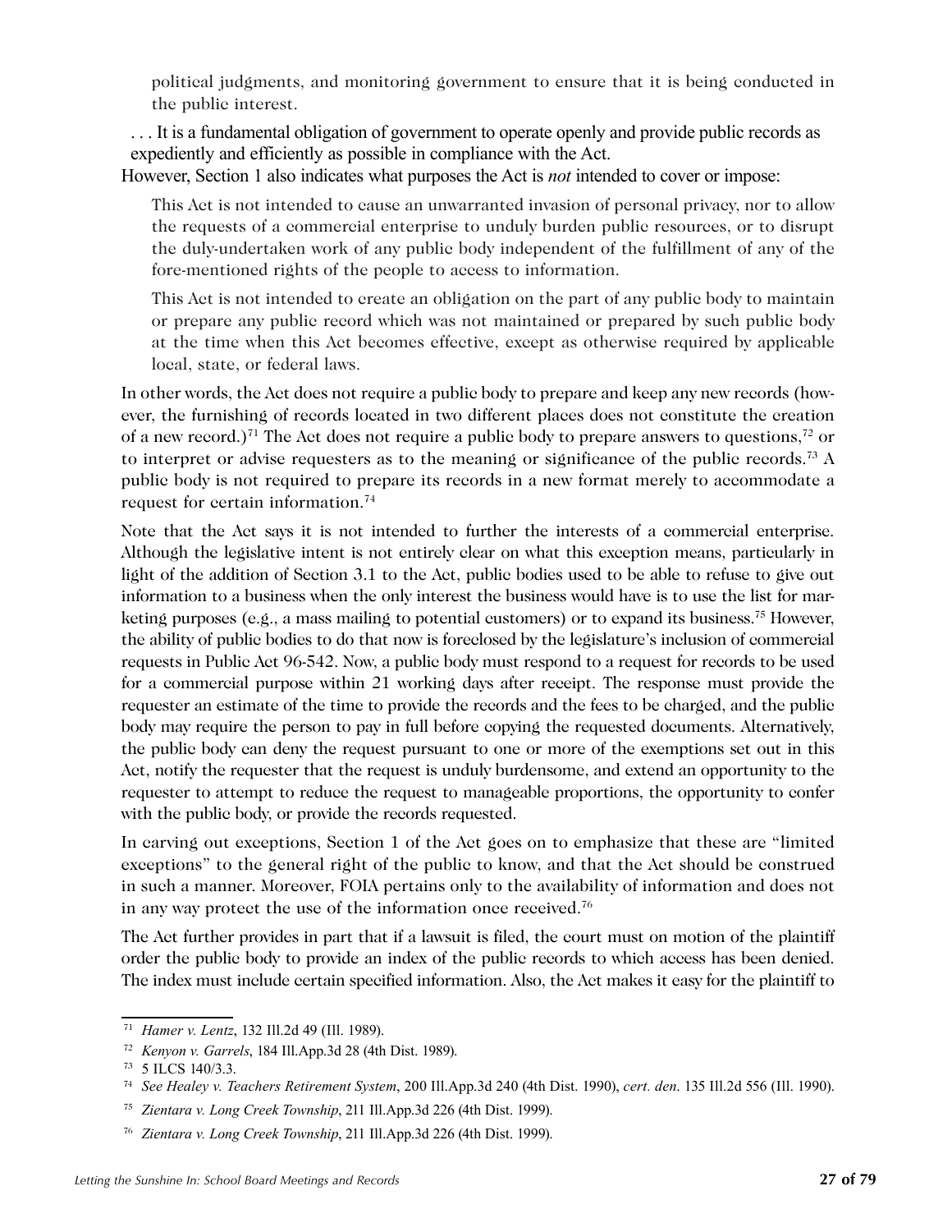political judgments, and monitoring government to ensure that it is being conducted in the public interest.

> . . . It is a fundamental obligation of government to operate openly and provide public records as expediently and efficiently as possible in compliance with the Act.

However, Section 1 also indicates what purposes the Act is *not* intended to cover or impose:

> This Act is not intended to cause an unwarranted invasion of personal privacy, nor to allow the requests of a commercial enterprise to unduly burden public resources, or to disrupt the duly-undertaken work of any public body independent of the fulfillment of any of the fore-mentioned rights of the people to access to information.
>
> This Act is not intended to create an obligation on the part of any public body to maintain or prepare any public record which was not maintained or prepared by such public body at the time when this Act becomes effective, except as otherwise required by applicable local, state, or federal laws.

In other words, the Act does not require a public body to prepare and keep any new records (however, the furnishing of records located in two different places does not constitute the creation of a new record.)[71] The Act does not require a public body to prepare answers to questions,[72] or to interpret or advise requesters as to the meaning or significance of the public records.[73] A public body is not required to prepare its records in a new format merely to accommodate a request for certain information.[74]

Note that the Act says it is not intended to further the interests of a commercial enterprise. Although the legislative intent is not entirely clear on what this exception means, particularly in light of the addition of Section 3.1 to the Act, public bodies used to be able to refuse to give out information to a business when the only interest the business would have is to use the list for marketing purposes (e.g., a mass mailing to potential customers) or to expand its business.[75] However, the ability of public bodies to do that now is foreclosed by the legislature's inclusion of commercial requests in Public Act 96-542. Now, a public body must respond to a request for records to be used for a commercial purpose within 21 working days after receipt. The response must provide the requester an estimate of the time to provide the records and the fees to be charged, and the public body may require the person to pay in full before copying the requested documents. Alternatively, the public body can deny the request pursuant to one or more of the exemptions set out in this Act, notify the requester that the request is unduly burdensome, and extend an opportunity to the requester to attempt to reduce the request to manageable proportions, the opportunity to confer with the public body, or provide the records requested.

In carving out exceptions, Section 1 of the Act goes on to emphasize that these are "limited exceptions" to the general right of the public to know, and that the Act should be construed in such a manner. Moreover, FOIA pertains only to the availability of information and does not in any way protect the use of the information once received.[76]

The Act further provides in part that if a lawsuit is filed, the court must on motion of the plaintiff order the public body to provide an index of the public records to which access has been denied. The index must include certain specified information. Also, the Act makes it easy for the plaintiff to

---

[71] *Hamer v. Lentz*, 132 Ill.2d 49 (Ill. 1989).

[72] *Kenyon v. Garrels*, 184 Ill.App.3d 28 (4th Dist. 1989).

[73] 5 ILCS 140/3.3.

[74] *See Healey v. Teachers Retirement System*, 200 Ill.App.3d 240 (4th Dist. 1990), *cert. den.* 135 Ill.2d 556 (Ill. 1990).

[75] *Zientara v. Long Creek Township*, 211 Ill.App.3d 226 (4th Dist. 1999).

[76] *Zientara v. Long Creek Township*, 211 Ill.App.3d 226 (4th Dist. 1999).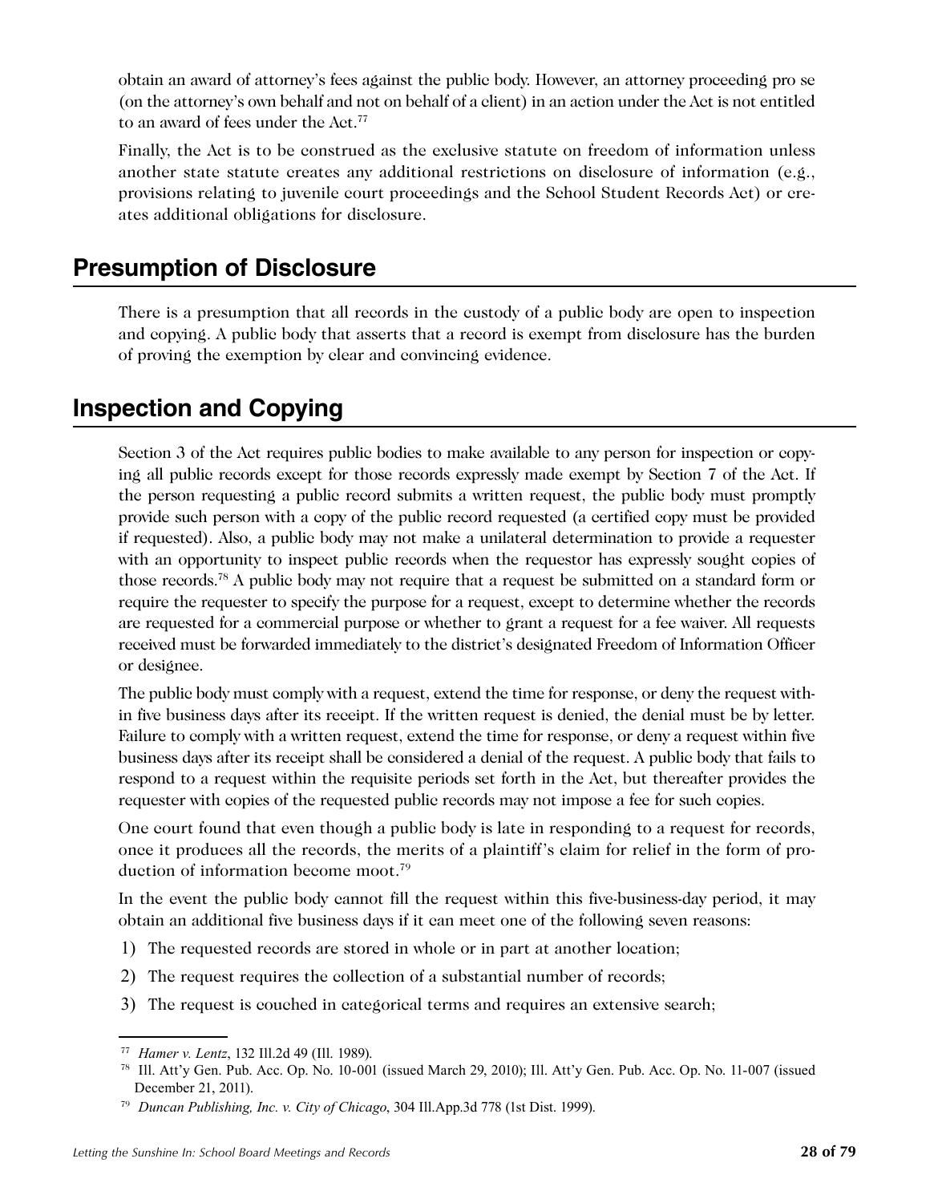obtain an award of attorney's fees against the public body. However, an attorney proceeding pro se (on the attorney's own behalf and not on behalf of a client) in an action under the Act is not entitled to an award of fees under the Act.[77]

Finally, the Act is to be construed as the exclusive statute on freedom of information unless another state statute creates any additional restrictions on disclosure of information (e.g., provisions relating to juvenile court proceedings and the School Student Records Act) or creates additional obligations for disclosure.

## Presumption of Disclosure

There is a presumption that all records in the custody of a public body are open to inspection and copying. A public body that asserts that a record is exempt from disclosure has the burden of proving the exemption by clear and convincing evidence.

## Inspection and Copying

Section 3 of the Act requires public bodies to make available to any person for inspection or copying all public records except for those records expressly made exempt by Section 7 of the Act. If the person requesting a public record submits a written request, the public body must promptly provide such person with a copy of the public record requested (a certified copy must be provided if requested). Also, a public body may not make a unilateral determination to provide a requester with an opportunity to inspect public records when the requestor has expressly sought copies of those records.[78] A public body may not require that a request be submitted on a standard form or require the requester to specify the purpose for a request, except to determine whether the records are requested for a commercial purpose or whether to grant a request for a fee waiver. All requests received must be forwarded immediately to the district's designated Freedom of Information Officer or designee.

The public body must comply with a request, extend the time for response, or deny the request within five business days after its receipt. If the written request is denied, the denial must be by letter. Failure to comply with a written request, extend the time for response, or deny a request within five business days after its receipt shall be considered a denial of the request. A public body that fails to respond to a request within the requisite periods set forth in the Act, but thereafter provides the requester with copies of the requested public records may not impose a fee for such copies.

One court found that even though a public body is late in responding to a request for records, once it produces all the records, the merits of a plaintiff's claim for relief in the form of production of information become moot.[79]

In the event the public body cannot fill the request within this five-business-day period, it may obtain an additional five business days if it can meet one of the following seven reasons:

1) The requested records are stored in whole or in part at another location;
2) The request requires the collection of a substantial number of records;
3) The request is couched in categorical terms and requires an extensive search;

---

[77] *Hamer v. Lentz*, 132 Ill.2d 49 (Ill. 1989).

[78] Ill. Att'y Gen. Pub. Acc. Op. No. 10-001 (issued March 29, 2010); Ill. Att'y Gen. Pub. Acc. Op. No. 11-007 (issued December 21, 2011).

[79] *Duncan Publishing, Inc. v. City of Chicago*, 304 Ill.App.3d 778 (1st Dist. 1999).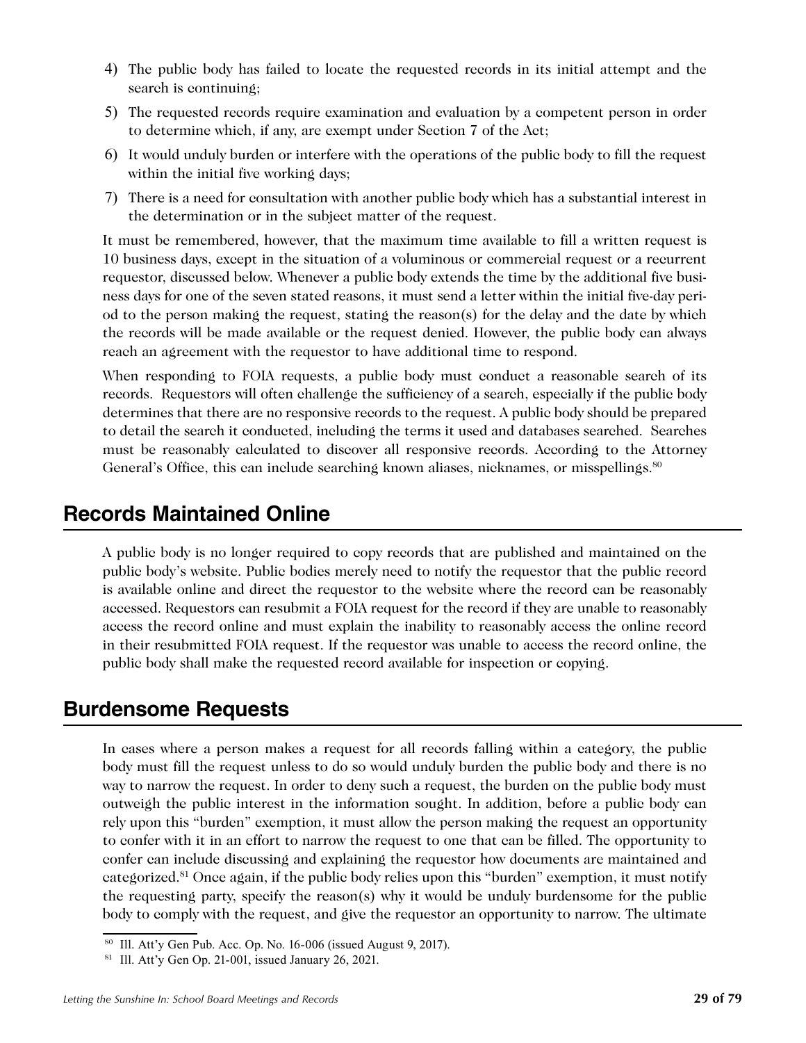4) The public body has failed to locate the requested records in its initial attempt and the search is continuing;
5) The requested records require examination and evaluation by a competent person in order to determine which, if any, are exempt under Section 7 of the Act;
6) It would unduly burden or interfere with the operations of the public body to fill the request within the initial five working days;
7) There is a need for consultation with another public body which has a substantial interest in the determination or in the subject matter of the request.

It must be remembered, however, that the maximum time available to fill a written request is 10 business days, except in the situation of a voluminous or commercial request or a recurrent requestor, discussed below. Whenever a public body extends the time by the additional five business days for one of the seven stated reasons, it must send a letter within the initial five-day period to the person making the request, stating the reason(s) for the delay and the date by which the records will be made available or the request denied. However, the public body can always reach an agreement with the requestor to have additional time to respond.

When responding to FOIA requests, a public body must conduct a reasonable search of its records. Requestors will often challenge the sufficiency of a search, especially if the public body determines that there are no responsive records to the request. A public body should be prepared to detail the search it conducted, including the terms it used and databases searched. Searches must be reasonably calculated to discover all responsive records. According to the Attorney General's Office, this can include searching known aliases, nicknames, or misspellings.[80]

## Records Maintained Online

A public body is no longer required to copy records that are published and maintained on the public body's website. Public bodies merely need to notify the requestor that the public record is available online and direct the requestor to the website where the record can be reasonably accessed. Requestors can resubmit a FOIA request for the record if they are unable to reasonably access the record online and must explain the inability to reasonably access the online record in their resubmitted FOIA request. If the requestor was unable to access the record online, the public body shall make the requested record available for inspection or copying.

## Burdensome Requests

In cases where a person makes a request for all records falling within a category, the public body must fill the request unless to do so would unduly burden the public body and there is no way to narrow the request. In order to deny such a request, the burden on the public body must outweigh the public interest in the information sought. In addition, before a public body can rely upon this "burden" exemption, it must allow the person making the request an opportunity to confer with it in an effort to narrow the request to one that can be filled. The opportunity to confer can include discussing and explaining the requestor how documents are maintained and categorized.[81] Once again, if the public body relies upon this "burden" exemption, it must notify the requesting party, specify the reason(s) why it would be unduly burdensome for the public body to comply with the request, and give the requestor an opportunity to narrow. The ultimate

[80] Ill. Att'y Gen Pub. Acc. Op. No. 16-006 (issued August 9, 2017).

[81] Ill. Att'y Gen Op. 21-001, issued January 26, 2021.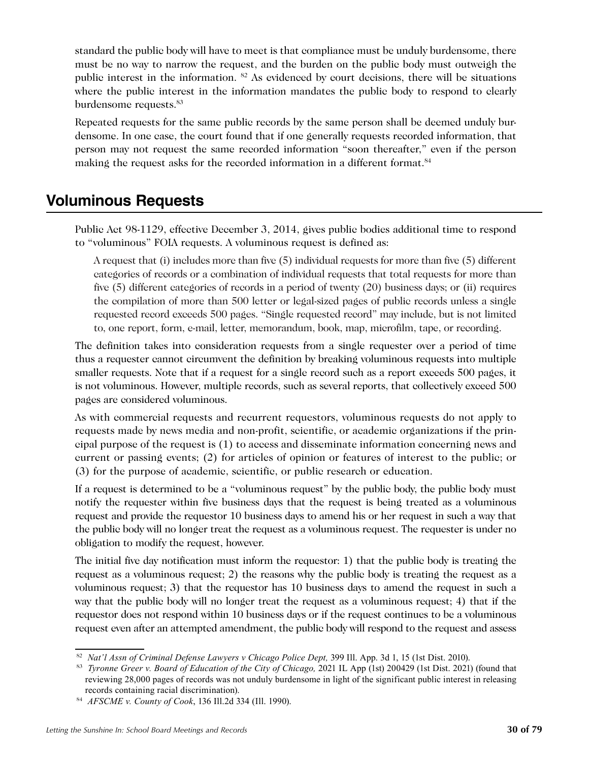standard the public body will have to meet is that compliance must be unduly burdensome, there must be no way to narrow the request, and the burden on the public body must outweigh the public interest in the information. [82] As evidenced by court decisions, there will be situations where the public interest in the information mandates the public body to respond to clearly burdensome requests.[83]

Repeated requests for the same public records by the same person shall be deemed unduly burdensome. In one case, the court found that if one generally requests recorded information, that person may not request the same recorded information "soon thereafter," even if the person making the request asks for the recorded information in a different format.[84]

## Voluminous Requests

Public Act 98-1129, effective December 3, 2014, gives public bodies additional time to respond to "voluminous" FOIA requests. A voluminous request is defined as:

> A request that (i) includes more than five (5) individual requests for more than five (5) different categories of records or a combination of individual requests that total requests for more than five (5) different categories of records in a period of twenty (20) business days; or (ii) requires the compilation of more than 500 letter or legal-sized pages of public records unless a single requested record exceeds 500 pages. "Single requested record" may include, but is not limited to, one report, form, e-mail, letter, memorandum, book, map, microfilm, tape, or recording.

The definition takes into consideration requests from a single requester over a period of time thus a requester cannot circumvent the definition by breaking voluminous requests into multiple smaller requests. Note that if a request for a single record such as a report exceeds 500 pages, it is not voluminous. However, multiple records, such as several reports, that collectively exceed 500 pages are considered voluminous.

As with commercial requests and recurrent requestors, voluminous requests do not apply to requests made by news media and non-profit, scientific, or academic organizations if the principal purpose of the request is (1) to access and disseminate information concerning news and current or passing events; (2) for articles of opinion or features of interest to the public; or (3) for the purpose of academic, scientific, or public research or education.

If a request is determined to be a "voluminous request" by the public body, the public body must notify the requester within five business days that the request is being treated as a voluminous request and provide the requestor 10 business days to amend his or her request in such a way that the public body will no longer treat the request as a voluminous request. The requester is under no obligation to modify the request, however.

The initial five day notification must inform the requestor: 1) that the public body is treating the request as a voluminous request; 2) the reasons why the public body is treating the request as a voluminous request; 3) that the requestor has 10 business days to amend the request in such a way that the public body will no longer treat the request as a voluminous request; 4) that if the requestor does not respond within 10 business days or if the request continues to be a voluminous request even after an attempted amendment, the public body will respond to the request and assess

---

[82] *Nat'l Assn of Criminal Defense Lawyers v Chicago Police Dept,* 399 Ill. App. 3d 1, 15 (1st Dist. 2010).

[83] *Tyronne Greer v. Board of Education of the City of Chicago,* 2021 IL App (1st) 200429 (1st Dist. 2021) (found that reviewing 28,000 pages of records was not unduly burdensome in light of the significant public interest in releasing records containing racial discrimination).

[84] *AFSCME v. County of Cook*, 136 Ill.2d 334 (Ill. 1990).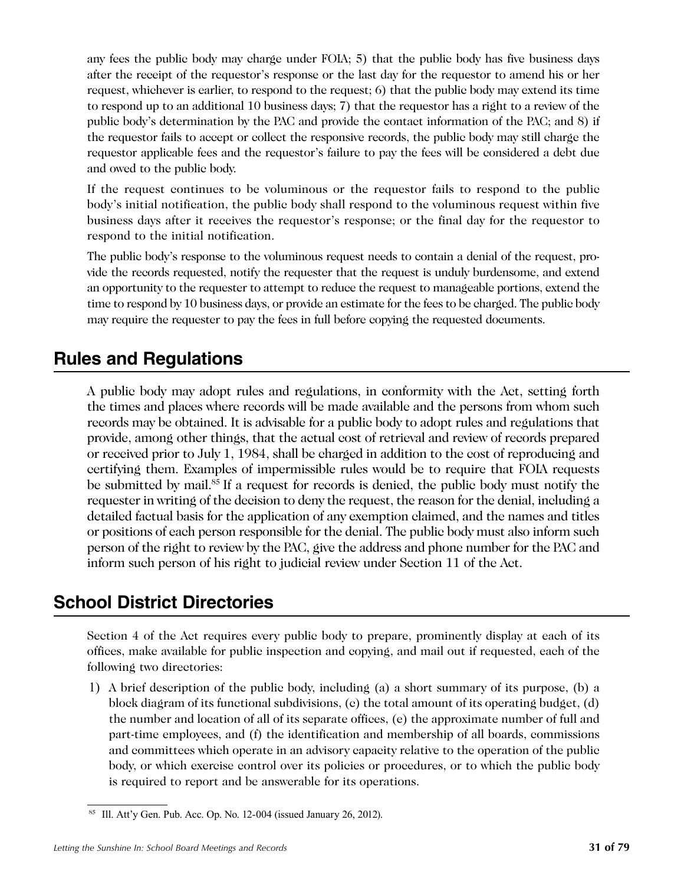any fees the public body may charge under FOIA; 5) that the public body has five business days after the receipt of the requestor's response or the last day for the requestor to amend his or her request, whichever is earlier, to respond to the request; 6) that the public body may extend its time to respond up to an additional 10 business days; 7) that the requestor has a right to a review of the public body's determination by the PAC and provide the contact information of the PAC; and 8) if the requestor fails to accept or collect the responsive records, the public body may still charge the requestor applicable fees and the requestor's failure to pay the fees will be considered a debt due and owed to the public body.

If the request continues to be voluminous or the requestor fails to respond to the public body's initial notification, the public body shall respond to the voluminous request within five business days after it receives the requestor's response; or the final day for the requestor to respond to the initial notification.

The public body's response to the voluminous request needs to contain a denial of the request, provide the records requested, notify the requester that the request is unduly burdensome, and extend an opportunity to the requester to attempt to reduce the request to manageable portions, extend the time to respond by 10 business days, or provide an estimate for the fees to be charged. The public body may require the requester to pay the fees in full before copying the requested documents.

## Rules and Regulations

A public body may adopt rules and regulations, in conformity with the Act, setting forth the times and places where records will be made available and the persons from whom such records may be obtained. It is advisable for a public body to adopt rules and regulations that provide, among other things, that the actual cost of retrieval and review of records prepared or received prior to July 1, 1984, shall be charged in addition to the cost of reproducing and certifying them. Examples of impermissible rules would be to require that FOIA requests be submitted by mail.[85] If a request for records is denied, the public body must notify the requester in writing of the decision to deny the request, the reason for the denial, including a detailed factual basis for the application of any exemption claimed, and the names and titles or positions of each person responsible for the denial. The public body must also inform such person of the right to review by the PAC, give the address and phone number for the PAC and inform such person of his right to judicial review under Section 11 of the Act.

## School District Directories

Section 4 of the Act requires every public body to prepare, prominently display at each of its offices, make available for public inspection and copying, and mail out if requested, each of the following two directories:

1) A brief description of the public body, including (a) a short summary of its purpose, (b) a block diagram of its functional subdivisions, (c) the total amount of its operating budget, (d) the number and location of all of its separate offices, (e) the approximate number of full and part-time employees, and (f) the identification and membership of all boards, commissions and committees which operate in an advisory capacity relative to the operation of the public body, or which exercise control over its policies or procedures, or to which the public body is required to report and be answerable for its operations.

[85] Ill. Att'y Gen. Pub. Acc. Op. No. 12-004 (issued January 26, 2012).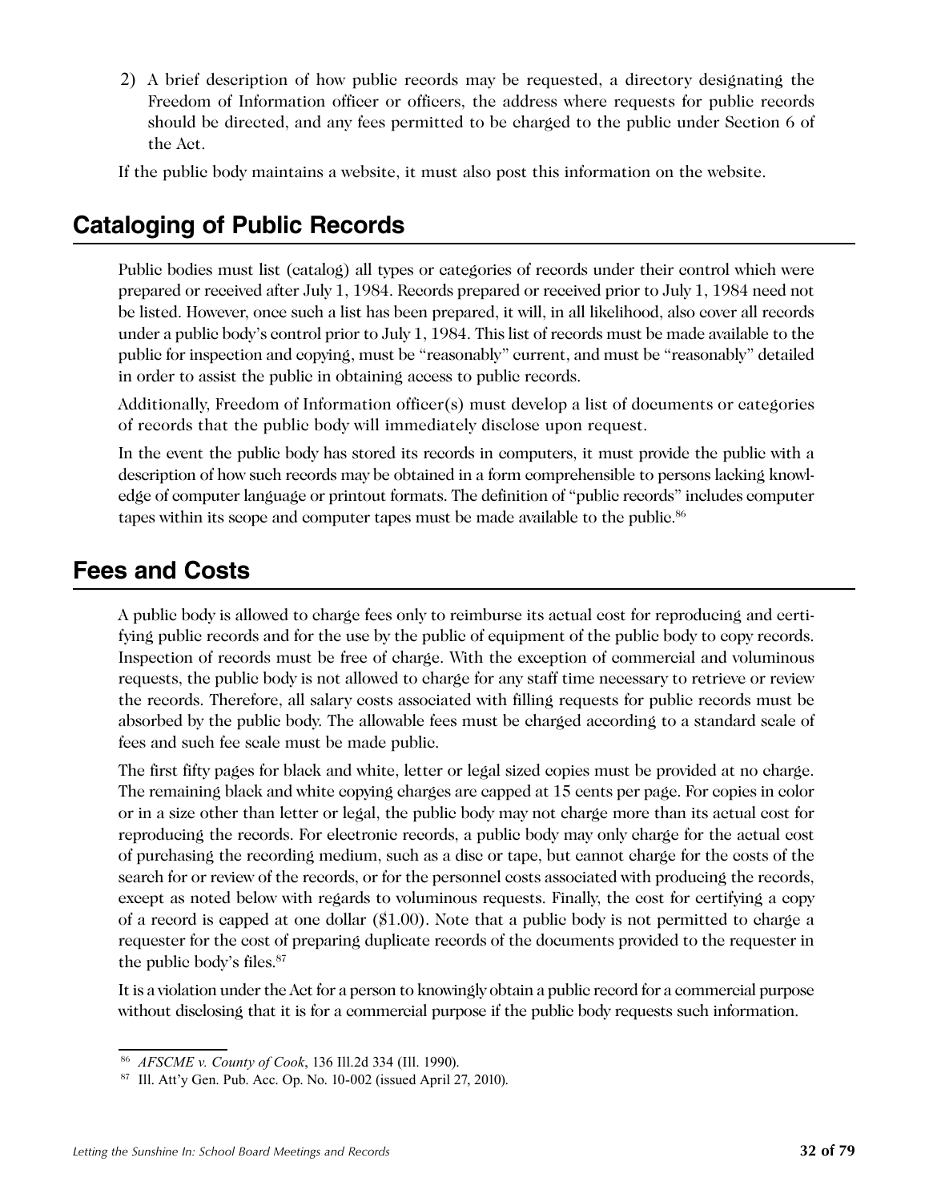2) A brief description of how public records may be requested, a directory designating the Freedom of Information officer or officers, the address where requests for public records should be directed, and any fees permitted to be charged to the public under Section 6 of the Act.

If the public body maintains a website, it must also post this information on the website.

## Cataloging of Public Records

Public bodies must list (catalog) all types or categories of records under their control which were prepared or received after July 1, 1984. Records prepared or received prior to July 1, 1984 need not be listed. However, once such a list has been prepared, it will, in all likelihood, also cover all records under a public body's control prior to July 1, 1984. This list of records must be made available to the public for inspection and copying, must be "reasonably" current, and must be "reasonably" detailed in order to assist the public in obtaining access to public records.

Additionally, Freedom of Information officer(s) must develop a list of documents or categories of records that the public body will immediately disclose upon request.

In the event the public body has stored its records in computers, it must provide the public with a description of how such records may be obtained in a form comprehensible to persons lacking knowledge of computer language or printout formats. The definition of "public records" includes computer tapes within its scope and computer tapes must be made available to the public.[86]

## Fees and Costs

A public body is allowed to charge fees only to reimburse its actual cost for reproducing and certifying public records and for the use by the public of equipment of the public body to copy records. Inspection of records must be free of charge. With the exception of commercial and voluminous requests, the public body is not allowed to charge for any staff time necessary to retrieve or review the records. Therefore, all salary costs associated with filling requests for public records must be absorbed by the public body. The allowable fees must be charged according to a standard scale of fees and such fee scale must be made public.

The first fifty pages for black and white, letter or legal sized copies must be provided at no charge. The remaining black and white copying charges are capped at 15 cents per page. For copies in color or in a size other than letter or legal, the public body may not charge more than its actual cost for reproducing the records. For electronic records, a public body may only charge for the actual cost of purchasing the recording medium, such as a disc or tape, but cannot charge for the costs of the search for or review of the records, or for the personnel costs associated with producing the records, except as noted below with regards to voluminous requests. Finally, the cost for certifying a copy of a record is capped at one dollar ($1.00). Note that a public body is not permitted to charge a requester for the cost of preparing duplicate records of the documents provided to the requester in the public body's files.[87]

It is a violation under the Act for a person to knowingly obtain a public record for a commercial purpose without disclosing that it is for a commercial purpose if the public body requests such information.

---

[86] *AFSCME v. County of Cook*, 136 Ill.2d 334 (Ill. 1990).

[87] Ill. Att'y Gen. Pub. Acc. Op. No. 10-002 (issued April 27, 2010).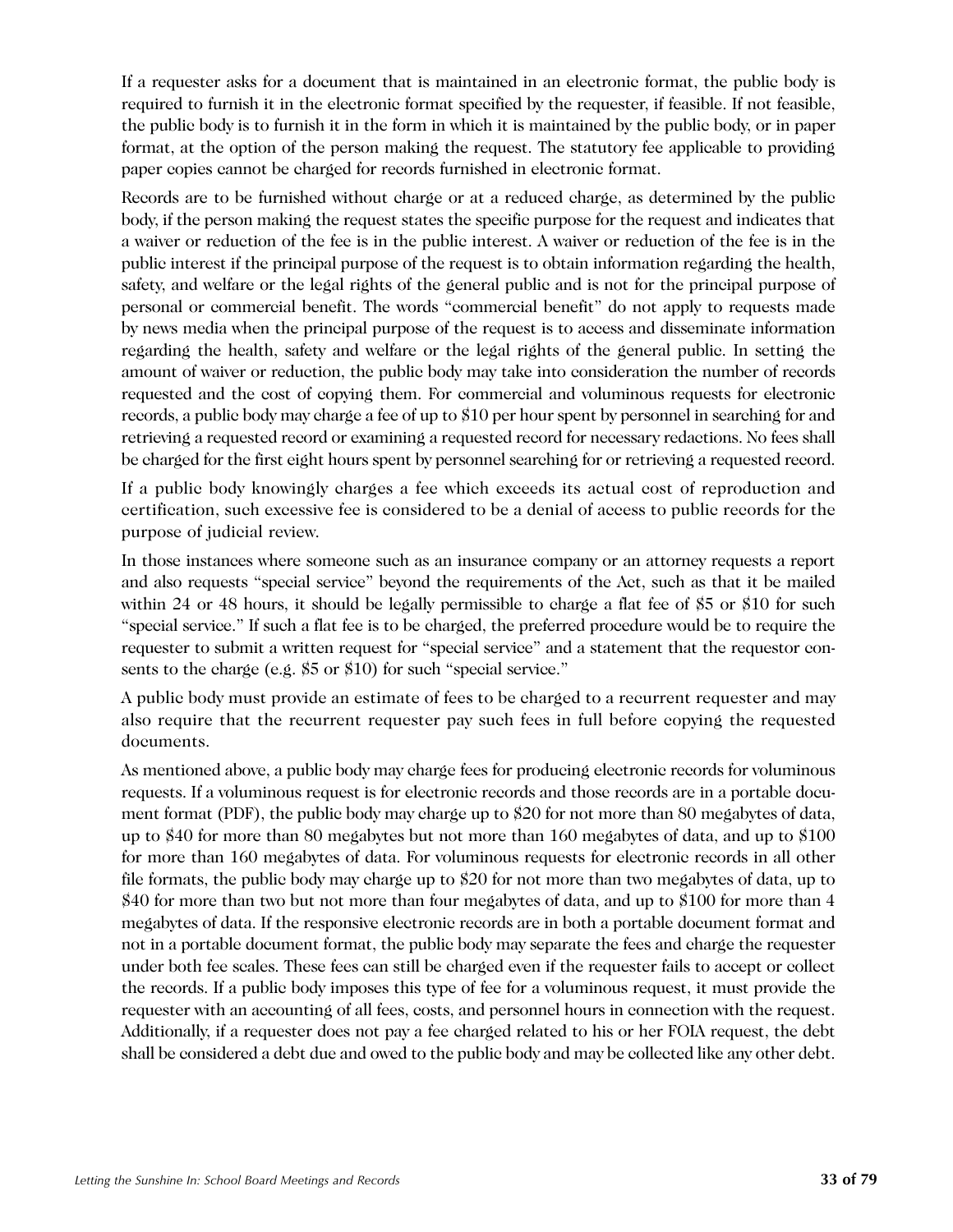If a requester asks for a document that is maintained in an electronic format, the public body is required to furnish it in the electronic format specified by the requester, if feasible. If not feasible, the public body is to furnish it in the form in which it is maintained by the public body, or in paper format, at the option of the person making the request. The statutory fee applicable to providing paper copies cannot be charged for records furnished in electronic format.

Records are to be furnished without charge or at a reduced charge, as determined by the public body, if the person making the request states the specific purpose for the request and indicates that a waiver or reduction of the fee is in the public interest. A waiver or reduction of the fee is in the public interest if the principal purpose of the request is to obtain information regarding the health, safety, and welfare or the legal rights of the general public and is not for the principal purpose of personal or commercial benefit. The words "commercial benefit" do not apply to requests made by news media when the principal purpose of the request is to access and disseminate information regarding the health, safety and welfare or the legal rights of the general public. In setting the amount of waiver or reduction, the public body may take into consideration the number of records requested and the cost of copying them. For commercial and voluminous requests for electronic records, a public body may charge a fee of up to $10 per hour spent by personnel in searching for and retrieving a requested record or examining a requested record for necessary redactions. No fees shall be charged for the first eight hours spent by personnel searching for or retrieving a requested record.

If a public body knowingly charges a fee which exceeds its actual cost of reproduction and certification, such excessive fee is considered to be a denial of access to public records for the purpose of judicial review.

In those instances where someone such as an insurance company or an attorney requests a report and also requests "special service" beyond the requirements of the Act, such as that it be mailed within 24 or 48 hours, it should be legally permissible to charge a flat fee of $5 or $10 for such "special service." If such a flat fee is to be charged, the preferred procedure would be to require the requester to submit a written request for "special service" and a statement that the requestor consents to the charge (e.g. $5 or $10) for such "special service."

A public body must provide an estimate of fees to be charged to a recurrent requester and may also require that the recurrent requester pay such fees in full before copying the requested documents.

As mentioned above, a public body may charge fees for producing electronic records for voluminous requests. If a voluminous request is for electronic records and those records are in a portable document format (PDF), the public body may charge up to $20 for not more than 80 megabytes of data, up to $40 for more than 80 megabytes but not more than 160 megabytes of data, and up to $100 for more than 160 megabytes of data. For voluminous requests for electronic records in all other file formats, the public body may charge up to $20 for not more than two megabytes of data, up to $40 for more than two but not more than four megabytes of data, and up to $100 for more than 4 megabytes of data. If the responsive electronic records are in both a portable document format and not in a portable document format, the public body may separate the fees and charge the requester under both fee scales. These fees can still be charged even if the requester fails to accept or collect the records. If a public body imposes this type of fee for a voluminous request, it must provide the requester with an accounting of all fees, costs, and personnel hours in connection with the request. Additionally, if a requester does not pay a fee charged related to his or her FOIA request, the debt shall be considered a debt due and owed to the public body and may be collected like any other debt.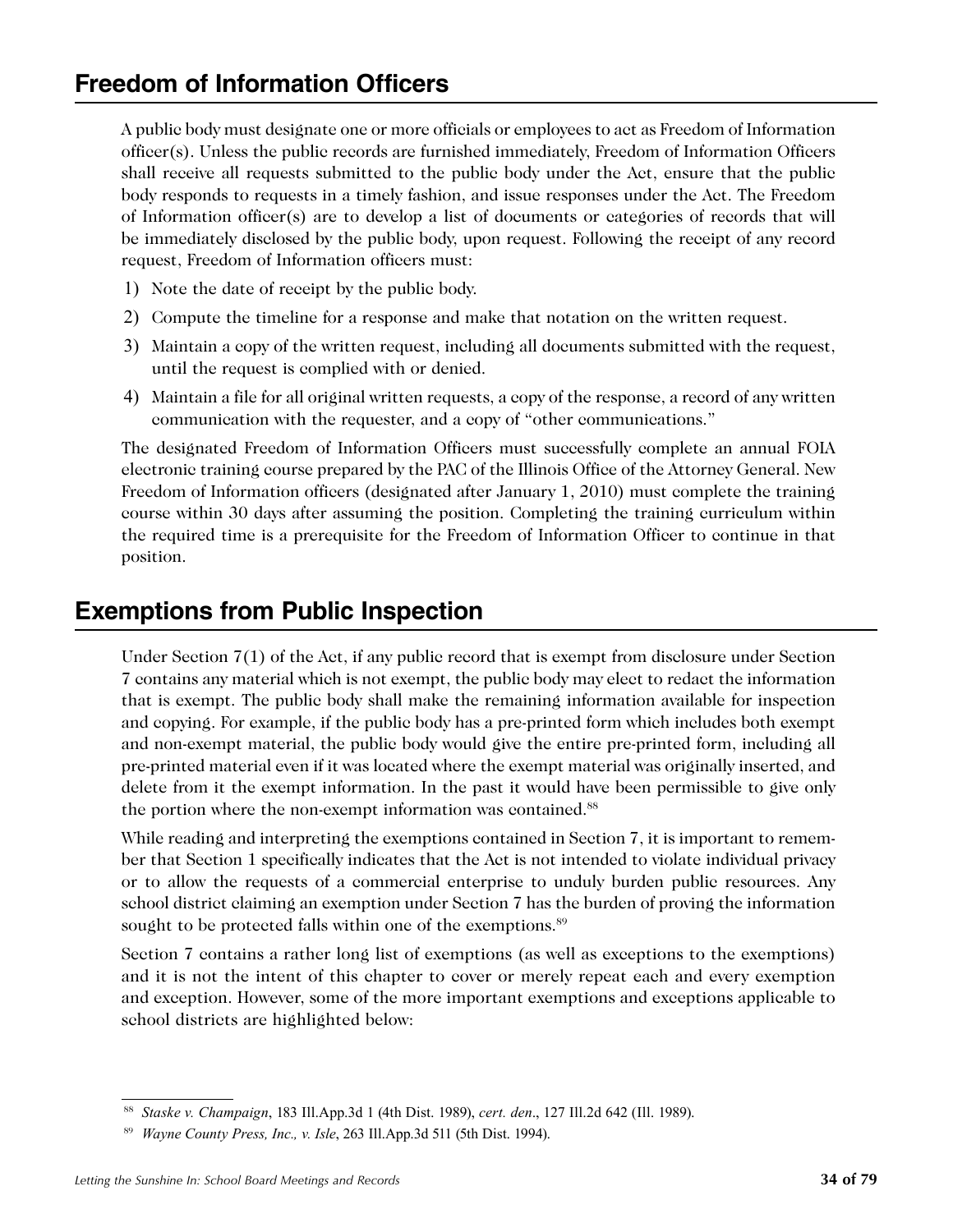## Freedom of Information Officers

A public body must designate one or more officials or employees to act as Freedom of Information officer(s). Unless the public records are furnished immediately, Freedom of Information Officers shall receive all requests submitted to the public body under the Act, ensure that the public body responds to requests in a timely fashion, and issue responses under the Act. The Freedom of Information officer(s) are to develop a list of documents or categories of records that will be immediately disclosed by the public body, upon request. Following the receipt of any record request, Freedom of Information officers must:

1) Note the date of receipt by the public body.
2) Compute the timeline for a response and make that notation on the written request.
3) Maintain a copy of the written request, including all documents submitted with the request, until the request is complied with or denied.
4) Maintain a file for all original written requests, a copy of the response, a record of any written communication with the requester, and a copy of "other communications."

The designated Freedom of Information Officers must successfully complete an annual FOIA electronic training course prepared by the PAC of the Illinois Office of the Attorney General. New Freedom of Information officers (designated after January 1, 2010) must complete the training course within 30 days after assuming the position. Completing the training curriculum within the required time is a prerequisite for the Freedom of Information Officer to continue in that position.

## Exemptions from Public Inspection

Under Section 7(1) of the Act, if any public record that is exempt from disclosure under Section 7 contains any material which is not exempt, the public body may elect to redact the information that is exempt. The public body shall make the remaining information available for inspection and copying. For example, if the public body has a pre-printed form which includes both exempt and non-exempt material, the public body would give the entire pre-printed form, including all pre-printed material even if it was located where the exempt material was originally inserted, and delete from it the exempt information. In the past it would have been permissible to give only the portion where the non-exempt information was contained.[88]

While reading and interpreting the exemptions contained in Section 7, it is important to remember that Section 1 specifically indicates that the Act is not intended to violate individual privacy or to allow the requests of a commercial enterprise to unduly burden public resources. Any school district claiming an exemption under Section 7 has the burden of proving the information sought to be protected falls within one of the exemptions.[89]

Section 7 contains a rather long list of exemptions (as well as exceptions to the exemptions) and it is not the intent of this chapter to cover or merely repeat each and every exemption and exception. However, some of the more important exemptions and exceptions applicable to school districts are highlighted below:

---

[88] *Staske v. Champaign*, 183 Ill.App.3d 1 (4th Dist. 1989), *cert. den*., 127 Ill.2d 642 (Ill. 1989).

[89] *Wayne County Press, Inc., v. Isle*, 263 Ill.App.3d 511 (5th Dist. 1994).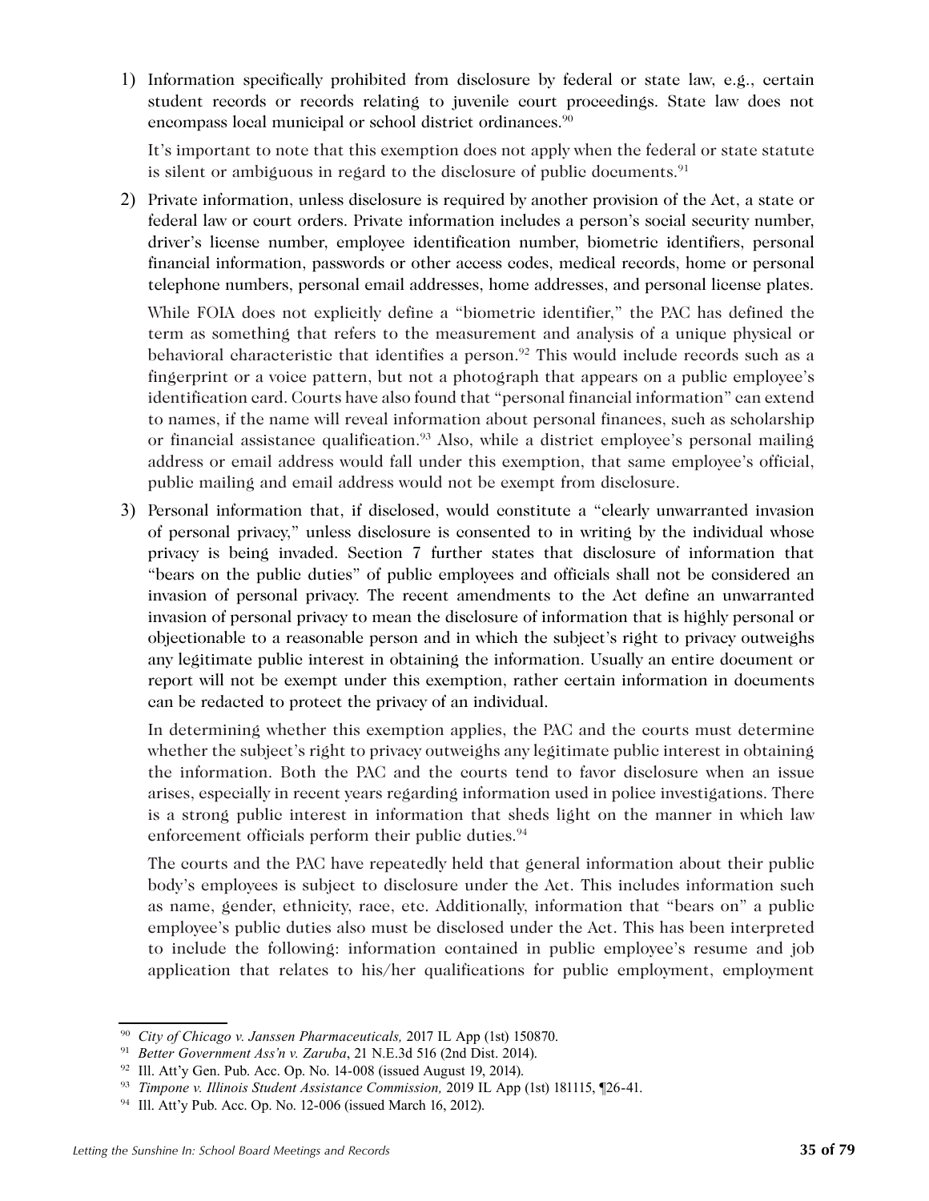1) Information specifically prohibited from disclosure by federal or state law, e.g., certain student records or records relating to juvenile court proceedings. State law does not encompass local municipal or school district ordinances.[90]

   It's important to note that this exemption does not apply when the federal or state statute is silent or ambiguous in regard to the disclosure of public documents.[91]

2) Private information, unless disclosure is required by another provision of the Act, a state or federal law or court orders. Private information includes a person's social security number, driver's license number, employee identification number, biometric identifiers, personal financial information, passwords or other access codes, medical records, home or personal telephone numbers, personal email addresses, home addresses, and personal license plates.

   While FOIA does not explicitly define a "biometric identifier," the PAC has defined the term as something that refers to the measurement and analysis of a unique physical or behavioral characteristic that identifies a person.[92] This would include records such as a fingerprint or a voice pattern, but not a photograph that appears on a public employee's identification card. Courts have also found that "personal financial information" can extend to names, if the name will reveal information about personal finances, such as scholarship or financial assistance qualification.[93] Also, while a district employee's personal mailing address or email address would fall under this exemption, that same employee's official, public mailing and email address would not be exempt from disclosure.

3) Personal information that, if disclosed, would constitute a "clearly unwarranted invasion of personal privacy," unless disclosure is consented to in writing by the individual whose privacy is being invaded. Section 7 further states that disclosure of information that "bears on the public duties" of public employees and officials shall not be considered an invasion of personal privacy. The recent amendments to the Act define an unwarranted invasion of personal privacy to mean the disclosure of information that is highly personal or objectionable to a reasonable person and in which the subject's right to privacy outweighs any legitimate public interest in obtaining the information. Usually an entire document or report will not be exempt under this exemption, rather certain information in documents can be redacted to protect the privacy of an individual.

   In determining whether this exemption applies, the PAC and the courts must determine whether the subject's right to privacy outweighs any legitimate public interest in obtaining the information. Both the PAC and the courts tend to favor disclosure when an issue arises, especially in recent years regarding information used in police investigations. There is a strong public interest in information that sheds light on the manner in which law enforcement officials perform their public duties.[94]

   The courts and the PAC have repeatedly held that general information about their public body's employees is subject to disclosure under the Act. This includes information such as name, gender, ethnicity, race, etc. Additionally, information that "bears on" a public employee's public duties also must be disclosed under the Act. This has been interpreted to include the following: information contained in public employee's resume and job application that relates to his/her qualifications for public employment, employment

---

[90] *City of Chicago v. Janssen Pharmaceuticals,* 2017 IL App (1st) 150870.

[91] *Better Government Ass'n v. Zaruba*, 21 N.E.3d 516 (2nd Dist. 2014).

[92] Ill. Att'y Gen. Pub. Acc. Op. No. 14-008 (issued August 19, 2014).

[93] *Timpone v. Illinois Student Assistance Commission,* 2019 IL App (1st) 181115, ¶26-41.

[94] Ill. Att'y Pub. Acc. Op. No. 12-006 (issued March 16, 2012).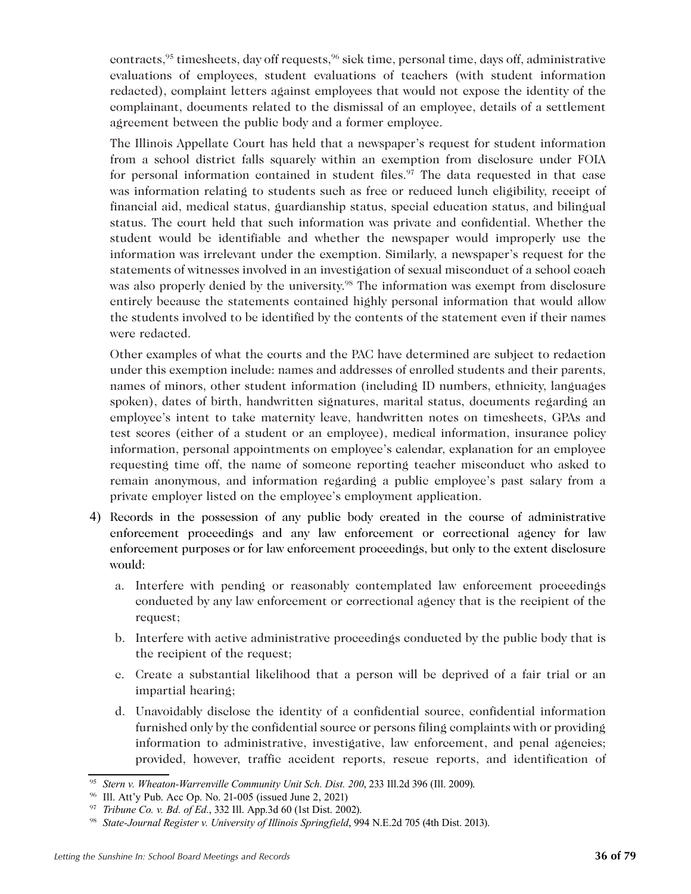contracts,[95] timesheets, day off requests,[96] sick time, personal time, days off, administrative evaluations of employees, student evaluations of teachers (with student information redacted), complaint letters against employees that would not expose the identity of the complainant, documents related to the dismissal of an employee, details of a settlement agreement between the public body and a former employee.

The Illinois Appellate Court has held that a newspaper's request for student information from a school district falls squarely within an exemption from disclosure under FOIA for personal information contained in student files.[97] The data requested in that case was information relating to students such as free or reduced lunch eligibility, receipt of financial aid, medical status, guardianship status, special education status, and bilingual status. The court held that such information was private and confidential. Whether the student would be identifiable and whether the newspaper would improperly use the information was irrelevant under the exemption. Similarly, a newspaper's request for the statements of witnesses involved in an investigation of sexual misconduct of a school coach was also properly denied by the university.[98] The information was exempt from disclosure entirely because the statements contained highly personal information that would allow the students involved to be identified by the contents of the statement even if their names were redacted.

Other examples of what the courts and the PAC have determined are subject to redaction under this exemption include: names and addresses of enrolled students and their parents, names of minors, other student information (including ID numbers, ethnicity, languages spoken), dates of birth, handwritten signatures, marital status, documents regarding an employee's intent to take maternity leave, handwritten notes on timesheets, GPAs and test scores (either of a student or an employee), medical information, insurance policy information, personal appointments on employee's calendar, explanation for an employee requesting time off, the name of someone reporting teacher misconduct who asked to remain anonymous, and information regarding a public employee's past salary from a private employer listed on the employee's employment application.

4) Records in the possession of any public body created in the course of administrative enforcement proceedings and any law enforcement or correctional agency for law enforcement purposes or for law enforcement proceedings, but only to the extent disclosure would:

   a. Interfere with pending or reasonably contemplated law enforcement proceedings conducted by any law enforcement or correctional agency that is the recipient of the request;

   b. Interfere with active administrative proceedings conducted by the public body that is the recipient of the request;

   c. Create a substantial likelihood that a person will be deprived of a fair trial or an impartial hearing;

   d. Unavoidably disclose the identity of a confidential source, confidential information furnished only by the confidential source or persons filing complaints with or providing information to administrative, investigative, law enforcement, and penal agencies; provided, however, traffic accident reports, rescue reports, and identification of

---

[95] *Stern v. Wheaton-Warrenville Community Unit Sch. Dist. 200*, 233 Ill.2d 396 (Ill. 2009).

[96] Ill. Att'y Pub. Acc Op. No. 21-005 (issued June 2, 2021)

[97] *Tribune Co. v. Bd. of Ed.*, 332 Ill. App.3d 60 (1st Dist. 2002).

[98] *State-Journal Register v. University of Illinois Springfield*, 994 N.E.2d 705 (4th Dist. 2013).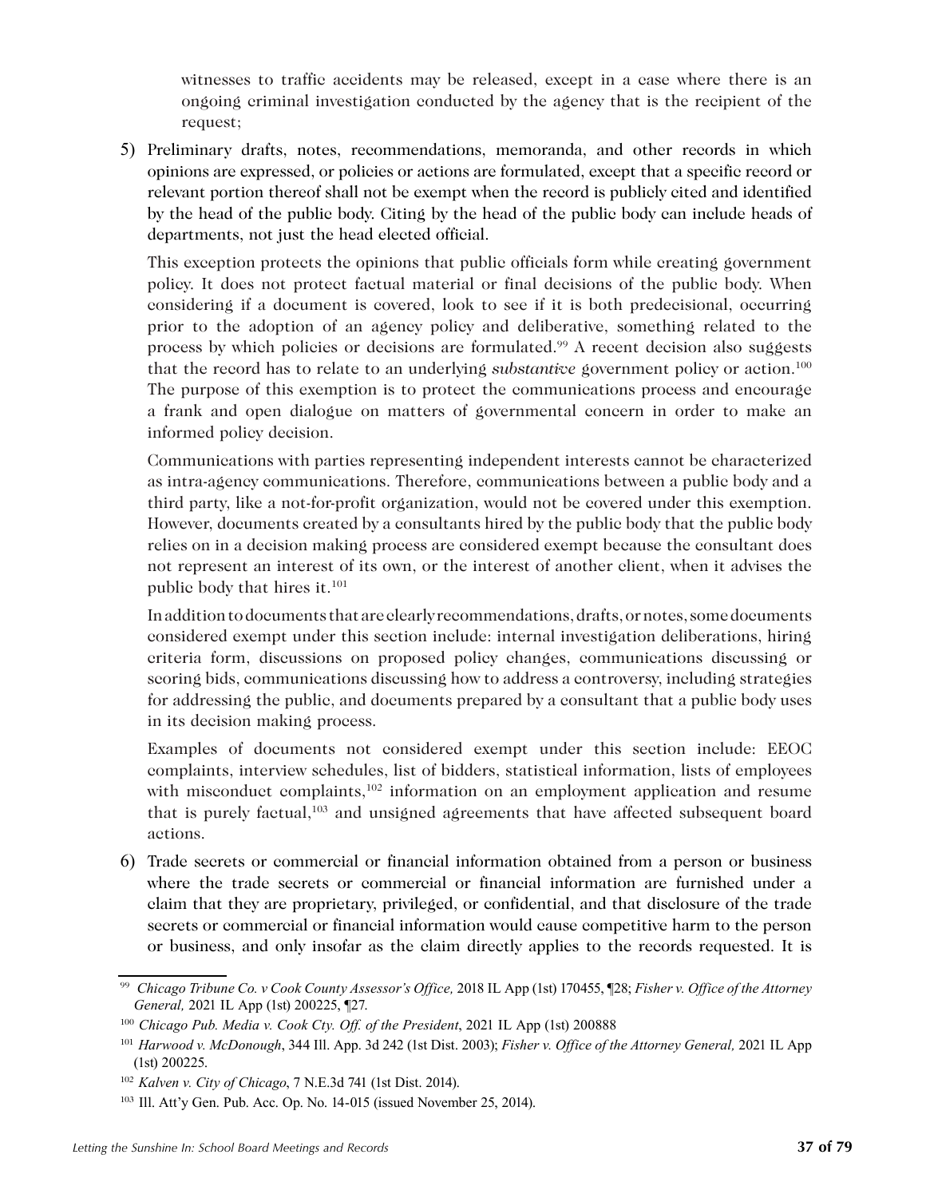witnesses to traffic accidents may be released, except in a case where there is an ongoing criminal investigation conducted by the agency that is the recipient of the request;

5) Preliminary drafts, notes, recommendations, memoranda, and other records in which opinions are expressed, or policies or actions are formulated, except that a specific record or relevant portion thereof shall not be exempt when the record is publicly cited and identified by the head of the public body. Citing by the head of the public body can include heads of departments, not just the head elected official.

   This exception protects the opinions that public officials form while creating government policy. It does not protect factual material or final decisions of the public body. When considering if a document is covered, look to see if it is both predecisional, occurring prior to the adoption of an agency policy and deliberative, something related to the process by which policies or decisions are formulated.[99] A recent decision also suggests that the record has to relate to an underlying *substantive* government policy or action.[100] The purpose of this exemption is to protect the communications process and encourage a frank and open dialogue on matters of governmental concern in order to make an informed policy decision.

   Communications with parties representing independent interests cannot be characterized as intra-agency communications. Therefore, communications between a public body and a third party, like a not-for-profit organization, would not be covered under this exemption. However, documents created by a consultants hired by the public body that the public body relies on in a decision making process are considered exempt because the consultant does not represent an interest of its own, or the interest of another client, when it advises the public body that hires it.[101]

   In addition to documents that are clearly recommendations, drafts, or notes, some documents considered exempt under this section include: internal investigation deliberations, hiring criteria form, discussions on proposed policy changes, communications discussing or scoring bids, communications discussing how to address a controversy, including strategies for addressing the public, and documents prepared by a consultant that a public body uses in its decision making process.

   Examples of documents not considered exempt under this section include: EEOC complaints, interview schedules, list of bidders, statistical information, lists of employees with misconduct complaints,[102] information on an employment application and resume that is purely factual,[103] and unsigned agreements that have affected subsequent board actions.

6) Trade secrets or commercial or financial information obtained from a person or business where the trade secrets or commercial or financial information are furnished under a claim that they are proprietary, privileged, or confidential, and that disclosure of the trade secrets or commercial or financial information would cause competitive harm to the person or business, and only insofar as the claim directly applies to the records requested. It is

---

[99] *Chicago Tribune Co. v Cook County Assessor's Office,* 2018 IL App (1st) 170455, ¶28; *Fisher v. Office of the Attorney General,* 2021 IL App (1st) 200225, ¶27.

[100] *Chicago Pub. Media v. Cook Cty. Off. of the President*, 2021 IL App (1st) 200888

[101] *Harwood v. McDonough*, 344 Ill. App. 3d 242 (1st Dist. 2003); *Fisher v. Office of the Attorney General,* 2021 IL App (1st) 200225.

[102] *Kalven v. City of Chicago*, 7 N.E.3d 741 (1st Dist. 2014).

[103] Ill. Att'y Gen. Pub. Acc. Op. No. 14-015 (issued November 25, 2014).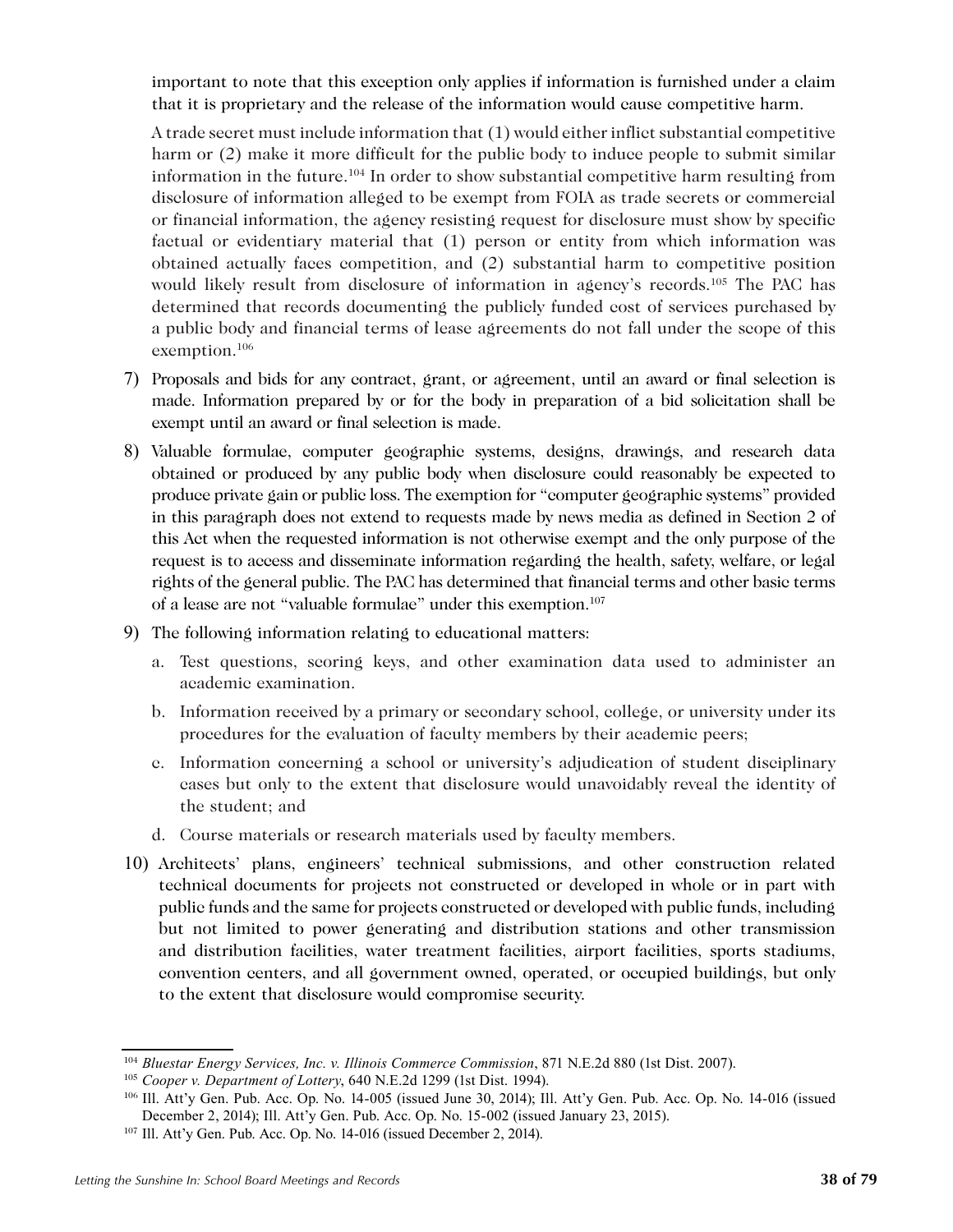important to note that this exception only applies if information is furnished under a claim that it is proprietary and the release of the information would cause competitive harm.

A trade secret must include information that (1) would either inflict substantial competitive harm or (2) make it more difficult for the public body to induce people to submit similar information in the future.[104] In order to show substantial competitive harm resulting from disclosure of information alleged to be exempt from FOIA as trade secrets or commercial or financial information, the agency resisting request for disclosure must show by specific factual or evidentiary material that (1) person or entity from which information was obtained actually faces competition, and (2) substantial harm to competitive position would likely result from disclosure of information in agency's records.[105] The PAC has determined that records documenting the publicly funded cost of services purchased by a public body and financial terms of lease agreements do not fall under the scope of this exemption.[106]

7) Proposals and bids for any contract, grant, or agreement, until an award or final selection is made. Information prepared by or for the body in preparation of a bid solicitation shall be exempt until an award or final selection is made.

8) Valuable formulae, computer geographic systems, designs, drawings, and research data obtained or produced by any public body when disclosure could reasonably be expected to produce private gain or public loss. The exemption for "computer geographic systems" provided in this paragraph does not extend to requests made by news media as defined in Section 2 of this Act when the requested information is not otherwise exempt and the only purpose of the request is to access and disseminate information regarding the health, safety, welfare, or legal rights of the general public. The PAC has determined that financial terms and other basic terms of a lease are not "valuable formulae" under this exemption.[107]

9) The following information relating to educational matters:

   a. Test questions, scoring keys, and other examination data used to administer an academic examination.

   b. Information received by a primary or secondary school, college, or university under its procedures for the evaluation of faculty members by their academic peers;

   c. Information concerning a school or university's adjudication of student disciplinary cases but only to the extent that disclosure would unavoidably reveal the identity of the student; and

   d. Course materials or research materials used by faculty members.

10) Architects' plans, engineers' technical submissions, and other construction related technical documents for projects not constructed or developed in whole or in part with public funds and the same for projects constructed or developed with public funds, including but not limited to power generating and distribution stations and other transmission and distribution facilities, water treatment facilities, airport facilities, sports stadiums, convention centers, and all government owned, operated, or occupied buildings, but only to the extent that disclosure would compromise security.

---

[104] *Bluestar Energy Services, Inc. v. Illinois Commerce Commission*, 871 N.E.2d 880 (1st Dist. 2007).

[105] *Cooper v. Department of Lottery*, 640 N.E.2d 1299 (1st Dist. 1994).

[106] Ill. Att'y Gen. Pub. Acc. Op. No. 14-005 (issued June 30, 2014); Ill. Att'y Gen. Pub. Acc. Op. No. 14-016 (issued December 2, 2014); Ill. Att'y Gen. Pub. Acc. Op. No. 15-002 (issued January 23, 2015).

[107] Ill. Att'y Gen. Pub. Acc. Op. No. 14-016 (issued December 2, 2014).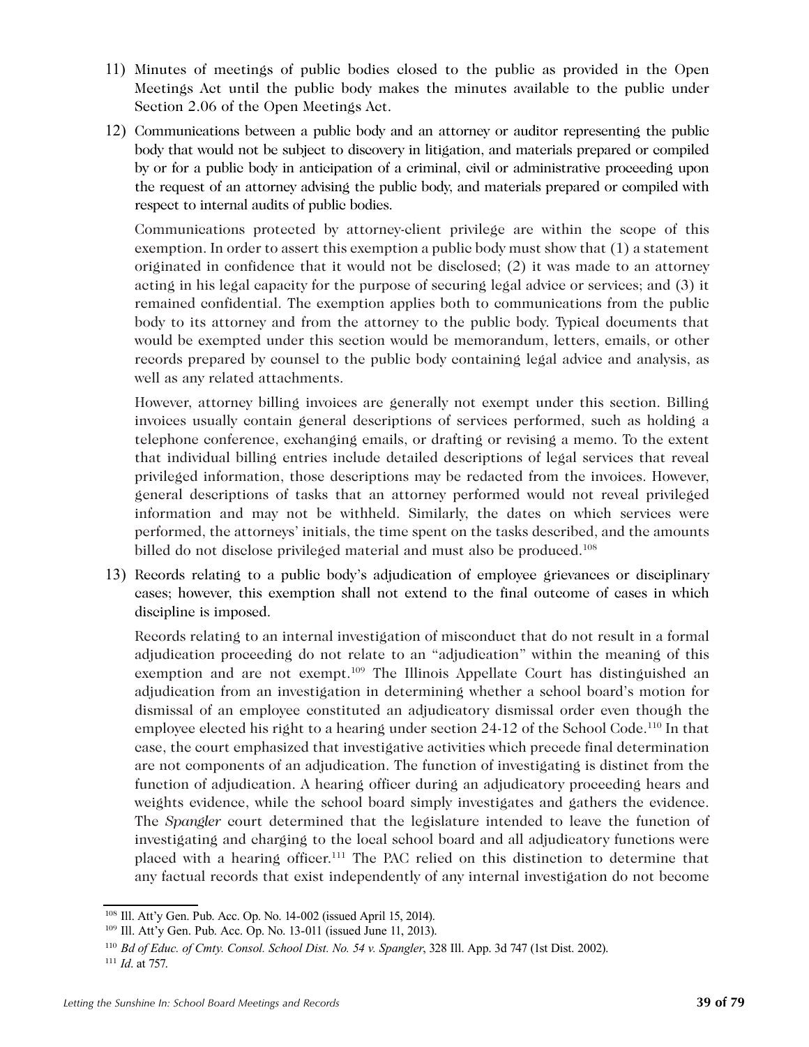11) Minutes of meetings of public bodies closed to the public as provided in the Open Meetings Act until the public body makes the minutes available to the public under Section 2.06 of the Open Meetings Act.

12) Communications between a public body and an attorney or auditor representing the public body that would not be subject to discovery in litigation, and materials prepared or compiled by or for a public body in anticipation of a criminal, civil or administrative proceeding upon the request of an attorney advising the public body, and materials prepared or compiled with respect to internal audits of public bodies.

    Communications protected by attorney-client privilege are within the scope of this exemption. In order to assert this exemption a public body must show that (1) a statement originated in confidence that it would not be disclosed; (2) it was made to an attorney acting in his legal capacity for the purpose of securing legal advice or services; and (3) it remained confidential. The exemption applies both to communications from the public body to its attorney and from the attorney to the public body. Typical documents that would be exempted under this section would be memorandum, letters, emails, or other records prepared by counsel to the public body containing legal advice and analysis, as well as any related attachments.

    However, attorney billing invoices are generally not exempt under this section. Billing invoices usually contain general descriptions of services performed, such as holding a telephone conference, exchanging emails, or drafting or revising a memo. To the extent that individual billing entries include detailed descriptions of legal services that reveal privileged information, those descriptions may be redacted from the invoices. However, general descriptions of tasks that an attorney performed would not reveal privileged information and may not be withheld. Similarly, the dates on which services were performed, the attorneys' initials, the time spent on the tasks described, and the amounts billed do not disclose privileged material and must also be produced.[108]

13) Records relating to a public body's adjudication of employee grievances or disciplinary cases; however, this exemption shall not extend to the final outcome of cases in which discipline is imposed.

    Records relating to an internal investigation of misconduct that do not result in a formal adjudication proceeding do not relate to an "adjudication" within the meaning of this exemption and are not exempt.[109] The Illinois Appellate Court has distinguished an adjudication from an investigation in determining whether a school board's motion for dismissal of an employee constituted an adjudicatory dismissal order even though the employee elected his right to a hearing under section 24-12 of the School Code.[110] In that case, the court emphasized that investigative activities which precede final determination are not components of an adjudication. The function of investigating is distinct from the function of adjudication. A hearing officer during an adjudicatory proceeding hears and weights evidence, while the school board simply investigates and gathers the evidence. The *Spangler* court determined that the legislature intended to leave the function of investigating and charging to the local school board and all adjudicatory functions were placed with a hearing officer.[111] The PAC relied on this distinction to determine that any factual records that exist independently of any internal investigation do not become

---

[108] Ill. Att'y Gen. Pub. Acc. Op. No. 14-002 (issued April 15, 2014).

[109] Ill. Att'y Gen. Pub. Acc. Op. No. 13-011 (issued June 11, 2013).

[110] *Bd of Educ. of Cmty. Consol. School Dist. No. 54 v. Spangler*, 328 Ill. App. 3d 747 (1st Dist. 2002).

[111] *Id*. at 757.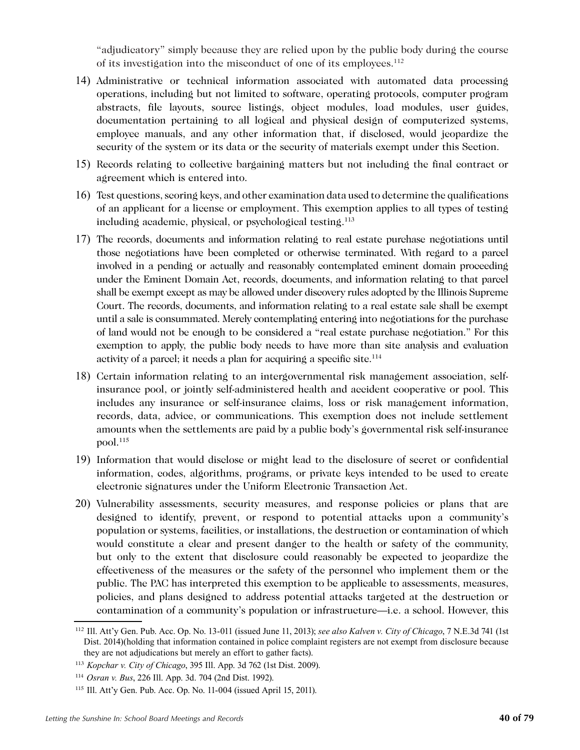"adjudicatory" simply because they are relied upon by the public body during the course of its investigation into the misconduct of one of its employees.[112]

14) Administrative or technical information associated with automated data processing operations, including but not limited to software, operating protocols, computer program abstracts, file layouts, source listings, object modules, load modules, user guides, documentation pertaining to all logical and physical design of computerized systems, employee manuals, and any other information that, if disclosed, would jeopardize the security of the system or its data or the security of materials exempt under this Section.

15) Records relating to collective bargaining matters but not including the final contract or agreement which is entered into.

16) Test questions, scoring keys, and other examination data used to determine the qualifications of an applicant for a license or employment. This exemption applies to all types of testing including academic, physical, or psychological testing.[113]

17) The records, documents and information relating to real estate purchase negotiations until those negotiations have been completed or otherwise terminated. With regard to a parcel involved in a pending or actually and reasonably contemplated eminent domain proceeding under the Eminent Domain Act, records, documents, and information relating to that parcel shall be exempt except as may be allowed under discovery rules adopted by the Illinois Supreme Court. The records, documents, and information relating to a real estate sale shall be exempt until a sale is consummated. Merely contemplating entering into negotiations for the purchase of land would not be enough to be considered a "real estate purchase negotiation." For this exemption to apply, the public body needs to have more than site analysis and evaluation activity of a parcel; it needs a plan for acquiring a specific site.[114]

18) Certain information relating to an intergovernmental risk management association, self-insurance pool, or jointly self-administered health and accident cooperative or pool. This includes any insurance or self-insurance claims, loss or risk management information, records, data, advice, or communications. This exemption does not include settlement amounts when the settlements are paid by a public body's governmental risk self-insurance pool.[115]

19) Information that would disclose or might lead to the disclosure of secret or confidential information, codes, algorithms, programs, or private keys intended to be used to create electronic signatures under the Uniform Electronic Transaction Act.

20) Vulnerability assessments, security measures, and response policies or plans that are designed to identify, prevent, or respond to potential attacks upon a community's population or systems, facilities, or installations, the destruction or contamination of which would constitute a clear and present danger to the health or safety of the community, but only to the extent that disclosure could reasonably be expected to jeopardize the effectiveness of the measures or the safety of the personnel who implement them or the public. The PAC has interpreted this exemption to be applicable to assessments, measures, policies, and plans designed to address potential attacks targeted at the destruction or contamination of a community's population or infrastructure—i.e. a school. However, this

---

[112] Ill. Att'y Gen. Pub. Acc. Op. No. 13-011 (issued June 11, 2013); *see also Kalven v. City of Chicago*, 7 N.E.3d 741 (1st Dist. 2014)(holding that information contained in police complaint registers are not exempt from disclosure because they are not adjudications but merely an effort to gather facts).

[113] *Kopchar v. City of Chicago*, 395 Ill. App. 3d 762 (1st Dist. 2009).

[114] *Osran v. Bus*, 226 Ill. App. 3d. 704 (2nd Dist. 1992).

[115] Ill. Att'y Gen. Pub. Acc. Op. No. 11-004 (issued April 15, 2011).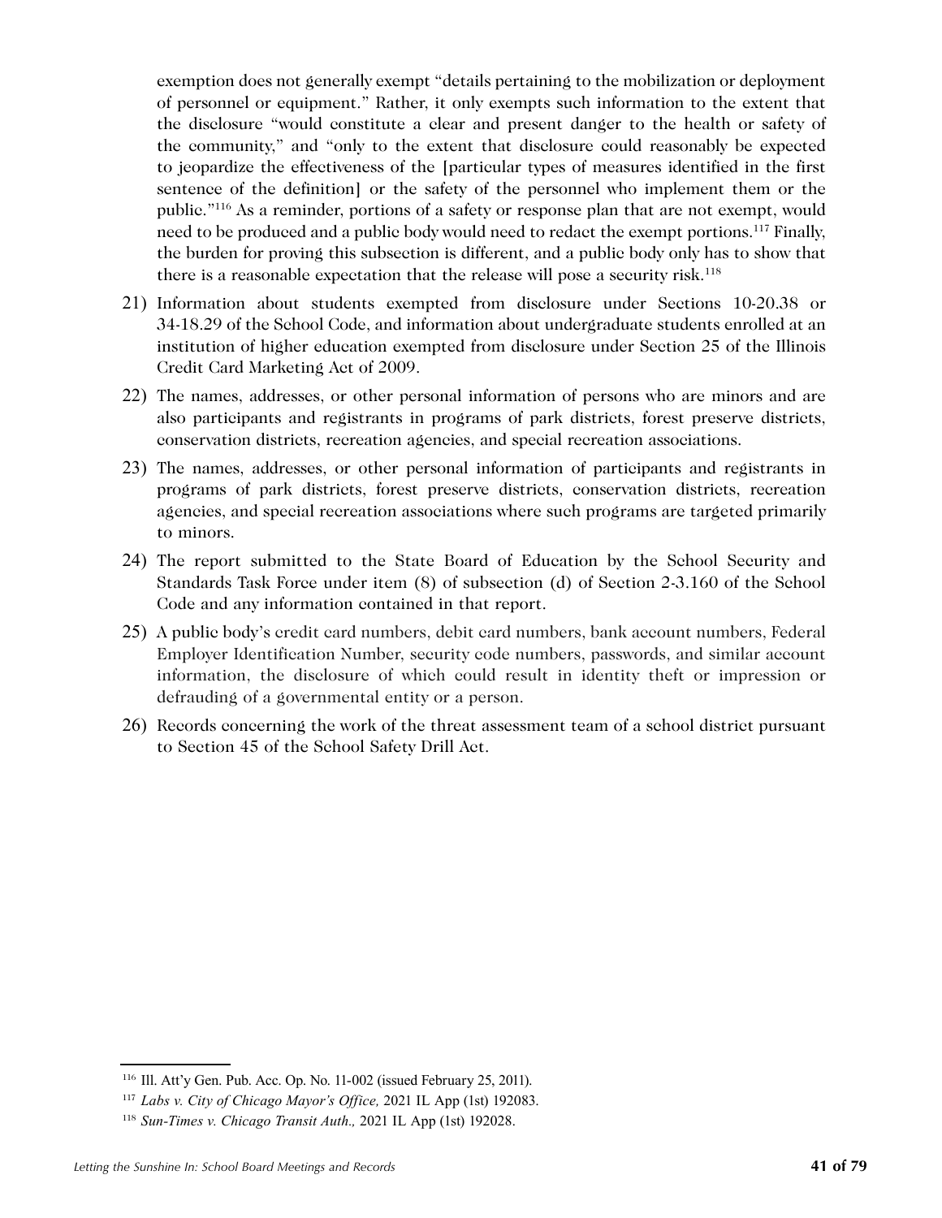exemption does not generally exempt "details pertaining to the mobilization or deployment of personnel or equipment." Rather, it only exempts such information to the extent that the disclosure "would constitute a clear and present danger to the health or safety of the community," and "only to the extent that disclosure could reasonably be expected to jeopardize the effectiveness of the [particular types of measures identified in the first sentence of the definition] or the safety of the personnel who implement them or the public."[116] As a reminder, portions of a safety or response plan that are not exempt, would need to be produced and a public body would need to redact the exempt portions.[117] Finally, the burden for proving this subsection is different, and a public body only has to show that there is a reasonable expectation that the release will pose a security risk.[118]

21) Information about students exempted from disclosure under Sections 10-20.38 or 34-18.29 of the School Code, and information about undergraduate students enrolled at an institution of higher education exempted from disclosure under Section 25 of the Illinois Credit Card Marketing Act of 2009.
22) The names, addresses, or other personal information of persons who are minors and are also participants and registrants in programs of park districts, forest preserve districts, conservation districts, recreation agencies, and special recreation associations.
23) The names, addresses, or other personal information of participants and registrants in programs of park districts, forest preserve districts, conservation districts, recreation agencies, and special recreation associations where such programs are targeted primarily to minors.
24) The report submitted to the State Board of Education by the School Security and Standards Task Force under item (8) of subsection (d) of Section 2-3.160 of the School Code and any information contained in that report.
25) A public body's credit card numbers, debit card numbers, bank account numbers, Federal Employer Identification Number, security code numbers, passwords, and similar account information, the disclosure of which could result in identity theft or impression or defrauding of a governmental entity or a person.
26) Records concerning the work of the threat assessment team of a school district pursuant to Section 45 of the School Safety Drill Act.

---

[116] Ill. Att'y Gen. Pub. Acc. Op. No. 11-002 (issued February 25, 2011).

[117] *Labs v. City of Chicago Mayor's Office,* 2021 IL App (1st) 192083.

[118] *Sun-Times v. Chicago Transit Auth.,* 2021 IL App (1st) 192028.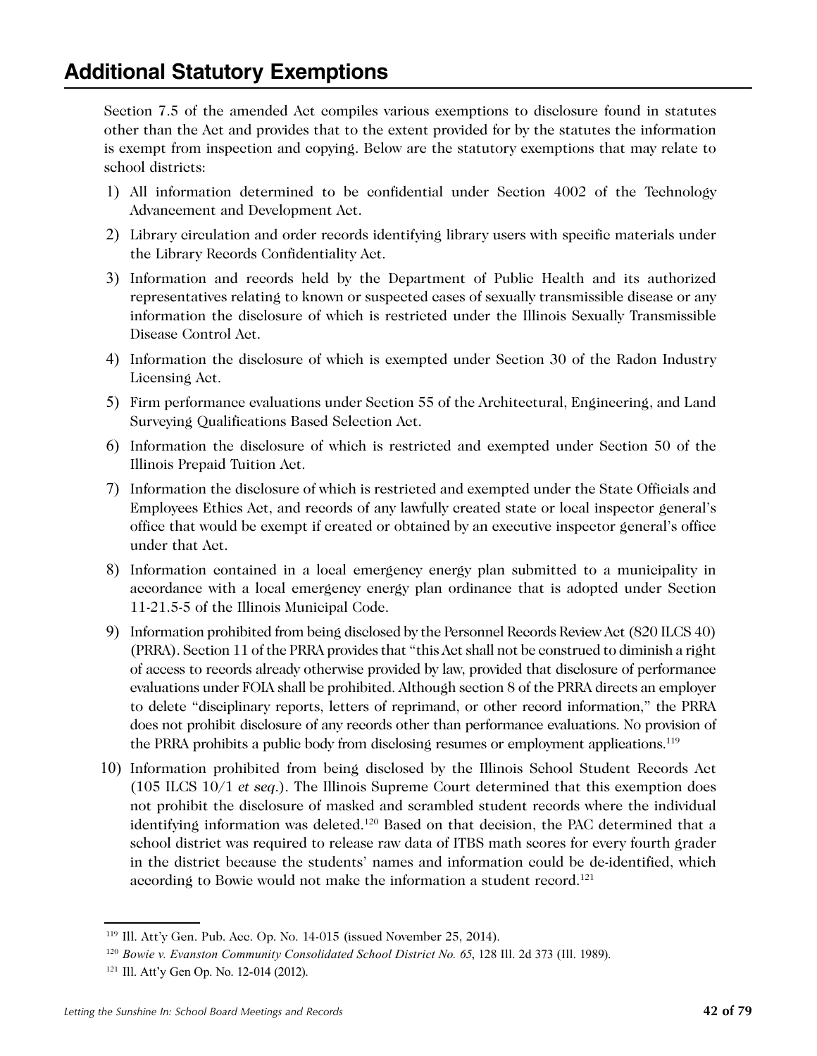## Additional Statutory Exemptions

Section 7.5 of the amended Act compiles various exemptions to disclosure found in statutes other than the Act and provides that to the extent provided for by the statutes the information is exempt from inspection and copying. Below are the statutory exemptions that may relate to school districts:

1) All information determined to be confidential under Section 4002 of the Technology Advancement and Development Act.
2) Library circulation and order records identifying library users with specific materials under the Library Records Confidentiality Act.
3) Information and records held by the Department of Public Health and its authorized representatives relating to known or suspected cases of sexually transmissible disease or any information the disclosure of which is restricted under the Illinois Sexually Transmissible Disease Control Act.
4) Information the disclosure of which is exempted under Section 30 of the Radon Industry Licensing Act.
5) Firm performance evaluations under Section 55 of the Architectural, Engineering, and Land Surveying Qualifications Based Selection Act.
6) Information the disclosure of which is restricted and exempted under Section 50 of the Illinois Prepaid Tuition Act.
7) Information the disclosure of which is restricted and exempted under the State Officials and Employees Ethics Act, and records of any lawfully created state or local inspector general's office that would be exempt if created or obtained by an executive inspector general's office under that Act.
8) Information contained in a local emergency energy plan submitted to a municipality in accordance with a local emergency energy plan ordinance that is adopted under Section 11-21.5-5 of the Illinois Municipal Code.
9) Information prohibited from being disclosed by the Personnel Records Review Act (820 ILCS 40) (PRRA). Section 11 of the PRRA provides that "this Act shall not be construed to diminish a right of access to records already otherwise provided by law, provided that disclosure of performance evaluations under FOIA shall be prohibited. Although section 8 of the PRRA directs an employer to delete "disciplinary reports, letters of reprimand, or other record information," the PRRA does not prohibit disclosure of any records other than performance evaluations. No provision of the PRRA prohibits a public body from disclosing resumes or employment applications.[119]
10) Information prohibited from being disclosed by the Illinois School Student Records Act (105 ILCS 10/1 *et seq.*). The Illinois Supreme Court determined that this exemption does not prohibit the disclosure of masked and scrambled student records where the individual identifying information was deleted.[120] Based on that decision, the PAC determined that a school district was required to release raw data of ITBS math scores for every fourth grader in the district because the students' names and information could be de-identified, which according to Bowie would not make the information a student record.[121]

---

[119] Ill. Att'y Gen. Pub. Acc. Op. No. 14-015 (issued November 25, 2014).

[120] *Bowie v. Evanston Community Consolidated School District No. 65*, 128 Ill. 2d 373 (Ill. 1989).

[121] Ill. Att'y Gen Op. No. 12-014 (2012).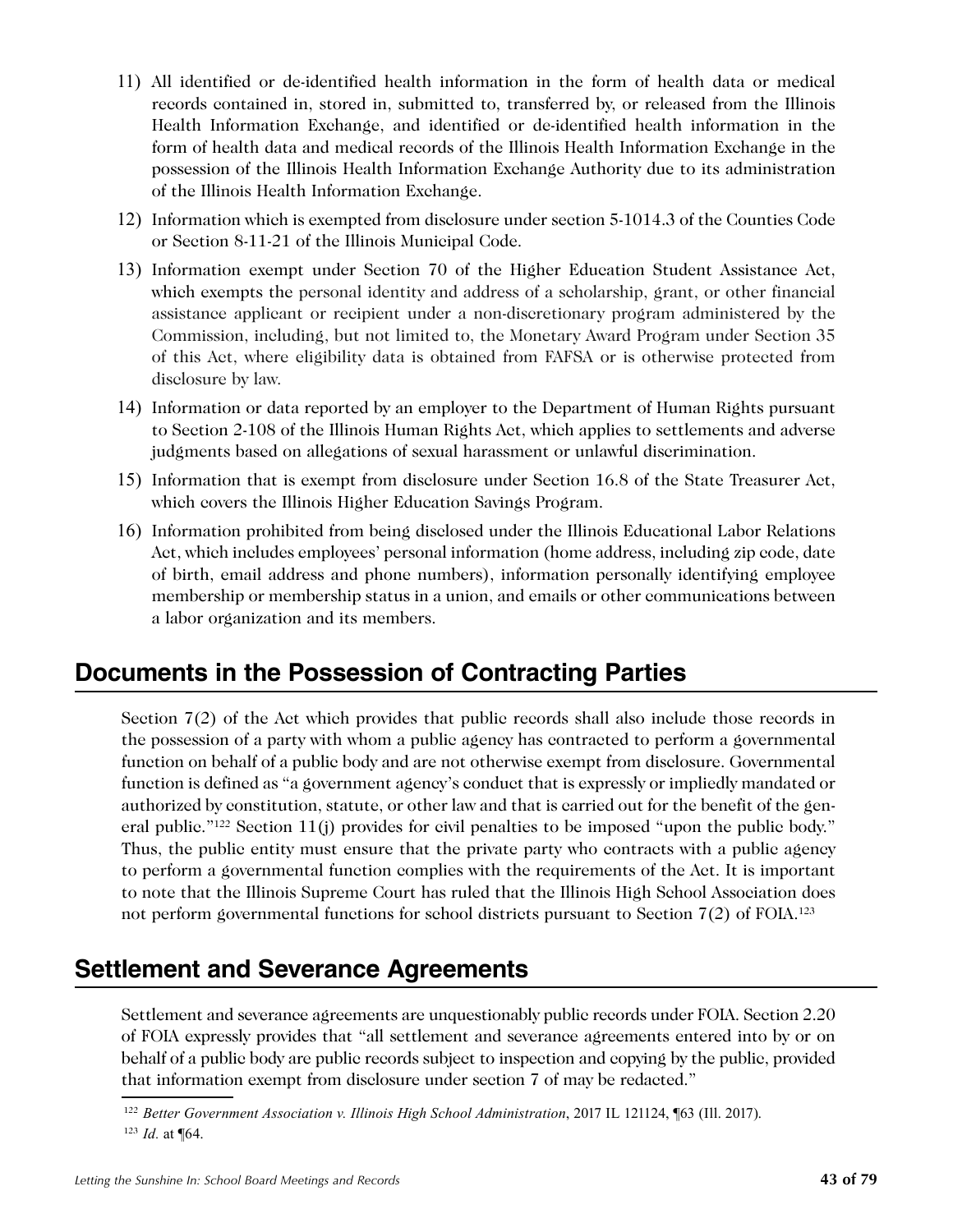11) All identified or de-identified health information in the form of health data or medical records contained in, stored in, submitted to, transferred by, or released from the Illinois Health Information Exchange, and identified or de-identified health information in the form of health data and medical records of the Illinois Health Information Exchange in the possession of the Illinois Health Information Exchange Authority due to its administration of the Illinois Health Information Exchange.
12) Information which is exempted from disclosure under section 5-1014.3 of the Counties Code or Section 8-11-21 of the Illinois Municipal Code.
13) Information exempt under Section 70 of the Higher Education Student Assistance Act, which exempts the personal identity and address of a scholarship, grant, or other financial assistance applicant or recipient under a non-discretionary program administered by the Commission, including, but not limited to, the Monetary Award Program under Section 35 of this Act, where eligibility data is obtained from FAFSA or is otherwise protected from disclosure by law.
14) Information or data reported by an employer to the Department of Human Rights pursuant to Section 2-108 of the Illinois Human Rights Act, which applies to settlements and adverse judgments based on allegations of sexual harassment or unlawful discrimination.
15) Information that is exempt from disclosure under Section 16.8 of the State Treasurer Act, which covers the Illinois Higher Education Savings Program.
16) Information prohibited from being disclosed under the Illinois Educational Labor Relations Act, which includes employees' personal information (home address, including zip code, date of birth, email address and phone numbers), information personally identifying employee membership or membership status in a union, and emails or other communications between a labor organization and its members.

## Documents in the Possession of Contracting Parties

Section 7(2) of the Act which provides that public records shall also include those records in the possession of a party with whom a public agency has contracted to perform a governmental function on behalf of a public body and are not otherwise exempt from disclosure. Governmental function is defined as "a government agency's conduct that is expressly or impliedly mandated or authorized by constitution, statute, or other law and that is carried out for the benefit of the general public."[122] Section 11(j) provides for civil penalties to be imposed "upon the public body." Thus, the public entity must ensure that the private party who contracts with a public agency to perform a governmental function complies with the requirements of the Act. It is important to note that the Illinois Supreme Court has ruled that the Illinois High School Association does not perform governmental functions for school districts pursuant to Section 7(2) of FOIA.[123]

## Settlement and Severance Agreements

Settlement and severance agreements are unquestionably public records under FOIA. Section 2.20 of FOIA expressly provides that "all settlement and severance agreements entered into by or on behalf of a public body are public records subject to inspection and copying by the public, provided that information exempt from disclosure under section 7 of may be redacted."

[122] *Better Government Association v. Illinois High School Administration*, 2017 IL 121124, ¶63 (Ill. 2017).

[123] *Id.* at ¶64.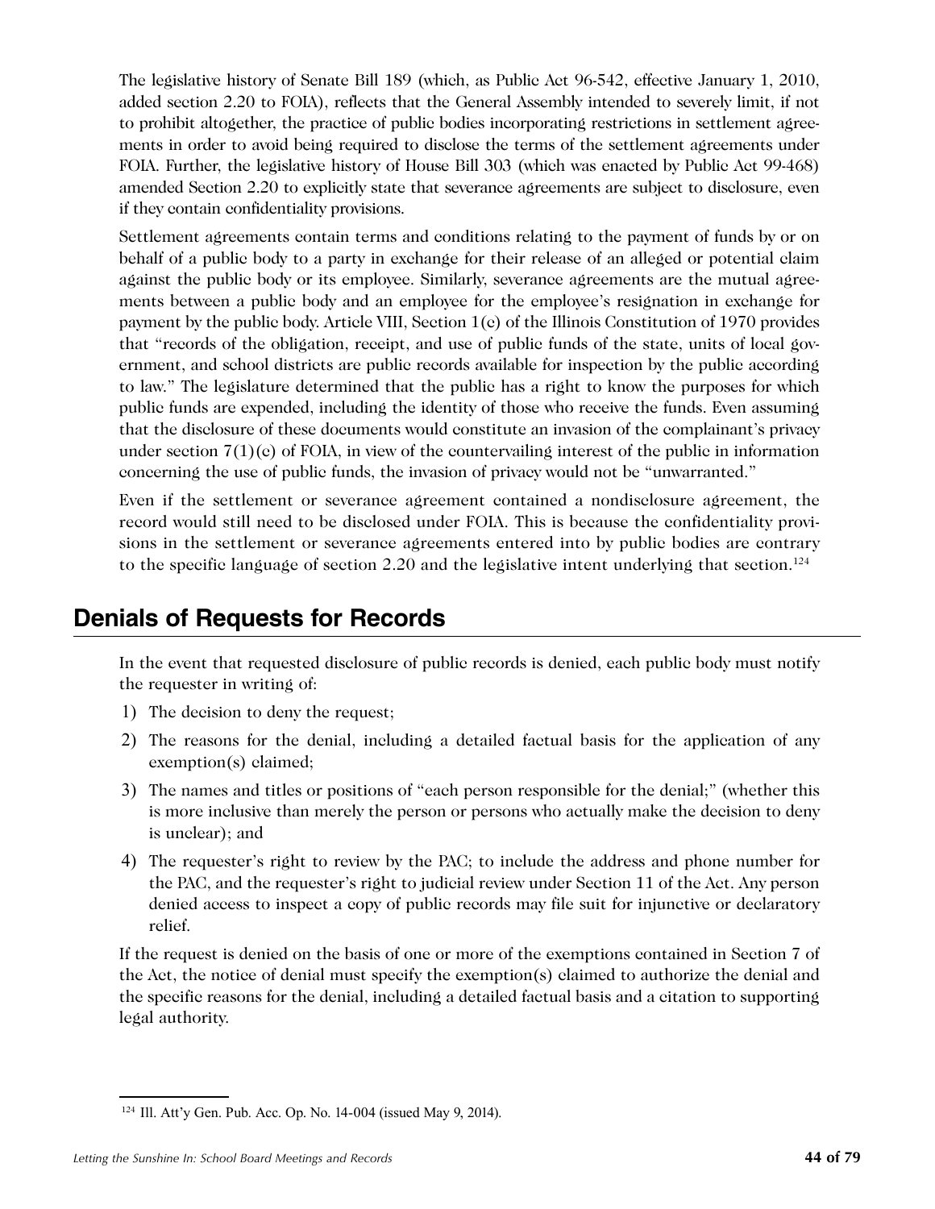The legislative history of Senate Bill 189 (which, as Public Act 96-542, effective January 1, 2010, added section 2.20 to FOIA), reflects that the General Assembly intended to severely limit, if not to prohibit altogether, the practice of public bodies incorporating restrictions in settlement agreements in order to avoid being required to disclose the terms of the settlement agreements under FOIA. Further, the legislative history of House Bill 303 (which was enacted by Public Act 99-468) amended Section 2.20 to explicitly state that severance agreements are subject to disclosure, even if they contain confidentiality provisions.

Settlement agreements contain terms and conditions relating to the payment of funds by or on behalf of a public body to a party in exchange for their release of an alleged or potential claim against the public body or its employee. Similarly, severance agreements are the mutual agreements between a public body and an employee for the employee's resignation in exchange for payment by the public body. Article VIII, Section 1(c) of the Illinois Constitution of 1970 provides that "records of the obligation, receipt, and use of public funds of the state, units of local government, and school districts are public records available for inspection by the public according to law." The legislature determined that the public has a right to know the purposes for which public funds are expended, including the identity of those who receive the funds. Even assuming that the disclosure of these documents would constitute an invasion of the complainant's privacy under section 7(1)(c) of FOIA, in view of the countervailing interest of the public in information concerning the use of public funds, the invasion of privacy would not be "unwarranted."

Even if the settlement or severance agreement contained a nondisclosure agreement, the record would still need to be disclosed under FOIA. This is because the confidentiality provisions in the settlement or severance agreements entered into by public bodies are contrary to the specific language of section 2.20 and the legislative intent underlying that section.[124]

## Denials of Requests for Records

In the event that requested disclosure of public records is denied, each public body must notify the requester in writing of:

1) The decision to deny the request;
2) The reasons for the denial, including a detailed factual basis for the application of any exemption(s) claimed;
3) The names and titles or positions of "each person responsible for the denial;" (whether this is more inclusive than merely the person or persons who actually make the decision to deny is unclear); and
4) The requester's right to review by the PAC; to include the address and phone number for the PAC, and the requester's right to judicial review under Section 11 of the Act. Any person denied access to inspect a copy of public records may file suit for injunctive or declaratory relief.

If the request is denied on the basis of one or more of the exemptions contained in Section 7 of the Act, the notice of denial must specify the exemption(s) claimed to authorize the denial and the specific reasons for the denial, including a detailed factual basis and a citation to supporting legal authority.

[124] Ill. Att'y Gen. Pub. Acc. Op. No. 14-004 (issued May 9, 2014).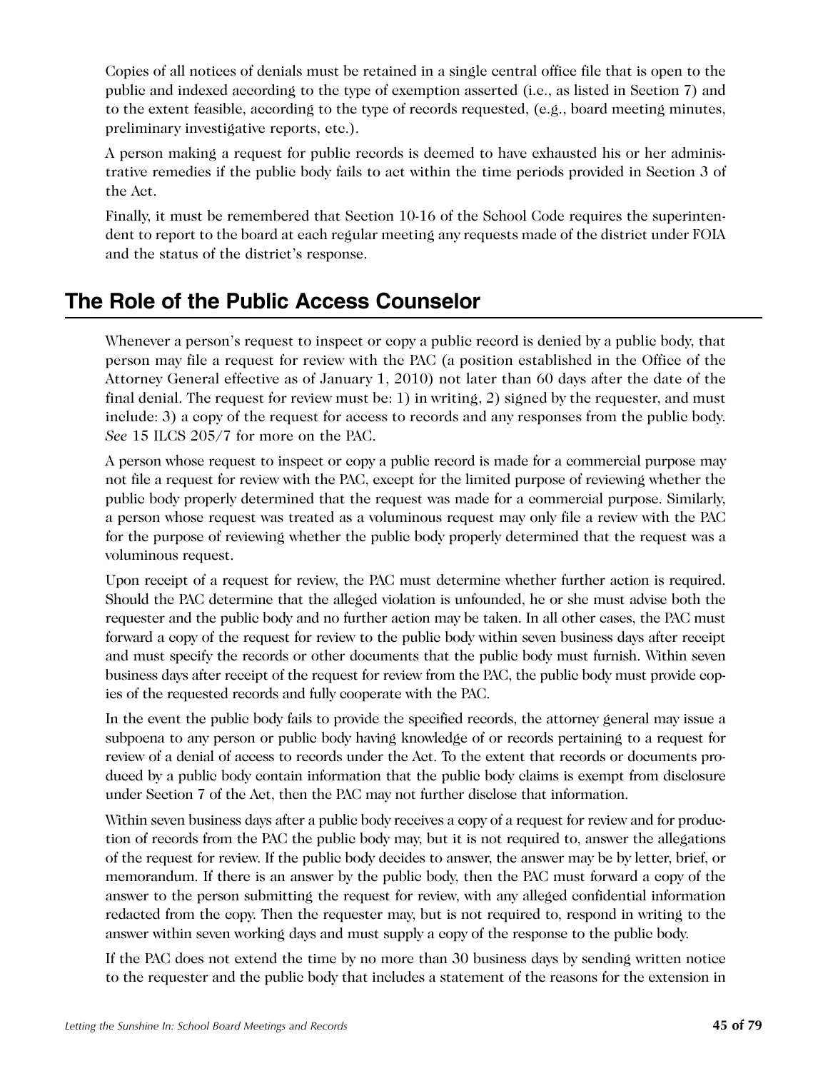Copies of all notices of denials must be retained in a single central office file that is open to the public and indexed according to the type of exemption asserted (i.e., as listed in Section 7) and to the extent feasible, according to the type of records requested, (e.g., board meeting minutes, preliminary investigative reports, etc.).

A person making a request for public records is deemed to have exhausted his or her administrative remedies if the public body fails to act within the time periods provided in Section 3 of the Act.

Finally, it must be remembered that Section 10-16 of the School Code requires the superintendent to report to the board at each regular meeting any requests made of the district under FOIA and the status of the district's response.

## The Role of the Public Access Counselor

Whenever a person's request to inspect or copy a public record is denied by a public body, that person may file a request for review with the PAC (a position established in the Office of the Attorney General effective as of January 1, 2010) not later than 60 days after the date of the final denial. The request for review must be: 1) in writing, 2) signed by the requester, and must include: 3) a copy of the request for access to records and any responses from the public body. *See* 15 ILCS 205/7 for more on the PAC.

A person whose request to inspect or copy a public record is made for a commercial purpose may not file a request for review with the PAC, except for the limited purpose of reviewing whether the public body properly determined that the request was made for a commercial purpose. Similarly, a person whose request was treated as a voluminous request may only file a review with the PAC for the purpose of reviewing whether the public body properly determined that the request was a voluminous request.

Upon receipt of a request for review, the PAC must determine whether further action is required. Should the PAC determine that the alleged violation is unfounded, he or she must advise both the requester and the public body and no further action may be taken. In all other cases, the PAC must forward a copy of the request for review to the public body within seven business days after receipt and must specify the records or other documents that the public body must furnish. Within seven business days after receipt of the request for review from the PAC, the public body must provide copies of the requested records and fully cooperate with the PAC.

In the event the public body fails to provide the specified records, the attorney general may issue a subpoena to any person or public body having knowledge of or records pertaining to a request for review of a denial of access to records under the Act. To the extent that records or documents produced by a public body contain information that the public body claims is exempt from disclosure under Section 7 of the Act, then the PAC may not further disclose that information.

Within seven business days after a public body receives a copy of a request for review and for production of records from the PAC the public body may, but it is not required to, answer the allegations of the request for review. If the public body decides to answer, the answer may be by letter, brief, or memorandum. If there is an answer by the public body, then the PAC must forward a copy of the answer to the person submitting the request for review, with any alleged confidential information redacted from the copy. Then the requester may, but is not required to, respond in writing to the answer within seven working days and must supply a copy of the response to the public body.

If the PAC does not extend the time by no more than 30 business days by sending written notice to the requester and the public body that includes a statement of the reasons for the extension in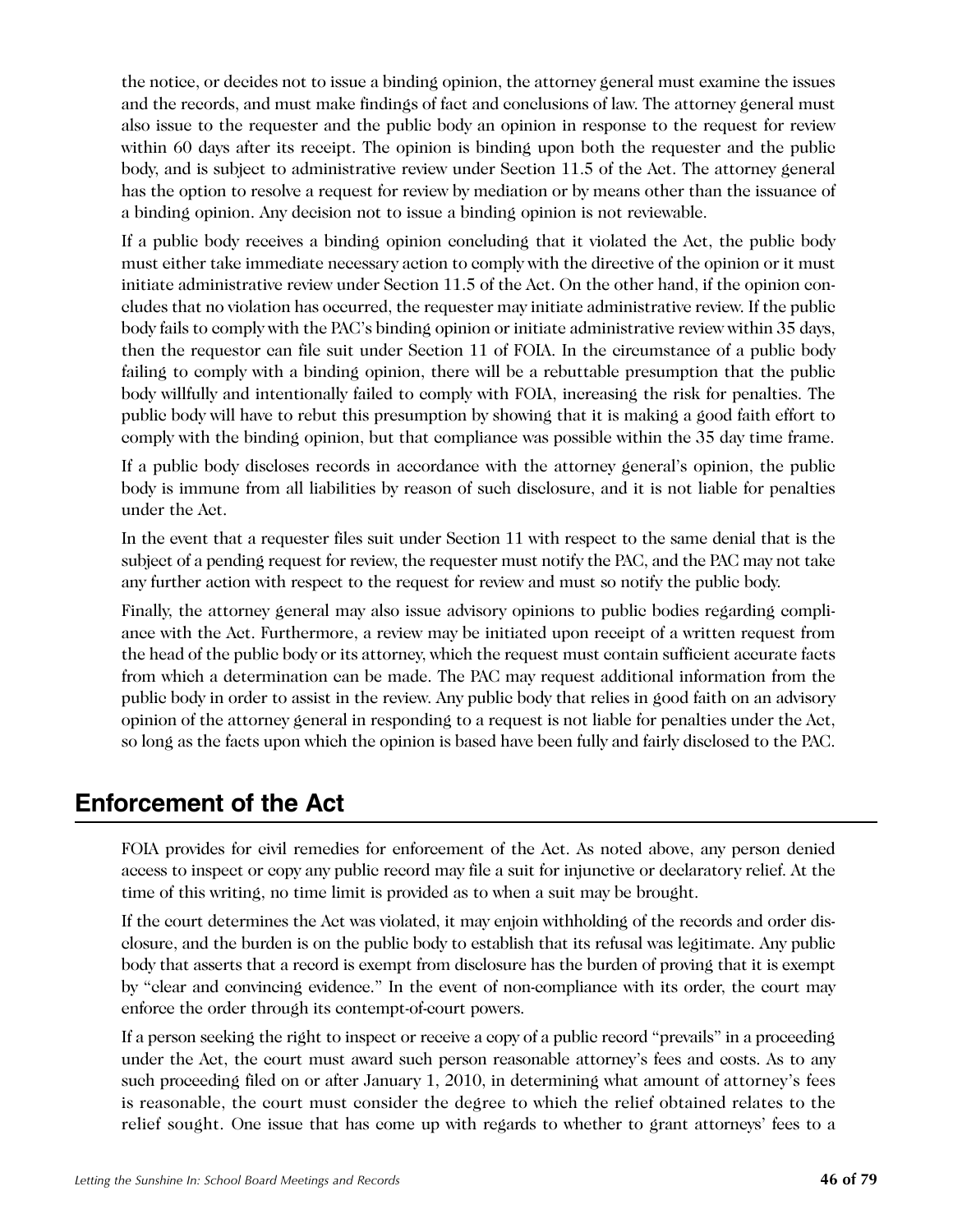the notice, or decides not to issue a binding opinion, the attorney general must examine the issues and the records, and must make findings of fact and conclusions of law. The attorney general must also issue to the requester and the public body an opinion in response to the request for review within 60 days after its receipt. The opinion is binding upon both the requester and the public body, and is subject to administrative review under Section 11.5 of the Act. The attorney general has the option to resolve a request for review by mediation or by means other than the issuance of a binding opinion. Any decision not to issue a binding opinion is not reviewable.

If a public body receives a binding opinion concluding that it violated the Act, the public body must either take immediate necessary action to comply with the directive of the opinion or it must initiate administrative review under Section 11.5 of the Act. On the other hand, if the opinion concludes that no violation has occurred, the requester may initiate administrative review. If the public body fails to comply with the PAC's binding opinion or initiate administrative review within 35 days, then the requestor can file suit under Section 11 of FOIA. In the circumstance of a public body failing to comply with a binding opinion, there will be a rebuttable presumption that the public body willfully and intentionally failed to comply with FOIA, increasing the risk for penalties. The public body will have to rebut this presumption by showing that it is making a good faith effort to comply with the binding opinion, but that compliance was possible within the 35 day time frame.

If a public body discloses records in accordance with the attorney general's opinion, the public body is immune from all liabilities by reason of such disclosure, and it is not liable for penalties under the Act.

In the event that a requester files suit under Section 11 with respect to the same denial that is the subject of a pending request for review, the requester must notify the PAC, and the PAC may not take any further action with respect to the request for review and must so notify the public body.

Finally, the attorney general may also issue advisory opinions to public bodies regarding compliance with the Act. Furthermore, a review may be initiated upon receipt of a written request from the head of the public body or its attorney, which the request must contain sufficient accurate facts from which a determination can be made. The PAC may request additional information from the public body in order to assist in the review. Any public body that relies in good faith on an advisory opinion of the attorney general in responding to a request is not liable for penalties under the Act, so long as the facts upon which the opinion is based have been fully and fairly disclosed to the PAC.

## Enforcement of the Act

FOIA provides for civil remedies for enforcement of the Act. As noted above, any person denied access to inspect or copy any public record may file a suit for injunctive or declaratory relief. At the time of this writing, no time limit is provided as to when a suit may be brought.

If the court determines the Act was violated, it may enjoin withholding of the records and order disclosure, and the burden is on the public body to establish that its refusal was legitimate. Any public body that asserts that a record is exempt from disclosure has the burden of proving that it is exempt by "clear and convincing evidence." In the event of non-compliance with its order, the court may enforce the order through its contempt-of-court powers.

If a person seeking the right to inspect or receive a copy of a public record "prevails" in a proceeding under the Act, the court must award such person reasonable attorney's fees and costs. As to any such proceeding filed on or after January 1, 2010, in determining what amount of attorney's fees is reasonable, the court must consider the degree to which the relief obtained relates to the relief sought. One issue that has come up with regards to whether to grant attorneys' fees to a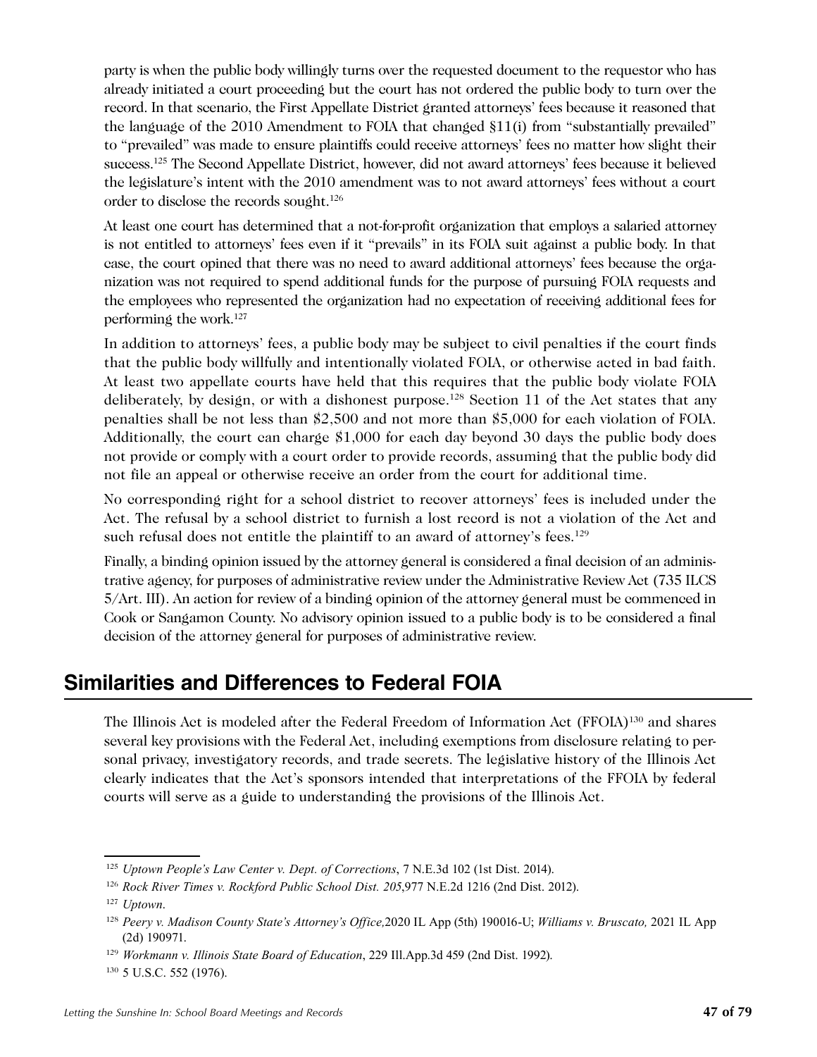party is when the public body willingly turns over the requested document to the requestor who has already initiated a court proceeding but the court has not ordered the public body to turn over the record. In that scenario, the First Appellate District granted attorneys' fees because it reasoned that the language of the 2010 Amendment to FOIA that changed §11(i) from "substantially prevailed" to "prevailed" was made to ensure plaintiffs could receive attorneys' fees no matter how slight their success.[125] The Second Appellate District, however, did not award attorneys' fees because it believed the legislature's intent with the 2010 amendment was to not award attorneys' fees without a court order to disclose the records sought.[126]

At least one court has determined that a not-for-profit organization that employs a salaried attorney is not entitled to attorneys' fees even if it "prevails" in its FOIA suit against a public body. In that case, the court opined that there was no need to award additional attorneys' fees because the organization was not required to spend additional funds for the purpose of pursuing FOIA requests and the employees who represented the organization had no expectation of receiving additional fees for performing the work.[127]

In addition to attorneys' fees, a public body may be subject to civil penalties if the court finds that the public body willfully and intentionally violated FOIA, or otherwise acted in bad faith. At least two appellate courts have held that this requires that the public body violate FOIA deliberately, by design, or with a dishonest purpose.[128] Section 11 of the Act states that any penalties shall be not less than $2,500 and not more than $5,000 for each violation of FOIA. Additionally, the court can charge $1,000 for each day beyond 30 days the public body does not provide or comply with a court order to provide records, assuming that the public body did not file an appeal or otherwise receive an order from the court for additional time.

No corresponding right for a school district to recover attorneys' fees is included under the Act. The refusal by a school district to furnish a lost record is not a violation of the Act and such refusal does not entitle the plaintiff to an award of attorney's fees.[129]

Finally, a binding opinion issued by the attorney general is considered a final decision of an administrative agency, for purposes of administrative review under the Administrative Review Act (735 ILCS 5/Art. III). An action for review of a binding opinion of the attorney general must be commenced in Cook or Sangamon County. No advisory opinion issued to a public body is to be considered a final decision of the attorney general for purposes of administrative review.

## Similarities and Differences to Federal FOIA

The Illinois Act is modeled after the Federal Freedom of Information Act (FFOIA)[130] and shares several key provisions with the Federal Act, including exemptions from disclosure relating to personal privacy, investigatory records, and trade secrets. The legislative history of the Illinois Act clearly indicates that the Act's sponsors intended that interpretations of the FFOIA by federal courts will serve as a guide to understanding the provisions of the Illinois Act.

---

[125] *Uptown People's Law Center v. Dept. of Corrections*, 7 N.E.3d 102 (1st Dist. 2014).

[126] *Rock River Times v. Rockford Public School Dist. 205*,977 N.E.2d 1216 (2nd Dist. 2012).

[127] *Uptown*.

[128] *Peery v. Madison County State's Attorney's Office,*2020 IL App (5th) 190016-U; *Williams v. Bruscato,* 2021 IL App (2d) 190971.

[129] *Workmann v. Illinois State Board of Education*, 229 Ill.App.3d 459 (2nd Dist. 1992).

[130] 5 U.S.C. 552 (1976).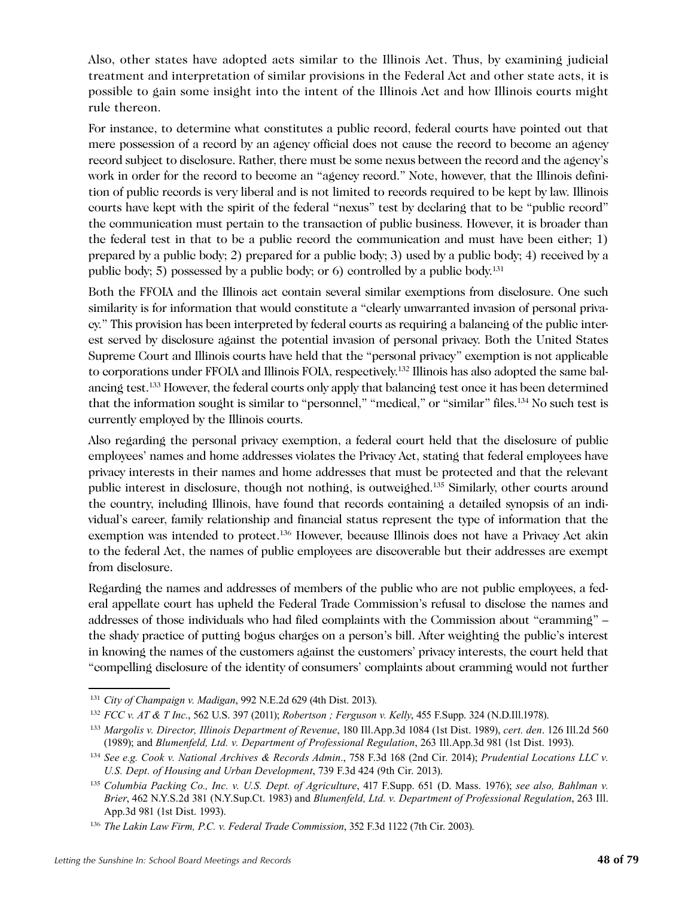Also, other states have adopted acts similar to the Illinois Act. Thus, by examining judicial treatment and interpretation of similar provisions in the Federal Act and other state acts, it is possible to gain some insight into the intent of the Illinois Act and how Illinois courts might rule thereon.

For instance, to determine what constitutes a public record, federal courts have pointed out that mere possession of a record by an agency official does not cause the record to become an agency record subject to disclosure. Rather, there must be some nexus between the record and the agency's work in order for the record to become an "agency record." Note, however, that the Illinois definition of public records is very liberal and is not limited to records required to be kept by law. Illinois courts have kept with the spirit of the federal "nexus" test by declaring that to be "public record" the communication must pertain to the transaction of public business. However, it is broader than the federal test in that to be a public record the communication and must have been either; 1) prepared by a public body; 2) prepared for a public body; 3) used by a public body; 4) received by a public body; 5) possessed by a public body; or 6) controlled by a public body.[131]

Both the FFOIA and the Illinois act contain several similar exemptions from disclosure. One such similarity is for information that would constitute a "clearly unwarranted invasion of personal privacy." This provision has been interpreted by federal courts as requiring a balancing of the public interest served by disclosure against the potential invasion of personal privacy. Both the United States Supreme Court and Illinois courts have held that the "personal privacy" exemption is not applicable to corporations under FFOIA and Illinois FOIA, respectively.[132] Illinois has also adopted the same balancing test.[133] However, the federal courts only apply that balancing test once it has been determined that the information sought is similar to "personnel," "medical," or "similar" files.[134] No such test is currently employed by the Illinois courts.

Also regarding the personal privacy exemption, a federal court held that the disclosure of public employees' names and home addresses violates the Privacy Act, stating that federal employees have privacy interests in their names and home addresses that must be protected and that the relevant public interest in disclosure, though not nothing, is outweighed.[135] Similarly, other courts around the country, including Illinois, have found that records containing a detailed synopsis of an individual's career, family relationship and financial status represent the type of information that the exemption was intended to protect.[136] However, because Illinois does not have a Privacy Act akin to the federal Act, the names of public employees are discoverable but their addresses are exempt from disclosure.

Regarding the names and addresses of members of the public who are not public employees, a federal appellate court has upheld the Federal Trade Commission's refusal to disclose the names and addresses of those individuals who had filed complaints with the Commission about "cramming" – the shady practice of putting bogus charges on a person's bill. After weighting the public's interest in knowing the names of the customers against the customers' privacy interests, the court held that "compelling disclosure of the identity of consumers' complaints about cramming would not further

---

[131] *City of Champaign v. Madigan*, 992 N.E.2d 629 (4th Dist. 2013).

[132] *FCC v. AT & T Inc.*, 562 U.S. 397 (2011); *Robertson ; Ferguson v. Kelly*, 455 F.Supp. 324 (N.D.Ill.1978).

[133] *Margolis v. Director, Illinois Department of Revenue*, 180 Ill.App.3d 1084 (1st Dist. 1989), *cert. den*. 126 Ill.2d 560 (1989); and *Blumenfeld, Ltd. v. Department of Professional Regulation*, 263 Ill.App.3d 981 (1st Dist. 1993).

[134] *See e.g. Cook v. National Archives & Records Admin.*, 758 F.3d 168 (2nd Cir. 2014); *Prudential Locations LLC v. U.S. Dept. of Housing and Urban Development*, 739 F.3d 424 (9th Cir. 2013).

[135] *Columbia Packing Co., Inc. v. U.S. Dept. of Agriculture*, 417 F.Supp. 651 (D. Mass. 1976); *see also, Bahlman v. Brier*, 462 N.Y.S.2d 381 (N.Y.Sup.Ct. 1983) and *Blumenfeld, Ltd. v. Department of Professional Regulation*, 263 Ill. App.3d 981 (1st Dist. 1993).

[136] *The Lakin Law Firm, P.C. v. Federal Trade Commission*, 352 F.3d 1122 (7th Cir. 2003).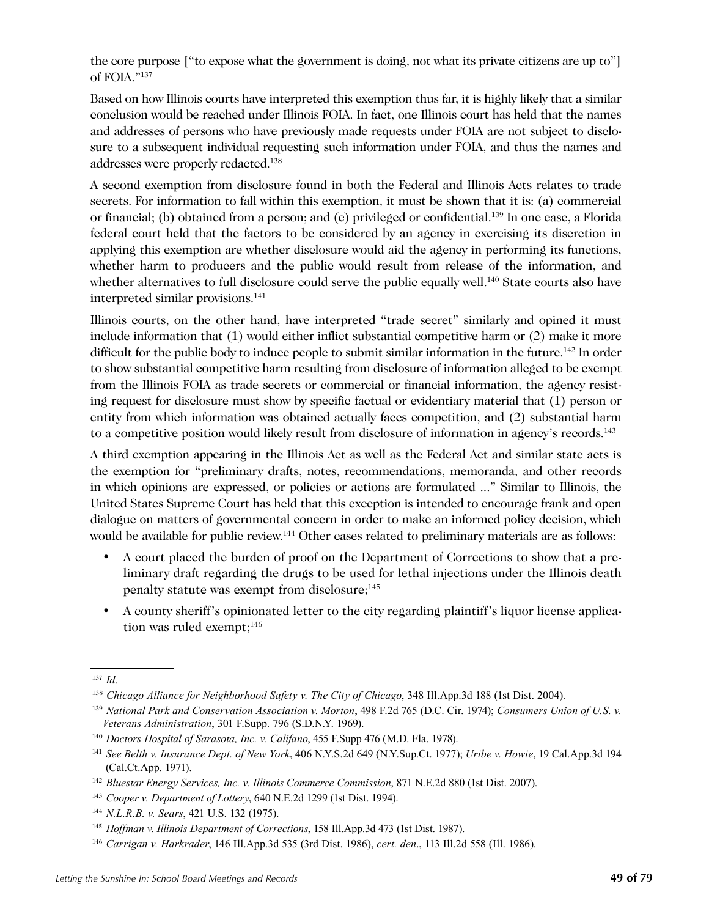the core purpose ["to expose what the government is doing, not what its private citizens are up to"] of FOIA."[137]

Based on how Illinois courts have interpreted this exemption thus far, it is highly likely that a similar conclusion would be reached under Illinois FOIA. In fact, one Illinois court has held that the names and addresses of persons who have previously made requests under FOIA are not subject to disclosure to a subsequent individual requesting such information under FOIA, and thus the names and addresses were properly redacted.[138]

A second exemption from disclosure found in both the Federal and Illinois Acts relates to trade secrets. For information to fall within this exemption, it must be shown that it is: (a) commercial or financial; (b) obtained from a person; and (c) privileged or confidential.[139] In one case, a Florida federal court held that the factors to be considered by an agency in exercising its discretion in applying this exemption are whether disclosure would aid the agency in performing its functions, whether harm to producers and the public would result from release of the information, and whether alternatives to full disclosure could serve the public equally well.[140] State courts also have interpreted similar provisions.[141]

Illinois courts, on the other hand, have interpreted "trade secret" similarly and opined it must include information that (1) would either inflict substantial competitive harm or (2) make it more difficult for the public body to induce people to submit similar information in the future.[142] In order to show substantial competitive harm resulting from disclosure of information alleged to be exempt from the Illinois FOIA as trade secrets or commercial or financial information, the agency resisting request for disclosure must show by specific factual or evidentiary material that (1) person or entity from which information was obtained actually faces competition, and (2) substantial harm to a competitive position would likely result from disclosure of information in agency's records.[143]

A third exemption appearing in the Illinois Act as well as the Federal Act and similar state acts is the exemption for "preliminary drafts, notes, recommendations, memoranda, and other records in which opinions are expressed, or policies or actions are formulated ..." Similar to Illinois, the United States Supreme Court has held that this exception is intended to encourage frank and open dialogue on matters of governmental concern in order to make an informed policy decision, which would be available for public review.[144] Other cases related to preliminary materials are as follows:

- A court placed the burden of proof on the Department of Corrections to show that a preliminary draft regarding the drugs to be used for lethal injections under the Illinois death penalty statute was exempt from disclosure;[145]
- A county sheriff's opinionated letter to the city regarding plaintiff's liquor license application was ruled exempt;[146]

---

[137] *Id.*

[138] *Chicago Alliance for Neighborhood Safety v. The City of Chicago*, 348 Ill.App.3d 188 (1st Dist. 2004).

[139] *National Park and Conservation Association v. Morton*, 498 F.2d 765 (D.C. Cir. 1974); *Consumers Union of U.S. v. Veterans Administration*, 301 F.Supp. 796 (S.D.N.Y. 1969).

[140] *Doctors Hospital of Sarasota, Inc. v. Califano*, 455 F.Supp 476 (M.D. Fla. 1978).

[141] *See Belth v. Insurance Dept. of New York*, 406 N.Y.S.2d 649 (N.Y.Sup.Ct. 1977); *Uribe v. Howie*, 19 Cal.App.3d 194 (Cal.Ct.App. 1971).

[142] *Bluestar Energy Services, Inc. v. Illinois Commerce Commission*, 871 N.E.2d 880 (1st Dist. 2007).

[143] *Cooper v. Department of Lottery*, 640 N.E.2d 1299 (1st Dist. 1994).

[144] *N.L.R.B. v. Sears*, 421 U.S. 132 (1975).

[145] *Hoffman v. Illinois Department of Corrections*, 158 Ill.App.3d 473 (1st Dist. 1987).

[146] *Carrigan v. Harkrader*, 146 Ill.App.3d 535 (3rd Dist. 1986), *cert. den.*, 113 Ill.2d 558 (Ill. 1986).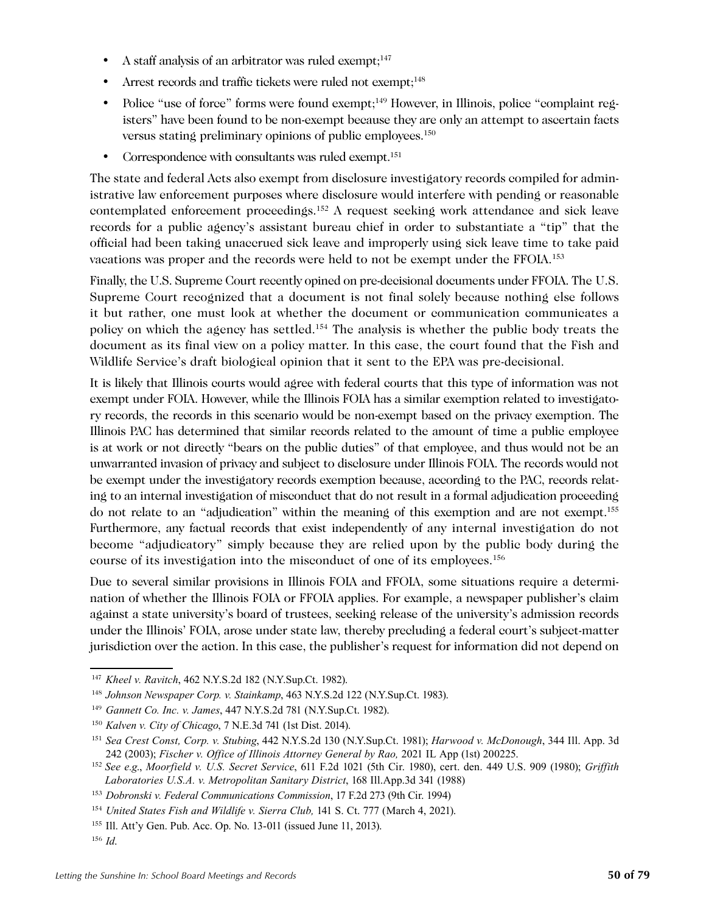- A staff analysis of an arbitrator was ruled exempt;[147]
- Arrest records and traffic tickets were ruled not exempt;[148]
- Police "use of force" forms were found exempt;[149] However, in Illinois, police "complaint registers" have been found to be non-exempt because they are only an attempt to ascertain facts versus stating preliminary opinions of public employees.[150]
- Correspondence with consultants was ruled exempt.[151]

The state and federal Acts also exempt from disclosure investigatory records compiled for administrative law enforcement purposes where disclosure would interfere with pending or reasonable contemplated enforcement proceedings.[152] A request seeking work attendance and sick leave records for a public agency's assistant bureau chief in order to substantiate a "tip" that the official had been taking unaccrued sick leave and improperly using sick leave time to take paid vacations was proper and the records were held to not be exempt under the FFOIA.[153]

Finally, the U.S. Supreme Court recently opined on pre-decisional documents under FFOIA. The U.S. Supreme Court recognized that a document is not final solely because nothing else follows it but rather, one must look at whether the document or communication communicates a policy on which the agency has settled.[154] The analysis is whether the public body treats the document as its final view on a policy matter. In this case, the court found that the Fish and Wildlife Service's draft biological opinion that it sent to the EPA was pre-decisional.

It is likely that Illinois courts would agree with federal courts that this type of information was not exempt under FOIA. However, while the Illinois FOIA has a similar exemption related to investigatory records, the records in this scenario would be non-exempt based on the privacy exemption. The Illinois PAC has determined that similar records related to the amount of time a public employee is at work or not directly "bears on the public duties" of that employee, and thus would not be an unwarranted invasion of privacy and subject to disclosure under Illinois FOIA. The records would not be exempt under the investigatory records exemption because, according to the PAC, records relating to an internal investigation of misconduct that do not result in a formal adjudication proceeding do not relate to an "adjudication" within the meaning of this exemption and are not exempt.[155] Furthermore, any factual records that exist independently of any internal investigation do not become "adjudicatory" simply because they are relied upon by the public body during the course of its investigation into the misconduct of one of its employees.[156]

Due to several similar provisions in Illinois FOIA and FFOIA, some situations require a determination of whether the Illinois FOIA or FFOIA applies. For example, a newspaper publisher's claim against a state university's board of trustees, seeking release of the university's admission records under the Illinois' FOIA, arose under state law, thereby precluding a federal court's subject-matter jurisdiction over the action. In this case, the publisher's request for information did not depend on

---

[147] *Kheel v. Ravitch*, 462 N.Y.S.2d 182 (N.Y.Sup.Ct. 1982).

[148] *Johnson Newspaper Corp. v. Stainkamp*, 463 N.Y.S.2d 122 (N.Y.Sup.Ct. 1983).

[149] *Gannett Co. Inc. v. James*, 447 N.Y.S.2d 781 (N.Y.Sup.Ct. 1982).

[150] *Kalven v. City of Chicago*, 7 N.E.3d 741 (1st Dist. 2014).

[151] *Sea Crest Const, Corp. v. Stubing*, 442 N.Y.S.2d 130 (N.Y.Sup.Ct. 1981); *Harwood v. McDonough*, 344 Ill. App. 3d 242 (2003); *Fischer v. Office of Illinois Attorney General by Rao,* 2021 IL App (1st) 200225.

[152] *See e.g*., *Moorfield v. U.S. Secret Service*, 611 F.2d 1021 (5th Cir. 1980), cert. den. 449 U.S. 909 (1980); *Griffith Laboratories U.S.A. v. Metropolitan Sanitary District*, 168 Ill.App.3d 341 (1988)

[153] *Dobronski v. Federal Communications Commission*, 17 F.2d 273 (9th Cir. 1994)

[154] *United States Fish and Wildlife v. Sierra Club,* 141 S. Ct. 777 (March 4, 2021).

[155] Ill. Att'y Gen. Pub. Acc. Op. No. 13-011 (issued June 11, 2013).

[156] *Id.*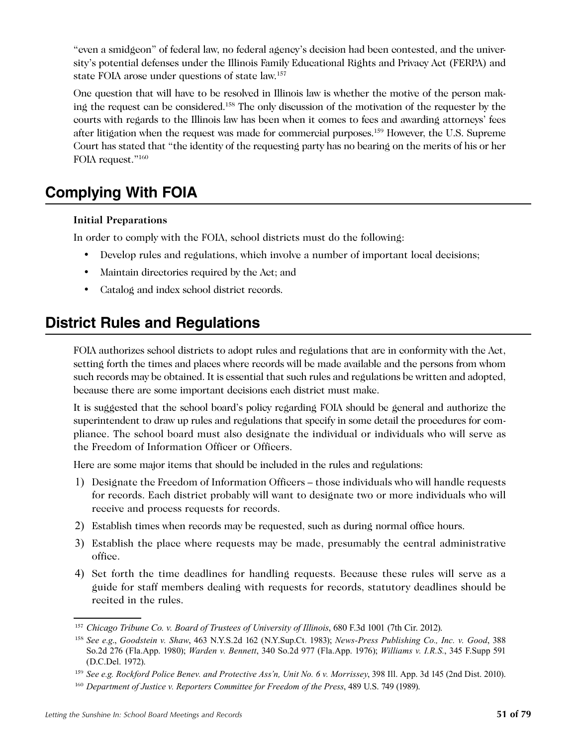"even a smidgeon" of federal law, no federal agency's decision had been contested, and the university's potential defenses under the Illinois Family Educational Rights and Privacy Act (FERPA) and state FOIA arose under questions of state law.[157]

One question that will have to be resolved in Illinois law is whether the motive of the person making the request can be considered.[158] The only discussion of the motivation of the requester by the courts with regards to the Illinois law has been when it comes to fees and awarding attorneys' fees after litigation when the request was made for commercial purposes.[159] However, the U.S. Supreme Court has stated that "the identity of the requesting party has no bearing on the merits of his or her FOIA request."[160]

## Complying With FOIA

**Initial Preparations**

In order to comply with the FOIA, school districts must do the following:

- Develop rules and regulations, which involve a number of important local decisions;
- Maintain directories required by the Act; and
- Catalog and index school district records.

## District Rules and Regulations

FOIA authorizes school districts to adopt rules and regulations that are in conformity with the Act, setting forth the times and places where records will be made available and the persons from whom such records may be obtained. It is essential that such rules and regulations be written and adopted, because there are some important decisions each district must make.

It is suggested that the school board's policy regarding FOIA should be general and authorize the superintendent to draw up rules and regulations that specify in some detail the procedures for compliance. The school board must also designate the individual or individuals who will serve as the Freedom of Information Officer or Officers.

Here are some major items that should be included in the rules and regulations:

1) Designate the Freedom of Information Officers – those individuals who will handle requests for records. Each district probably will want to designate two or more individuals who will receive and process requests for records.
2) Establish times when records may be requested, such as during normal office hours.
3) Establish the place where requests may be made, presumably the central administrative office.
4) Set forth the time deadlines for handling requests. Because these rules will serve as a guide for staff members dealing with requests for records, statutory deadlines should be recited in the rules.

---

[157] *Chicago Tribune Co. v. Board of Trustees of University of Illinois*, 680 F.3d 1001 (7th Cir. 2012).

[158] *See e.g.*, *Goodstein v. Shaw*, 463 N.Y.S.2d 162 (N.Y.Sup.Ct. 1983); *News-Press Publishing Co., Inc. v. Good*, 388 So.2d 276 (Fla.App. 1980); *Warden v. Bennett*, 340 So.2d 977 (Fla.App. 1976); *Williams v. I.R.S.*, 345 F.Supp 591 (D.C.Del. 1972).

[159] *See e.g. Rockford Police Benev. and Protective Ass'n, Unit No. 6 v. Morrissey*, 398 Ill. App. 3d 145 (2nd Dist. 2010).

[160] *Department of Justice v. Reporters Committee for Freedom of the Press*, 489 U.S. 749 (1989).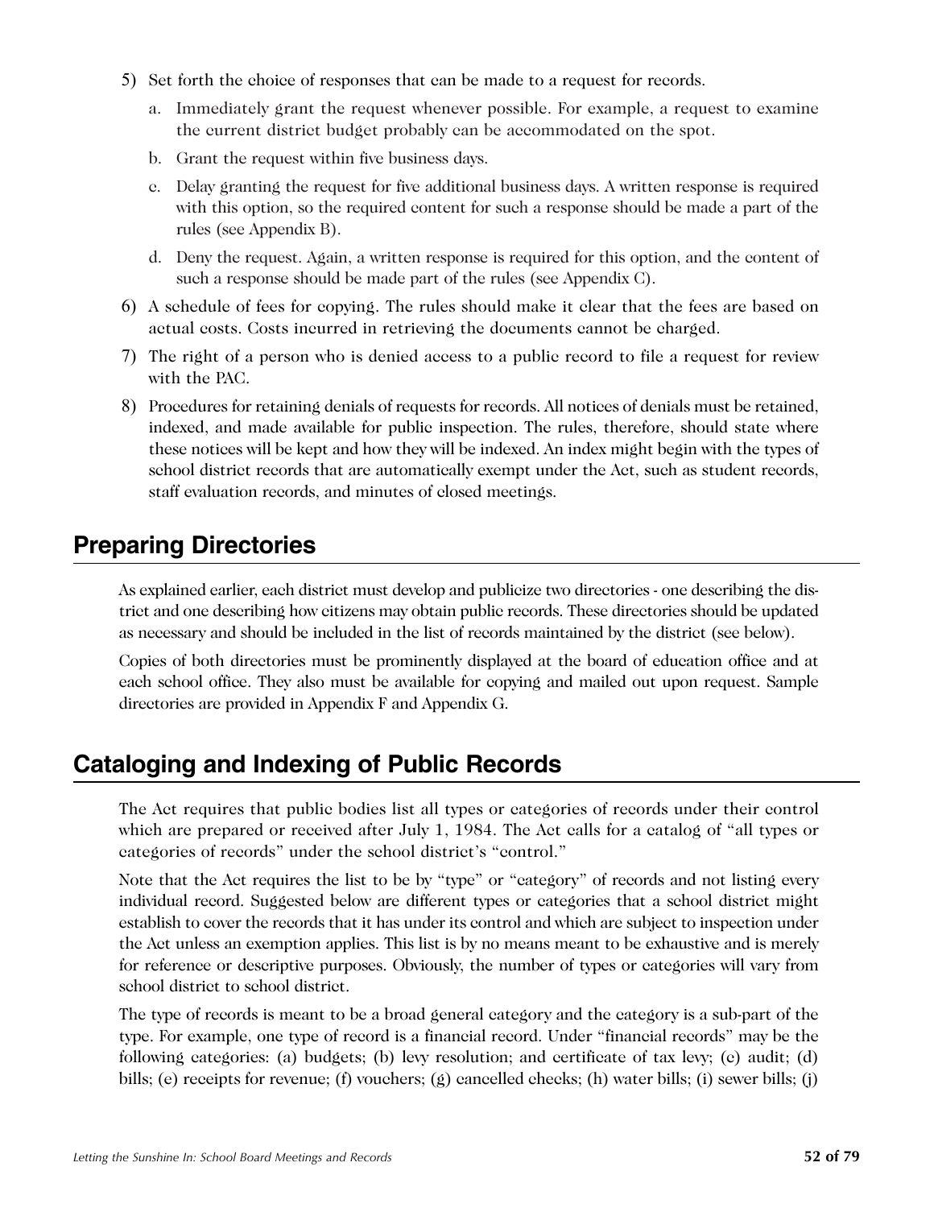5) Set forth the choice of responses that can be made to a request for records.
   a. Immediately grant the request whenever possible. For example, a request to examine the current district budget probably can be accommodated on the spot.
   b. Grant the request within five business days.
   c. Delay granting the request for five additional business days. A written response is required with this option, so the required content for such a response should be made a part of the rules (see Appendix B).
   d. Deny the request. Again, a written response is required for this option, and the content of such a response should be made part of the rules (see Appendix C).
6) A schedule of fees for copying. The rules should make it clear that the fees are based on actual costs. Costs incurred in retrieving the documents cannot be charged.
7) The right of a person who is denied access to a public record to file a request for review with the PAC.
8) Procedures for retaining denials of requests for records. All notices of denials must be retained, indexed, and made available for public inspection. The rules, therefore, should state where these notices will be kept and how they will be indexed. An index might begin with the types of school district records that are automatically exempt under the Act, such as student records, staff evaluation records, and minutes of closed meetings.

## Preparing Directories

As explained earlier, each district must develop and publicize two directories - one describing the district and one describing how citizens may obtain public records. These directories should be updated as necessary and should be included in the list of records maintained by the district (see below).

Copies of both directories must be prominently displayed at the board of education office and at each school office. They also must be available for copying and mailed out upon request. Sample directories are provided in Appendix F and Appendix G.

## Cataloging and Indexing of Public Records

The Act requires that public bodies list all types or categories of records under their control which are prepared or received after July 1, 1984. The Act calls for a catalog of "all types or categories of records" under the school district's "control."

Note that the Act requires the list to be by "type" or "category" of records and not listing every individual record. Suggested below are different types or categories that a school district might establish to cover the records that it has under its control and which are subject to inspection under the Act unless an exemption applies. This list is by no means meant to be exhaustive and is merely for reference or descriptive purposes. Obviously, the number of types or categories will vary from school district to school district.

The type of records is meant to be a broad general category and the category is a sub-part of the type. For example, one type of record is a financial record. Under "financial records" may be the following categories: (a) budgets; (b) levy resolution; and certificate of tax levy; (c) audit; (d) bills; (e) receipts for revenue; (f) vouchers; (g) cancelled checks; (h) water bills; (i) sewer bills; (j)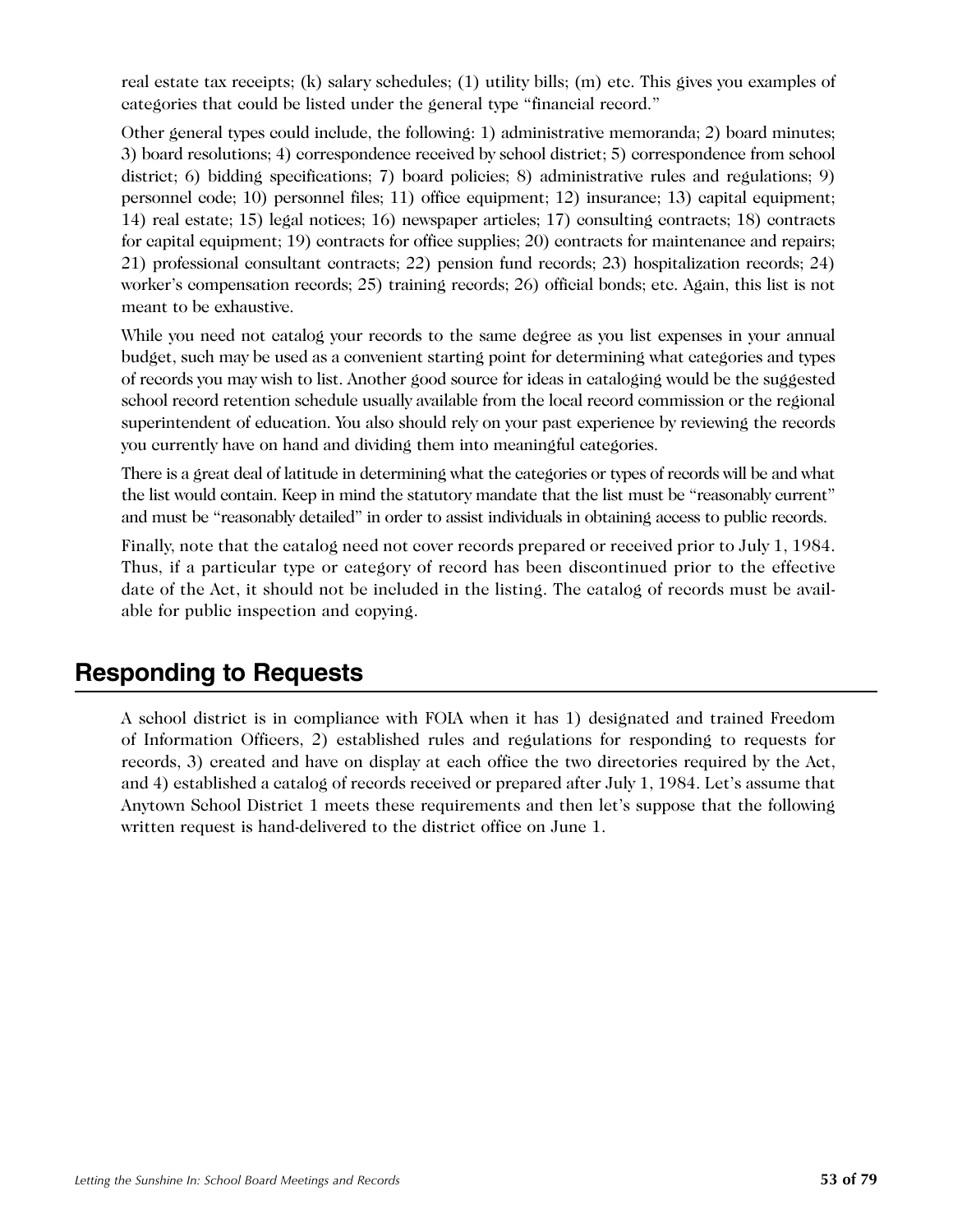real estate tax receipts; (k) salary schedules; (1) utility bills; (m) etc. This gives you examples of categories that could be listed under the general type "financial record."

Other general types could include, the following: 1) administrative memoranda; 2) board minutes; 3) board resolutions; 4) correspondence received by school district; 5) correspondence from school district; 6) bidding specifications; 7) board policies; 8) administrative rules and regulations; 9) personnel code; 10) personnel files; 11) office equipment; 12) insurance; 13) capital equipment; 14) real estate; 15) legal notices; 16) newspaper articles; 17) consulting contracts; 18) contracts for capital equipment; 19) contracts for office supplies; 20) contracts for maintenance and repairs; 21) professional consultant contracts; 22) pension fund records; 23) hospitalization records; 24) worker's compensation records; 25) training records; 26) official bonds; etc. Again, this list is not meant to be exhaustive.

While you need not catalog your records to the same degree as you list expenses in your annual budget, such may be used as a convenient starting point for determining what categories and types of records you may wish to list. Another good source for ideas in cataloging would be the suggested school record retention schedule usually available from the local record commission or the regional superintendent of education. You also should rely on your past experience by reviewing the records you currently have on hand and dividing them into meaningful categories.

There is a great deal of latitude in determining what the categories or types of records will be and what the list would contain. Keep in mind the statutory mandate that the list must be "reasonably current" and must be "reasonably detailed" in order to assist individuals in obtaining access to public records.

Finally, note that the catalog need not cover records prepared or received prior to July 1, 1984. Thus, if a particular type or category of record has been discontinued prior to the effective date of the Act, it should not be included in the listing. The catalog of records must be available for public inspection and copying.

## Responding to Requests

A school district is in compliance with FOIA when it has 1) designated and trained Freedom of Information Officers, 2) established rules and regulations for responding to requests for records, 3) created and have on display at each office the two directories required by the Act, and 4) established a catalog of records received or prepared after July 1, 1984. Let's assume that Anytown School District 1 meets these requirements and then let's suppose that the following written request is hand-delivered to the district office on June 1.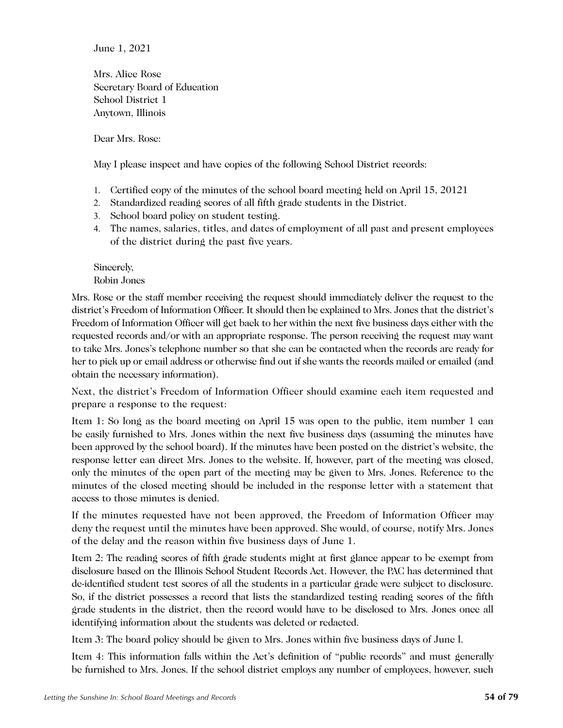June 1, 2021

Mrs. Alice Rose
Secretary Board of Education
School District 1
Anytown, Illinois

Dear Mrs. Rose:

May I please inspect and have copies of the following School District records:

1. Certified copy of the minutes of the school board meeting held on April 15, 20121
2. Standardized reading scores of all fifth grade students in the District.
3. School board policy on student testing.
4. The names, salaries, titles, and dates of employment of all past and present employees of the district during the past five years.

Sincerely,
Robin Jones

Mrs. Rose or the staff member receiving the request should immediately deliver the request to the district's Freedom of Information Officer. It should then be explained to Mrs. Jones that the district's Freedom of Information Officer will get back to her within the next five business days either with the requested records and/or with an appropriate response. The person receiving the request may want to take Mrs. Jones's telephone number so that she can be contacted when the records are ready for her to pick up or email address or otherwise find out if she wants the records mailed or emailed (and obtain the necessary information).

Next, the district's Freedom of Information Officer should examine each item requested and prepare a response to the request:

Item 1: So long as the board meeting on April 15 was open to the public, item number 1 can be easily furnished to Mrs. Jones within the next five business days (assuming the minutes have been approved by the school board). If the minutes have been posted on the district's website, the response letter can direct Mrs. Jones to the website. If, however, part of the meeting was closed, only the minutes of the open part of the meeting may be given to Mrs. Jones. Reference to the minutes of the closed meeting should be included in the response letter with a statement that access to those minutes is denied.

If the minutes requested have not been approved, the Freedom of Information Officer may deny the request until the minutes have been approved. She would, of course, notify Mrs. Jones of the delay and the reason within five business days of June 1.

Item 2: The reading scores of fifth grade students might at first glance appear to be exempt from disclosure based on the Illinois School Student Records Act. However, the PAC has determined that de-identified student test scores of all the students in a particular grade were subject to disclosure. So, if the district possesses a record that lists the standardized testing reading scores of the fifth grade students in the district, then the record would have to be disclosed to Mrs. Jones once all identifying information about the students was deleted or redacted.

Item 3: The board policy should be given to Mrs. Jones within five business days of June l.

Item 4: This information falls within the Act's definition of "public records" and must generally be furnished to Mrs. Jones. If the school district employs any number of employees, however, such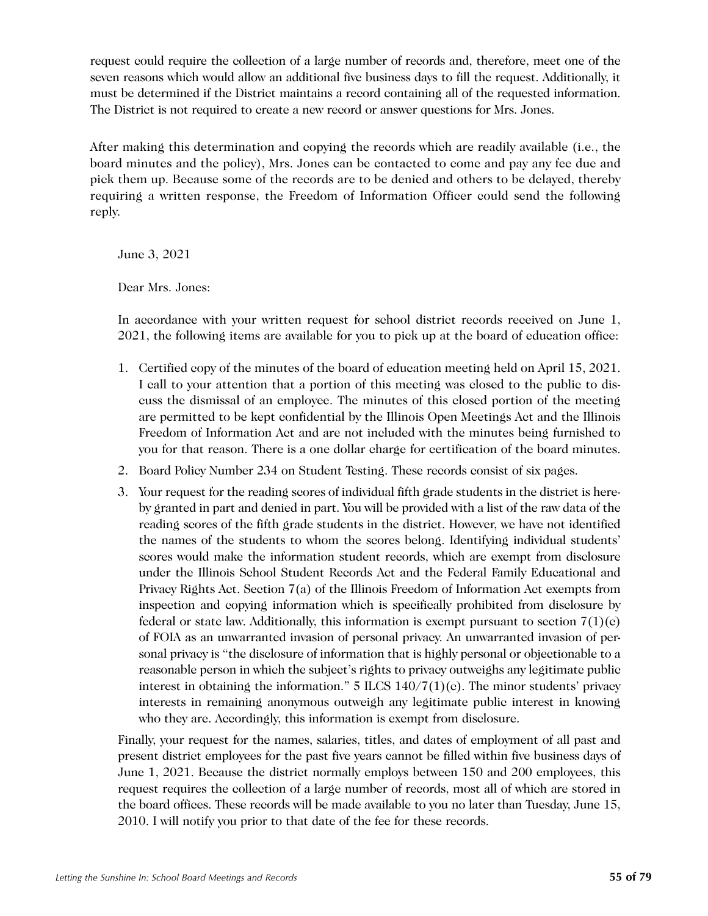request could require the collection of a large number of records and, therefore, meet one of the seven reasons which would allow an additional five business days to fill the request. Additionally, it must be determined if the District maintains a record containing all of the requested information. The District is not required to create a new record or answer questions for Mrs. Jones.

After making this determination and copying the records which are readily available (i.e., the board minutes and the policy), Mrs. Jones can be contacted to come and pay any fee due and pick them up. Because some of the records are to be denied and others to be delayed, thereby requiring a written response, the Freedom of Information Officer could send the following reply.

> June 3, 2021
>
> Dear Mrs. Jones:
>
> In accordance with your written request for school district records received on June 1, 2021, the following items are available for you to pick up at the board of education office:
>
> 1. Certified copy of the minutes of the board of education meeting held on April 15, 2021. I call to your attention that a portion of this meeting was closed to the public to discuss the dismissal of an employee. The minutes of this closed portion of the meeting are permitted to be kept confidential by the Illinois Open Meetings Act and the Illinois Freedom of Information Act and are not included with the minutes being furnished to you for that reason. There is a one dollar charge for certification of the board minutes.
> 2. Board Policy Number 234 on Student Testing. These records consist of six pages.
> 3. Your request for the reading scores of individual fifth grade students in the district is hereby granted in part and denied in part. You will be provided with a list of the raw data of the reading scores of the fifth grade students in the district. However, we have not identified the names of the students to whom the scores belong. Identifying individual students' scores would make the information student records, which are exempt from disclosure under the Illinois School Student Records Act and the Federal Family Educational and Privacy Rights Act. Section 7(a) of the Illinois Freedom of Information Act exempts from inspection and copying information which is specifically prohibited from disclosure by federal or state law. Additionally, this information is exempt pursuant to section 7(1)(c) of FOIA as an unwarranted invasion of personal privacy. An unwarranted invasion of personal privacy is "the disclosure of information that is highly personal or objectionable to a reasonable person in which the subject's rights to privacy outweighs any legitimate public interest in obtaining the information." 5 ILCS 140/7(1)(c). The minor students' privacy interests in remaining anonymous outweigh any legitimate public interest in knowing who they are. Accordingly, this information is exempt from disclosure.
>
> Finally, your request for the names, salaries, titles, and dates of employment of all past and present district employees for the past five years cannot be filled within five business days of June 1, 2021. Because the district normally employs between 150 and 200 employees, this request requires the collection of a large number of records, most all of which are stored in the board offices. These records will be made available to you no later than Tuesday, June 15, 2010. I will notify you prior to that date of the fee for these records.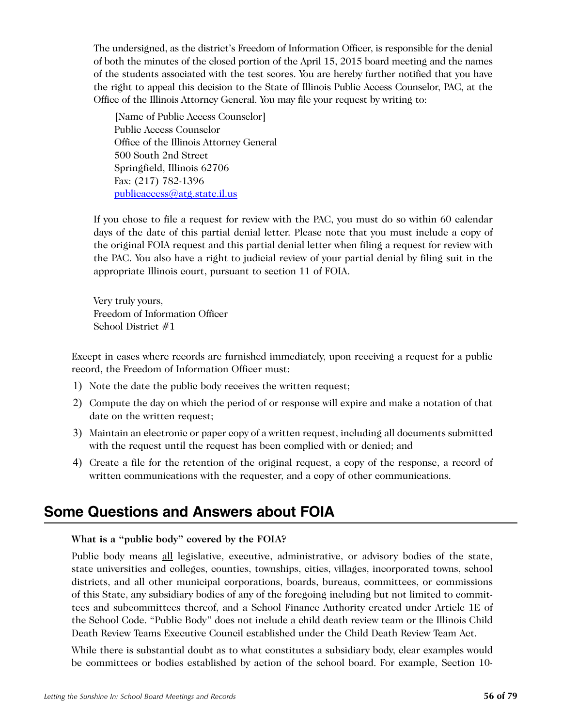The undersigned, as the district's Freedom of Information Officer, is responsible for the denial of both the minutes of the closed portion of the April 15, 2015 board meeting and the names of the students associated with the test scores. You are hereby further notified that you have the right to appeal this decision to the State of Illinois Public Access Counselor, PAC, at the Office of the Illinois Attorney General. You may file your request by writing to:

[Name of Public Access Counselor]
Public Access Counselor
Office of the Illinois Attorney General
500 South 2nd Street
Springfield, Illinois 62706
Fax: (217) 782-1396
publicaccess@atg.state.il.us

If you chose to file a request for review with the PAC, you must do so within 60 calendar days of the date of this partial denial letter. Please note that you must include a copy of the original FOIA request and this partial denial letter when filing a request for review with the PAC. You also have a right to judicial review of your partial denial by filing suit in the appropriate Illinois court, pursuant to section 11 of FOIA.

Very truly yours,
Freedom of Information Officer
School District #1

Except in cases where records are furnished immediately, upon receiving a request for a public record, the Freedom of Information Officer must:

1) Note the date the public body receives the written request;
2) Compute the day on which the period of or response will expire and make a notation of that date on the written request;
3) Maintain an electronic or paper copy of a written request, including all documents submitted with the request until the request has been complied with or denied; and
4) Create a file for the retention of the original request, a copy of the response, a record of written communications with the requester, and a copy of other communications.

## Some Questions and Answers about FOIA

**What is a "public body" covered by the FOIA?**

Public body means all legislative, executive, administrative, or advisory bodies of the state, state universities and colleges, counties, townships, cities, villages, incorporated towns, school districts, and all other municipal corporations, boards, bureaus, committees, or commissions of this State, any subsidiary bodies of any of the foregoing including but not limited to committees and subcommittees thereof, and a School Finance Authority created under Article 1E of the School Code. "Public Body" does not include a child death review team or the Illinois Child Death Review Teams Executive Council established under the Child Death Review Team Act.

While there is substantial doubt as to what constitutes a subsidiary body, clear examples would be committees or bodies established by action of the school board. For example, Section 10-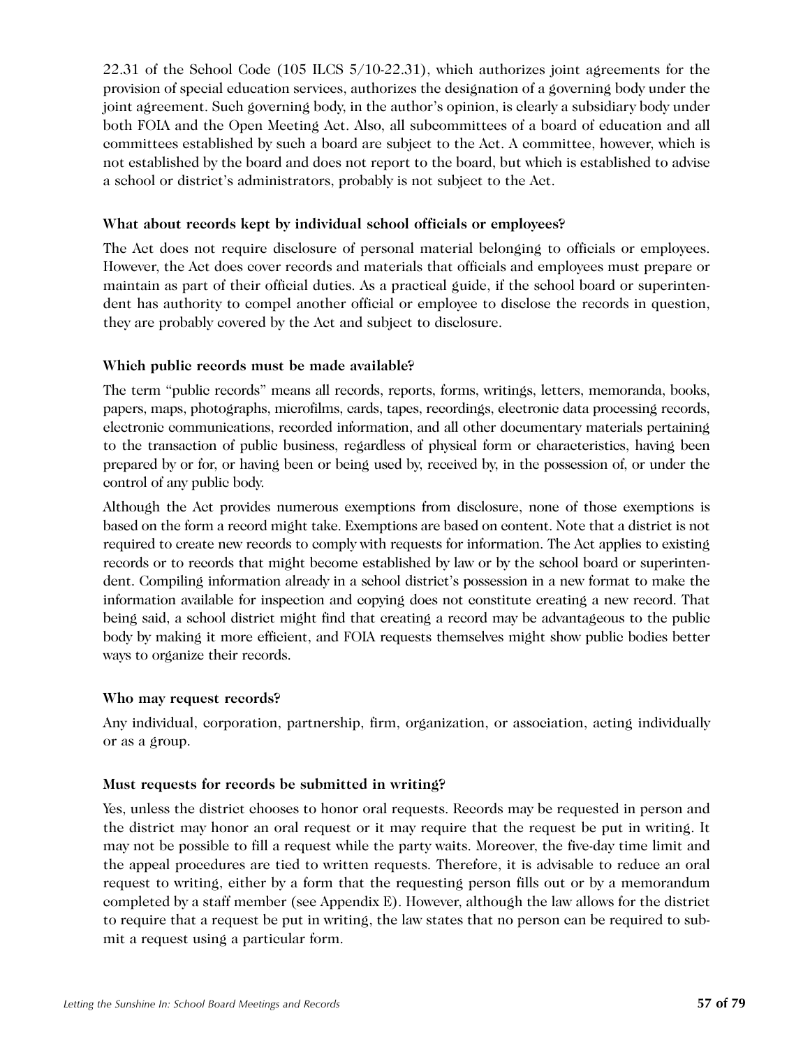22.31 of the School Code (105 ILCS 5/10-22.31), which authorizes joint agreements for the provision of special education services, authorizes the designation of a governing body under the joint agreement. Such governing body, in the author's opinion, is clearly a subsidiary body under both FOIA and the Open Meeting Act. Also, all subcommittees of a board of education and all committees established by such a board are subject to the Act. A committee, however, which is not established by the board and does not report to the board, but which is established to advise a school or district's administrators, probably is not subject to the Act.

### What about records kept by individual school officials or employees?

The Act does not require disclosure of personal material belonging to officials or employees. However, the Act does cover records and materials that officials and employees must prepare or maintain as part of their official duties. As a practical guide, if the school board or superintendent has authority to compel another official or employee to disclose the records in question, they are probably covered by the Act and subject to disclosure.

### Which public records must be made available?

The term "public records" means all records, reports, forms, writings, letters, memoranda, books, papers, maps, photographs, microfilms, cards, tapes, recordings, electronic data processing records, electronic communications, recorded information, and all other documentary materials pertaining to the transaction of public business, regardless of physical form or characteristics, having been prepared by or for, or having been or being used by, received by, in the possession of, or under the control of any public body.

Although the Act provides numerous exemptions from disclosure, none of those exemptions is based on the form a record might take. Exemptions are based on content. Note that a district is not required to create new records to comply with requests for information. The Act applies to existing records or to records that might become established by law or by the school board or superintendent. Compiling information already in a school district's possession in a new format to make the information available for inspection and copying does not constitute creating a new record. That being said, a school district might find that creating a record may be advantageous to the public body by making it more efficient, and FOIA requests themselves might show public bodies better ways to organize their records.

### Who may request records?

Any individual, corporation, partnership, firm, organization, or association, acting individually or as a group.

### Must requests for records be submitted in writing?

Yes, unless the district chooses to honor oral requests. Records may be requested in person and the district may honor an oral request or it may require that the request be put in writing. It may not be possible to fill a request while the party waits. Moreover, the five-day time limit and the appeal procedures are tied to written requests. Therefore, it is advisable to reduce an oral request to writing, either by a form that the requesting person fills out or by a memorandum completed by a staff member (see Appendix E). However, although the law allows for the district to require that a request be put in writing, the law states that no person can be required to submit a request using a particular form.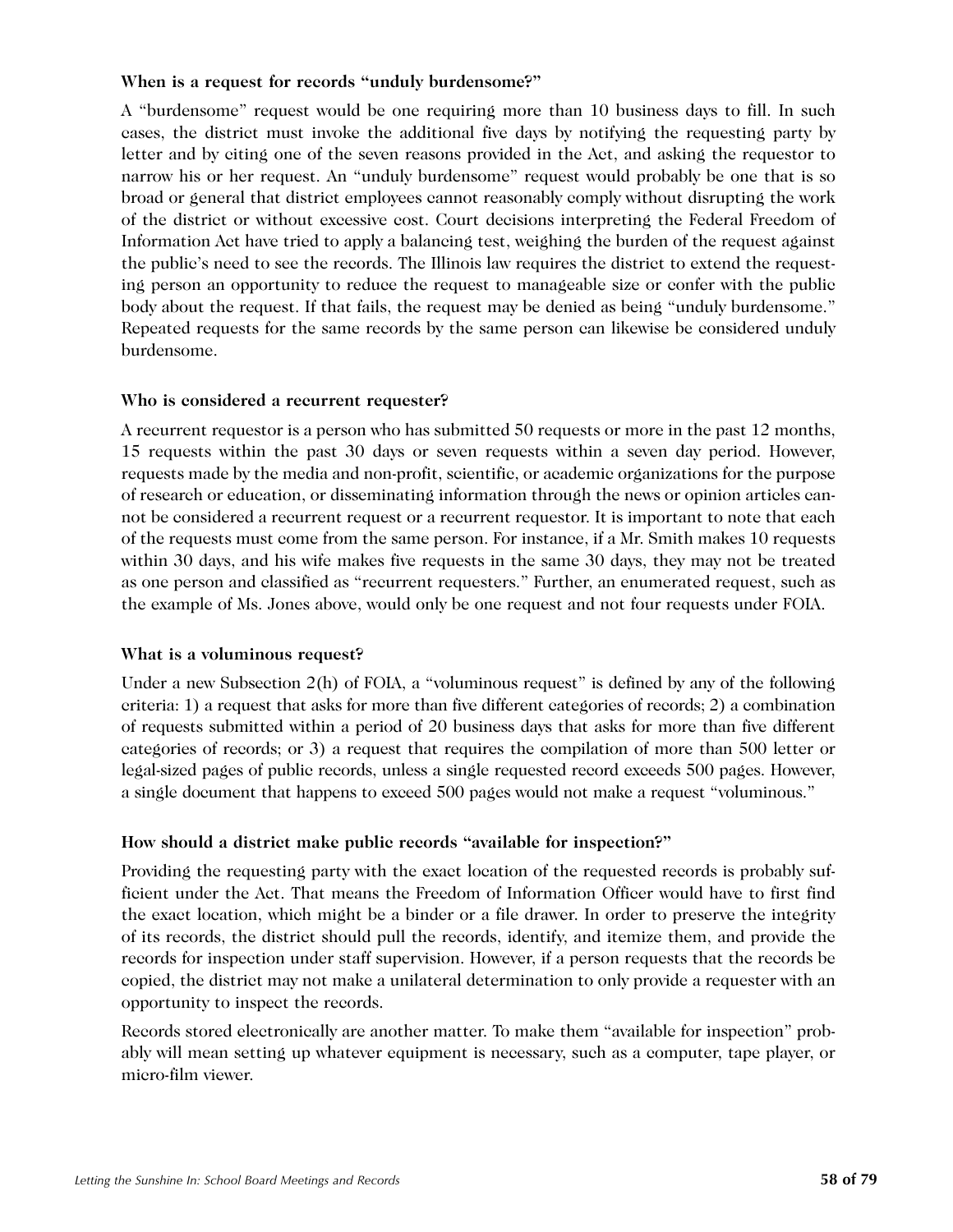**When is a request for records "unduly burdensome?"**

A "burdensome" request would be one requiring more than 10 business days to fill. In such cases, the district must invoke the additional five days by notifying the requesting party by letter and by citing one of the seven reasons provided in the Act, and asking the requestor to narrow his or her request. An "unduly burdensome" request would probably be one that is so broad or general that district employees cannot reasonably comply without disrupting the work of the district or without excessive cost. Court decisions interpreting the Federal Freedom of Information Act have tried to apply a balancing test, weighing the burden of the request against the public's need to see the records. The Illinois law requires the district to extend the requesting person an opportunity to reduce the request to manageable size or confer with the public body about the request. If that fails, the request may be denied as being "unduly burdensome." Repeated requests for the same records by the same person can likewise be considered unduly burdensome.

**Who is considered a recurrent requester?**

A recurrent requestor is a person who has submitted 50 requests or more in the past 12 months, 15 requests within the past 30 days or seven requests within a seven day period. However, requests made by the media and non-profit, scientific, or academic organizations for the purpose of research or education, or disseminating information through the news or opinion articles cannot be considered a recurrent request or a recurrent requestor. It is important to note that each of the requests must come from the same person. For instance, if a Mr. Smith makes 10 requests within 30 days, and his wife makes five requests in the same 30 days, they may not be treated as one person and classified as "recurrent requesters." Further, an enumerated request, such as the example of Ms. Jones above, would only be one request and not four requests under FOIA.

**What is a voluminous request?**

Under a new Subsection 2(h) of FOIA, a "voluminous request" is defined by any of the following criteria: 1) a request that asks for more than five different categories of records; 2) a combination of requests submitted within a period of 20 business days that asks for more than five different categories of records; or 3) a request that requires the compilation of more than 500 letter or legal-sized pages of public records, unless a single requested record exceeds 500 pages. However, a single document that happens to exceed 500 pages would not make a request "voluminous."

**How should a district make public records "available for inspection?"**

Providing the requesting party with the exact location of the requested records is probably sufficient under the Act. That means the Freedom of Information Officer would have to first find the exact location, which might be a binder or a file drawer. In order to preserve the integrity of its records, the district should pull the records, identify, and itemize them, and provide the records for inspection under staff supervision. However, if a person requests that the records be copied, the district may not make a unilateral determination to only provide a requester with an opportunity to inspect the records.

Records stored electronically are another matter. To make them "available for inspection" probably will mean setting up whatever equipment is necessary, such as a computer, tape player, or micro-film viewer.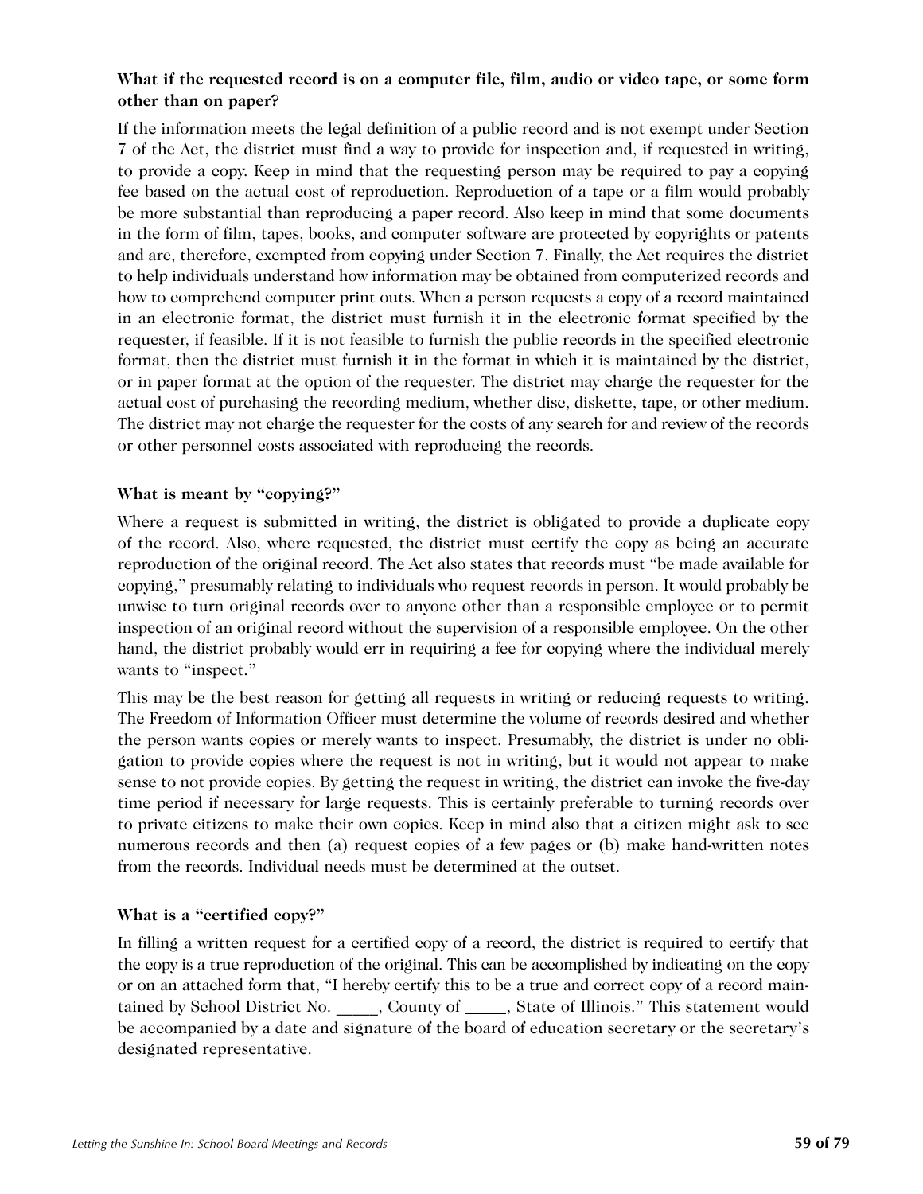### What if the requested record is on a computer file, film, audio or video tape, or some form other than on paper?

If the information meets the legal definition of a public record and is not exempt under Section 7 of the Act, the district must find a way to provide for inspection and, if requested in writing, to provide a copy. Keep in mind that the requesting person may be required to pay a copying fee based on the actual cost of reproduction. Reproduction of a tape or a film would probably be more substantial than reproducing a paper record. Also keep in mind that some documents in the form of film, tapes, books, and computer software are protected by copyrights or patents and are, therefore, exempted from copying under Section 7. Finally, the Act requires the district to help individuals understand how information may be obtained from computerized records and how to comprehend computer print outs. When a person requests a copy of a record maintained in an electronic format, the district must furnish it in the electronic format specified by the requester, if feasible. If it is not feasible to furnish the public records in the specified electronic format, then the district must furnish it in the format in which it is maintained by the district, or in paper format at the option of the requester. The district may charge the requester for the actual cost of purchasing the recording medium, whether disc, diskette, tape, or other medium. The district may not charge the requester for the costs of any search for and review of the records or other personnel costs associated with reproducing the records.

### What is meant by "copying?"

Where a request is submitted in writing, the district is obligated to provide a duplicate copy of the record. Also, where requested, the district must certify the copy as being an accurate reproduction of the original record. The Act also states that records must "be made available for copying," presumably relating to individuals who request records in person. It would probably be unwise to turn original records over to anyone other than a responsible employee or to permit inspection of an original record without the supervision of a responsible employee. On the other hand, the district probably would err in requiring a fee for copying where the individual merely wants to "inspect."

This may be the best reason for getting all requests in writing or reducing requests to writing. The Freedom of Information Officer must determine the volume of records desired and whether the person wants copies or merely wants to inspect. Presumably, the district is under no obligation to provide copies where the request is not in writing, but it would not appear to make sense to not provide copies. By getting the request in writing, the district can invoke the five-day time period if necessary for large requests. This is certainly preferable to turning records over to private citizens to make their own copies. Keep in mind also that a citizen might ask to see numerous records and then (a) request copies of a few pages or (b) make hand-written notes from the records. Individual needs must be determined at the outset.

### What is a "certified copy?"

In filling a written request for a certified copy of a record, the district is required to certify that the copy is a true reproduction of the original. This can be accomplished by indicating on the copy or on an attached form that, "I hereby certify this to be a true and correct copy of a record maintained by School District No. _____, County of _____, State of Illinois." This statement would be accompanied by a date and signature of the board of education secretary or the secretary's designated representative.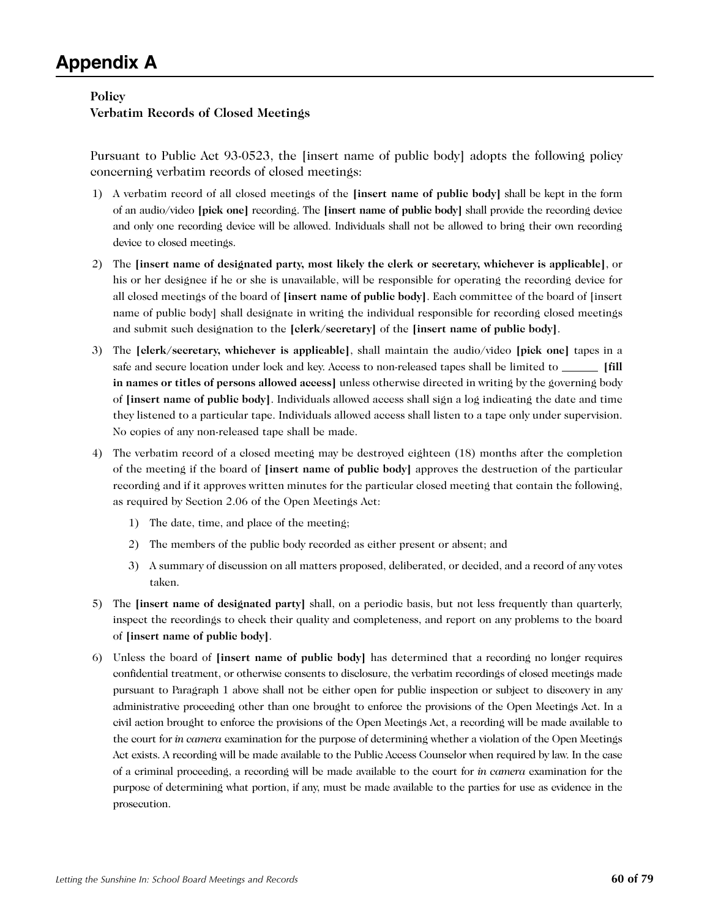# Appendix A

**Policy**
**Verbatim Records of Closed Meetings**

Pursuant to Public Act 93-0523, the [insert name of public body] adopts the following policy concerning verbatim records of closed meetings:

1) A verbatim record of all closed meetings of the **[insert name of public body]** shall be kept in the form of an audio/video **[pick one]** recording. The **[insert name of public body]** shall provide the recording device and only one recording device will be allowed. Individuals shall not be allowed to bring their own recording device to closed meetings.

2) The **[insert name of designated party, most likely the clerk or secretary, whichever is applicable]**, or his or her designee if he or she is unavailable, will be responsible for operating the recording device for all closed meetings of the board of **[insert name of public body]**. Each committee of the board of [insert name of public body] shall designate in writing the individual responsible for recording closed meetings and submit such designation to the **[clerk/secretary]** of the **[insert name of public body]**.

3) The **[clerk/secretary, whichever is applicable]**, shall maintain the audio/video **[pick one]** tapes in a safe and secure location under lock and key. Access to non-released tapes shall be limited to ______ **[fill in names or titles of persons allowed access]** unless otherwise directed in writing by the governing body of **[insert name of public body]**. Individuals allowed access shall sign a log indicating the date and time they listened to a particular tape. Individuals allowed access shall listen to a tape only under supervision. No copies of any non-released tape shall be made.

4) The verbatim record of a closed meeting may be destroyed eighteen (18) months after the completion of the meeting if the board of **[insert name of public body]** approves the destruction of the particular recording and if it approves written minutes for the particular closed meeting that contain the following, as required by Section 2.06 of the Open Meetings Act:

    1) The date, time, and place of the meeting;

    2) The members of the public body recorded as either present or absent; and

    3) A summary of discussion on all matters proposed, deliberated, or decided, and a record of any votes taken.

5) The **[insert name of designated party]** shall, on a periodic basis, but not less frequently than quarterly, inspect the recordings to check their quality and completeness, and report on any problems to the board of **[insert name of public body]**.

6) Unless the board of **[insert name of public body]** has determined that a recording no longer requires confidential treatment, or otherwise consents to disclosure, the verbatim recordings of closed meetings made pursuant to Paragraph 1 above shall not be either open for public inspection or subject to discovery in any administrative proceeding other than one brought to enforce the provisions of the Open Meetings Act. In a civil action brought to enforce the provisions of the Open Meetings Act, a recording will be made available to the court for *in camera* examination for the purpose of determining whether a violation of the Open Meetings Act exists. A recording will be made available to the Public Access Counselor when required by law. In the case of a criminal proceeding, a recording will be made available to the court for *in camera* examination for the purpose of determining what portion, if any, must be made available to the parties for use as evidence in the prosecution.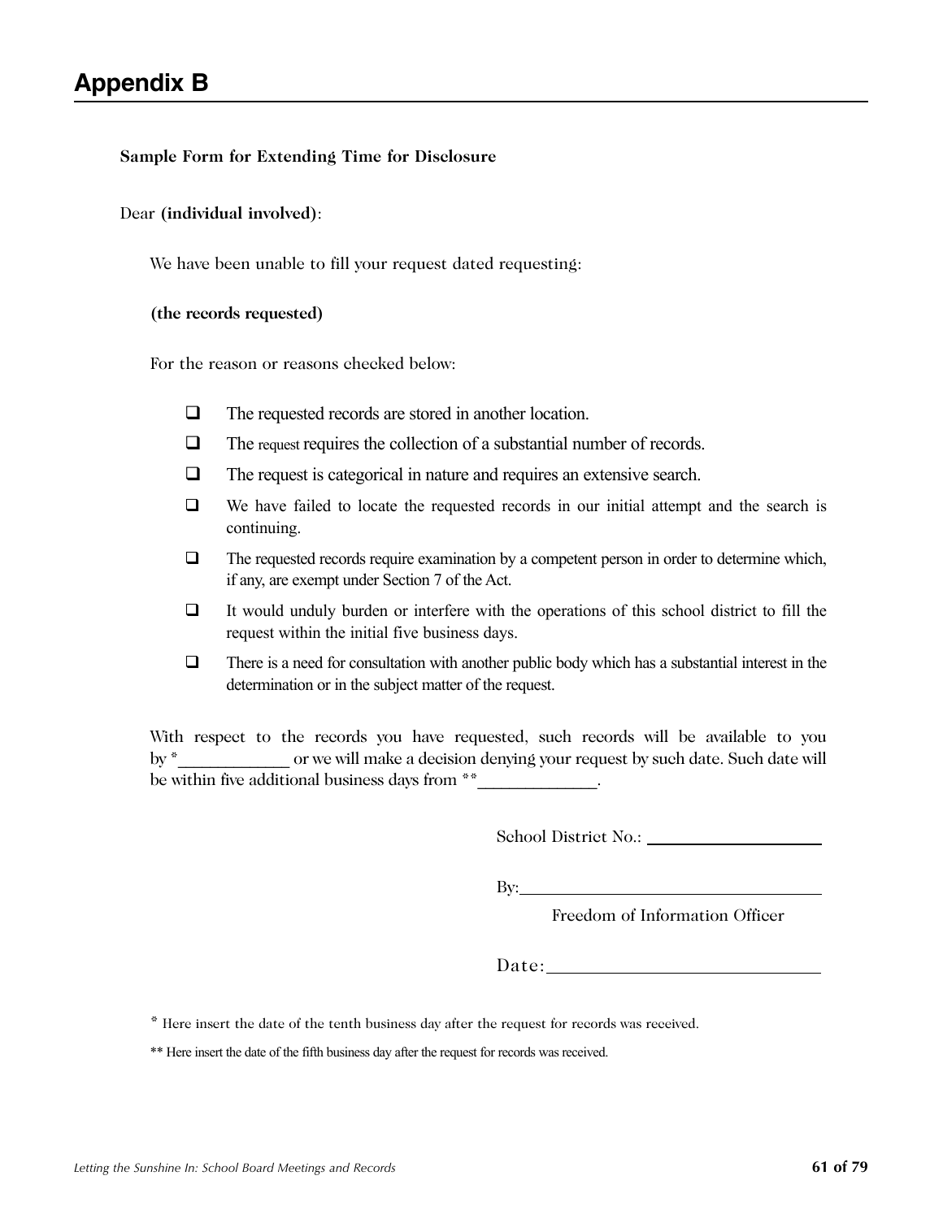# Appendix B

**Sample Form for Extending Time for Disclosure**

Dear **(individual involved)**:

We have been unable to fill your request dated requesting:

**(the records requested)**

For the reason or reasons checked below:

- ☐ The requested records are stored in another location.
- ☐ The request requires the collection of a substantial number of records.
- ☐ The request is categorical in nature and requires an extensive search.
- ☐ We have failed to locate the requested records in our initial attempt and the search is continuing.
- ☐ The requested records require examination by a competent person in order to determine which, if any, are exempt under Section 7 of the Act.
- ☐ It would unduly burden or interfere with the operations of this school district to fill the request within the initial five business days.
- ☐ There is a need for consultation with another public body which has a substantial interest in the determination or in the subject matter of the request.

With respect to the records you have requested, such records will be available to you by *_____________ or we will make a decision denying your request by such date. Such date will be within five additional business days from **_____________.

School District No.: ____________________

By: ____________________________________
Freedom of Information Officer

Date: ______________________________

* Here insert the date of the tenth business day after the request for records was received.

** Here insert the date of the fifth business day after the request for records was received.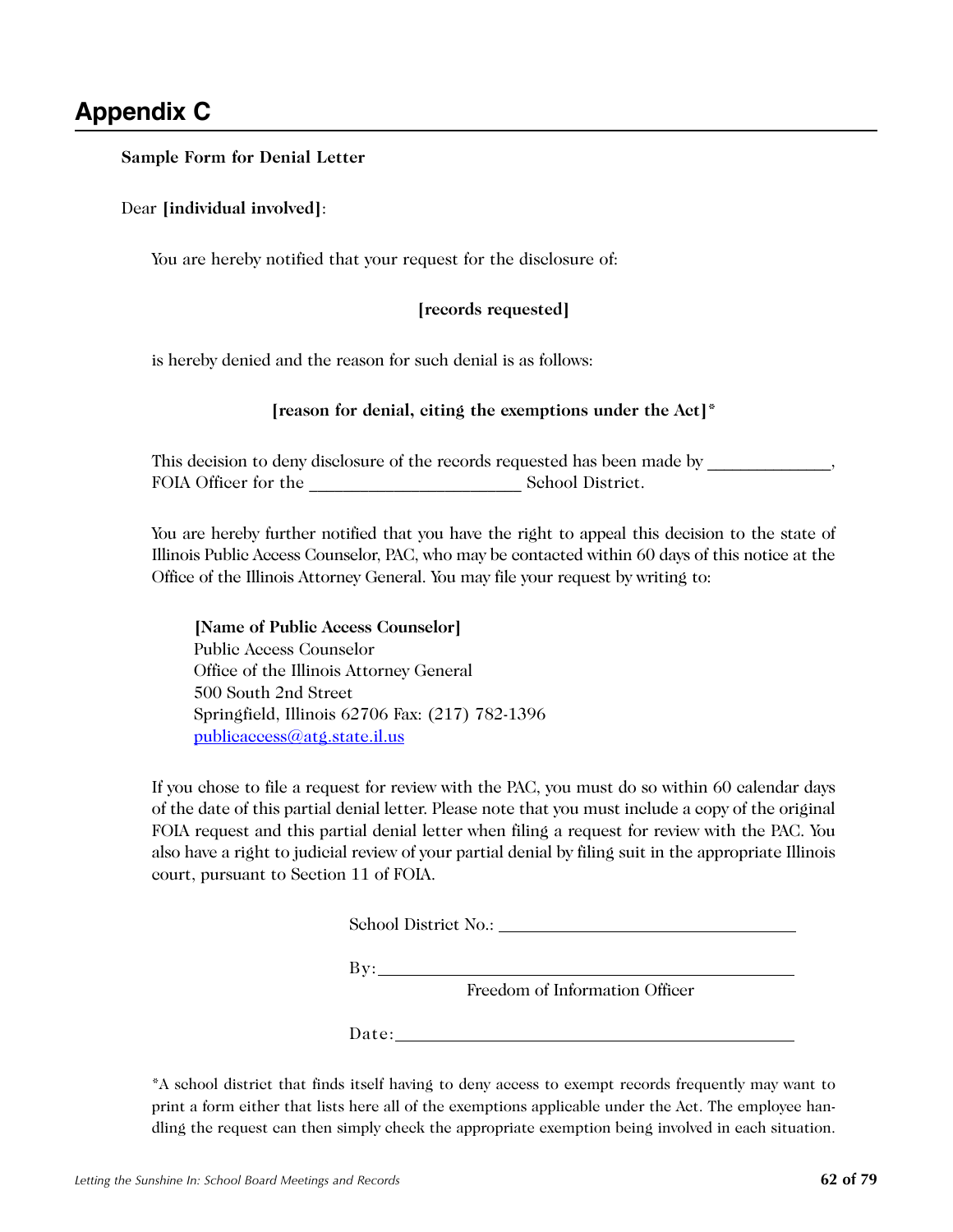# Appendix C

**Sample Form for Denial Letter**

Dear **[individual involved]**:

You are hereby notified that your request for the disclosure of:

**[records requested]**

is hereby denied and the reason for such denial is as follows:

**[reason for denial, citing the exemptions under the Act]***

This decision to deny disclosure of the records requested has been made by ______________, FOIA Officer for the ________________________ School District.

You are hereby further notified that you have the right to appeal this decision to the state of Illinois Public Access Counselor, PAC, who may be contacted within 60 days of this notice at the Office of the Illinois Attorney General. You may file your request by writing to:

**[Name of Public Access Counselor]**
Public Access Counselor
Office of the Illinois Attorney General
500 South 2nd Street
Springfield, Illinois 62706 Fax: (217) 782-1396
publicaccess@atg.state.il.us

If you chose to file a request for review with the PAC, you must do so within 60 calendar days of the date of this partial denial letter. Please note that you must include a copy of the original FOIA request and this partial denial letter when filing a request for review with the PAC. You also have a right to judicial review of your partial denial by filing suit in the appropriate Illinois court, pursuant to Section 11 of FOIA.

School District No.: ______________________________

By: ______________________________
Freedom of Information Officer

Date: ______________________________

*A school district that finds itself having to deny access to exempt records frequently may want to print a form either that lists here all of the exemptions applicable under the Act. The employee handling the request can then simply check the appropriate exemption being involved in each situation.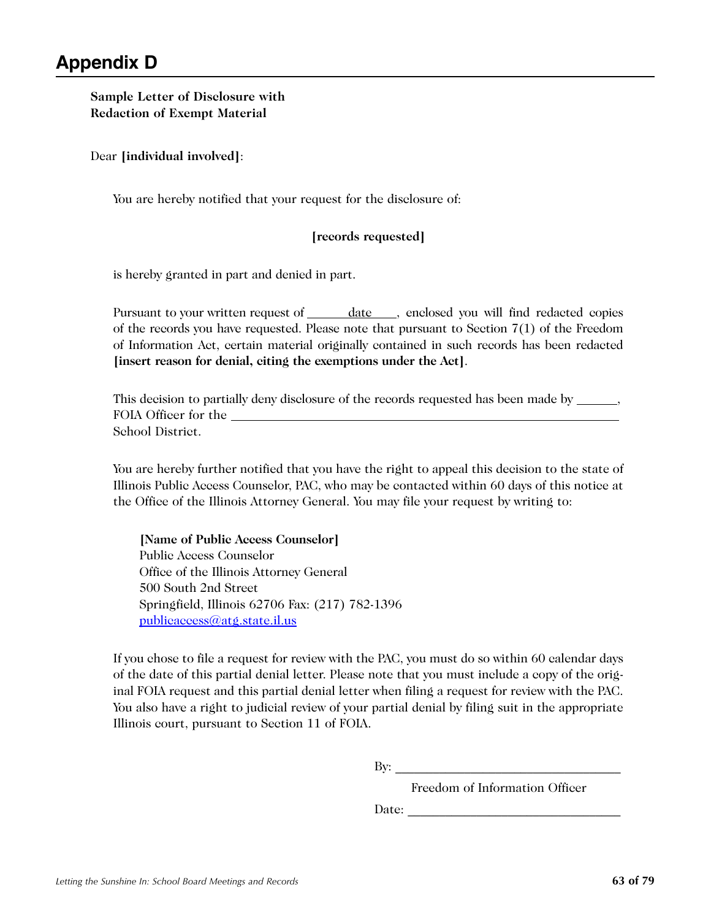# Appendix D

**Sample Letter of Disclosure with Redaction of Exempt Material**

Dear **[individual involved]**:

You are hereby notified that your request for the disclosure of:

**[records requested]**

is hereby granted in part and denied in part.

Pursuant to your written request of ______date____, enclosed you will find redacted copies of the records you have requested. Please note that pursuant to Section 7(1) of the Freedom of Information Act, certain material originally contained in such records has been redacted **[insert reason for denial, citing the exemptions under the Act]**.

This decision to partially deny disclosure of the records requested has been made by ______, FOIA Officer for the ________________________________________________ School District.

You are hereby further notified that you have the right to appeal this decision to the state of Illinois Public Access Counselor, PAC, who may be contacted within 60 days of this notice at the Office of the Illinois Attorney General. You may file your request by writing to:

**[Name of Public Access Counselor]**
Public Access Counselor
Office of the Illinois Attorney General
500 South 2nd Street
Springfield, Illinois 62706 Fax: (217) 782-1396
publicaccess@atg.state.il.us

If you chose to file a request for review with the PAC, you must do so within 60 calendar days of the date of this partial denial letter. Please note that you must include a copy of the original FOIA request and this partial denial letter when filing a request for review with the PAC. You also have a right to judicial review of your partial denial by filing suit in the appropriate Illinois court, pursuant to Section 11 of FOIA.

By: ________________________________
Freedom of Information Officer

Date: ________________________________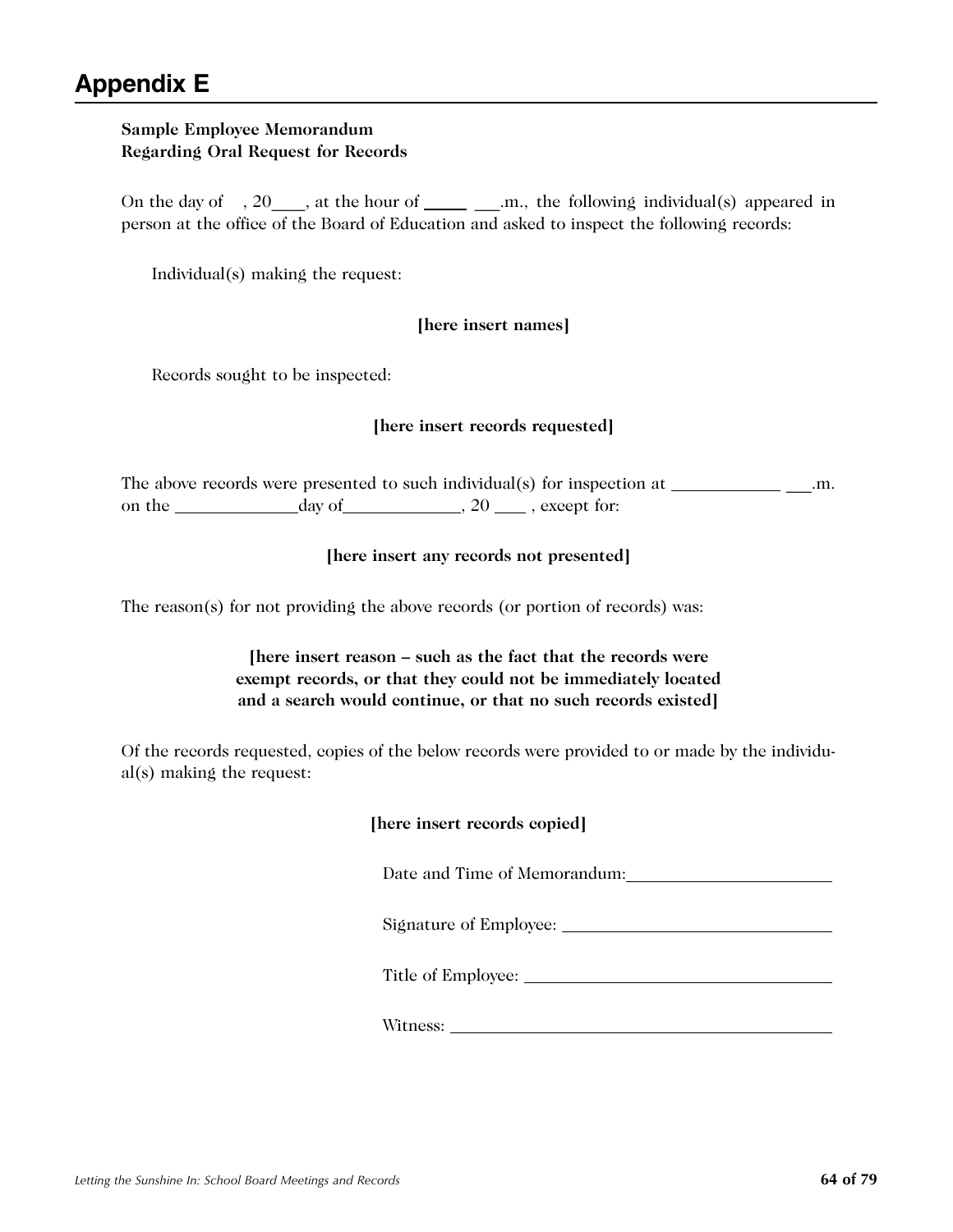# Appendix E

**Sample Employee Memorandum**
**Regarding Oral Request for Records**

On the day of , 20\_\_\_\_, at the hour of \_\_\_\_\_ \_\_\_.m., the following individual(s) appeared in person at the office of the Board of Education and asked to inspect the following records:

Individual(s) making the request:

**[here insert names]**

Records sought to be inspected:

**[here insert records requested]**

The above records were presented to such individual(s) for inspection at \_\_\_\_\_\_\_\_\_\_\_\_ \_\_\_.m. on the \_\_\_\_\_\_\_\_\_\_\_\_\_\_day of\_\_\_\_\_\_\_\_\_\_\_\_\_, 20 \_\_\_\_ , except for:

**[here insert any records not presented]**

The reason(s) for not providing the above records (or portion of records) was:

**[here insert reason – such as the fact that the records were exempt records, or that they could not be immediately located and a search would continue, or that no such records existed]**

Of the records requested, copies of the below records were provided to or made by the individual(s) making the request:

**[here insert records copied]**

Date and Time of Memorandum:\_\_\_\_\_\_\_\_\_\_\_\_\_\_\_\_\_\_\_\_\_\_\_

Signature of Employee: \_\_\_\_\_\_\_\_\_\_\_\_\_\_\_\_\_\_\_\_\_\_\_\_\_\_\_\_\_\_

Title of Employee: \_\_\_\_\_\_\_\_\_\_\_\_\_\_\_\_\_\_\_\_\_\_\_\_\_\_\_\_\_\_\_\_\_\_\_

Witness: \_\_\_\_\_\_\_\_\_\_\_\_\_\_\_\_\_\_\_\_\_\_\_\_\_\_\_\_\_\_\_\_\_\_\_\_\_\_\_\_\_\_\_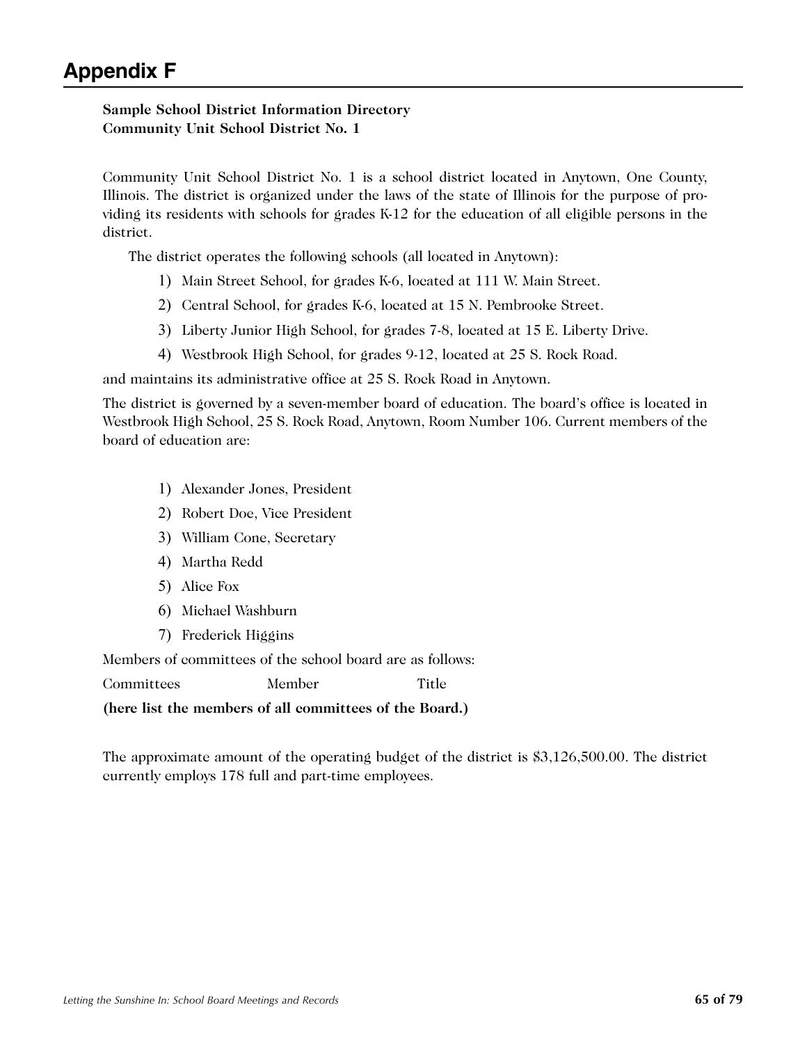# Appendix F

**Sample School District Information Directory**
**Community Unit School District No. 1**

Community Unit School District No. 1 is a school district located in Anytown, One County, Illinois. The district is organized under the laws of the state of Illinois for the purpose of providing its residents with schools for grades K-12 for the education of all eligible persons in the district.

The district operates the following schools (all located in Anytown):

1) Main Street School, for grades K-6, located at 111 W. Main Street.
2) Central School, for grades K-6, located at 15 N. Pembrooke Street.
3) Liberty Junior High School, for grades 7-8, located at 15 E. Liberty Drive.
4) Westbrook High School, for grades 9-12, located at 25 S. Rock Road.

and maintains its administrative office at 25 S. Rock Road in Anytown.

The district is governed by a seven-member board of education. The board's office is located in Westbrook High School, 25 S. Rock Road, Anytown, Room Number 106. Current members of the board of education are:

1) Alexander Jones, President
2) Robert Doe, Vice President
3) William Cone, Secretary
4) Martha Redd
5) Alice Fox
6) Michael Washburn
7) Frederick Higgins

Members of committees of the school board are as follows:

| Committees | Member | Title |
|---|---|---|

**(here list the members of all committees of the Board.)**

The approximate amount of the operating budget of the district is $3,126,500.00. The district currently employs 178 full and part-time employees.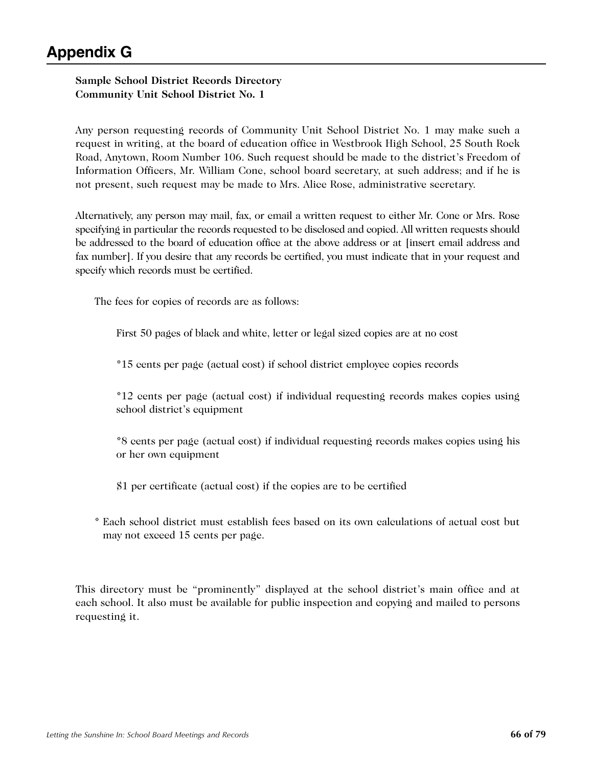# Appendix G

**Sample School District Records Directory**
**Community Unit School District No. 1**

Any person requesting records of Community Unit School District No. 1 may make such a request in writing, at the board of education office in Westbrook High School, 25 South Rock Road, Anytown, Room Number 106. Such request should be made to the district's Freedom of Information Officers, Mr. William Cone, school board secretary, at such address; and if he is not present, such request may be made to Mrs. Alice Rose, administrative secretary.

Alternatively, any person may mail, fax, or email a written request to either Mr. Cone or Mrs. Rose specifying in particular the records requested to be disclosed and copied. All written requests should be addressed to the board of education office at the above address or at [insert email address and fax number]. If you desire that any records be certified, you must indicate that in your request and specify which records must be certified.

The fees for copies of records are as follows:

First 50 pages of black and white, letter or legal sized copies are at no cost

*15 cents per page (actual cost) if school district employee copies records

*12 cents per page (actual cost) if individual requesting records makes copies using school district's equipment

*8 cents per page (actual cost) if individual requesting records makes copies using his or her own equipment

$1 per certificate (actual cost) if the copies are to be certified

\* Each school district must establish fees based on its own calculations of actual cost but may not exceed 15 cents per page.

This directory must be "prominently" displayed at the school district's main office and at each school. It also must be available for public inspection and copying and mailed to persons requesting it.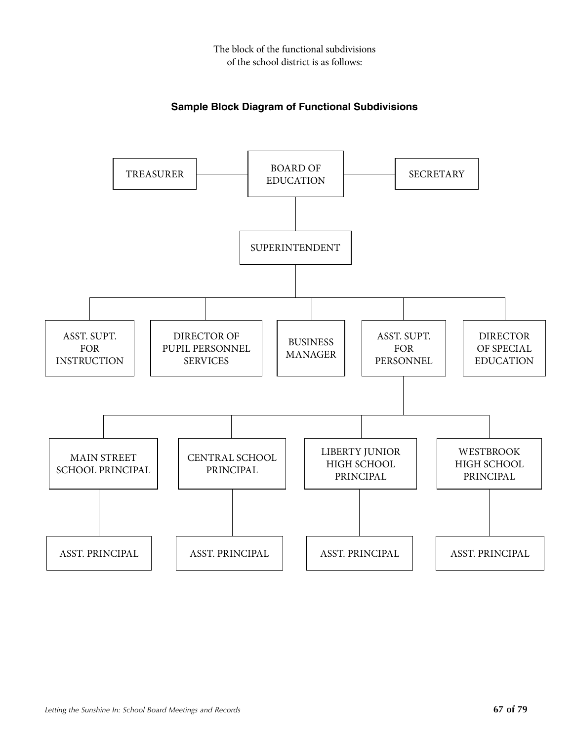The block of the functional subdivisions
of the school district is as follows:

### Sample Block Diagram of Functional Subdivisions

TREASURER

BOARD OF EDUCATION

SECRETARY

SUPERINTENDENT

ASST. SUPT. FOR INSTRUCTION

DIRECTOR OF PUPIL PERSONNEL SERVICES

BUSINESS MANAGER

ASST. SUPT. FOR PERSONNEL

DIRECTOR OF SPECIAL EDUCATION

MAIN STREET SCHOOL PRINCIPAL

CENTRAL SCHOOL PRINCIPAL

LIBERTY JUNIOR HIGH SCHOOL PRINCIPAL

WESTBROOK HIGH SCHOOL PRINCIPAL

ASST. PRINCIPAL

ASST. PRINCIPAL

ASST. PRINCIPAL

ASST. PRINCIPAL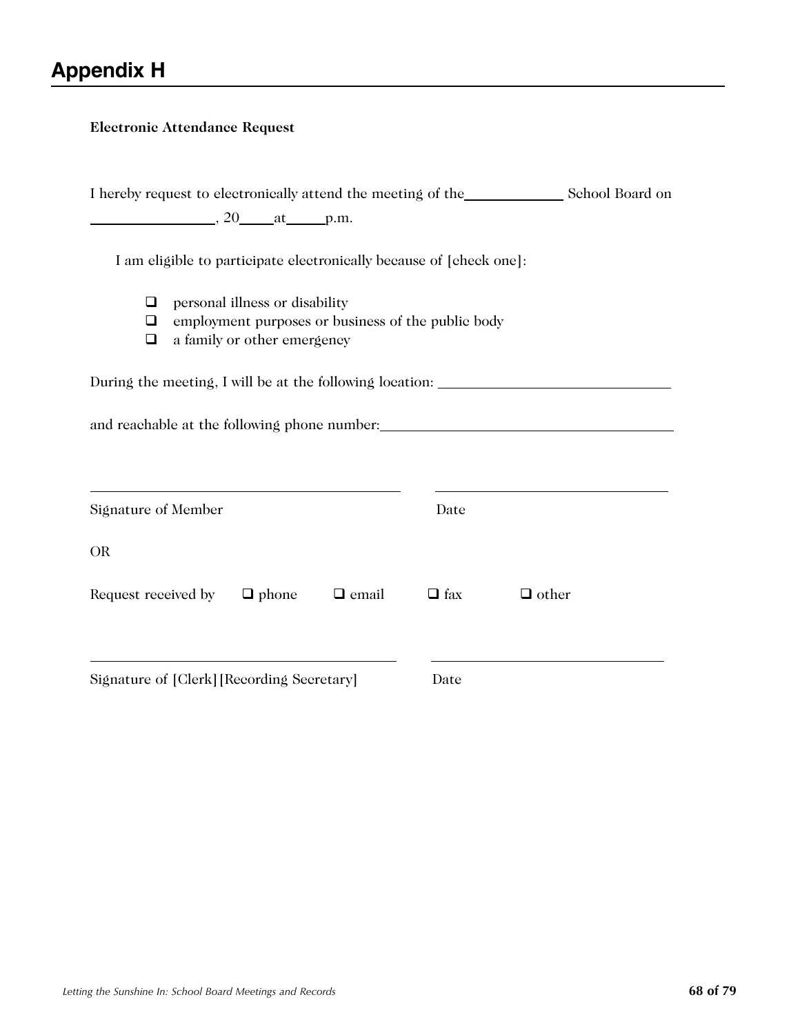# Appendix H

**Electronic Attendance Request**

I hereby request to electronically attend the meeting of the\_\_\_\_\_\_\_\_\_\_\_\_\_ School Board on \_\_\_\_\_\_\_\_\_\_\_\_\_\_\_\_\_\_, 20\_\_\_\_\_at\_\_\_\_\_p.m.

I am eligible to participate electronically because of [check one]:

- ☐ personal illness or disability
- ☐ employment purposes or business of the public body
- ☐ a family or other emergency

During the meeting, I will be at the following location: \_\_\_\_\_\_\_\_\_\_\_\_\_\_\_\_\_\_\_\_\_\_\_\_\_\_\_\_\_\_\_\_

and reachable at the following phone number:\_\_\_\_\_\_\_\_\_\_\_\_\_\_\_\_\_\_\_\_\_\_\_\_\_\_\_\_\_\_\_\_\_\_\_\_\_\_

\_\_\_\_\_\_\_\_\_\_\_\_\_\_\_\_\_\_\_\_\_\_\_\_\_\_\_\_\_\_\_\_\_\_\_\_\_\_\_\_ \_\_\_\_\_\_\_\_\_\_\_\_\_\_\_\_\_\_\_\_\_\_\_\_\_\_\_\_\_\_\_\_

Signature of Member Date

OR

Request received by ☐ phone ☐ email ☐ fax ☐ other

\_\_\_\_\_\_\_\_\_\_\_\_\_\_\_\_\_\_\_\_\_\_\_\_\_\_\_\_\_\_\_\_\_\_\_\_\_\_\_\_ \_\_\_\_\_\_\_\_\_\_\_\_\_\_\_\_\_\_\_\_\_\_\_\_\_\_\_\_\_\_\_\_

Signature of [Clerk][Recording Secretary] Date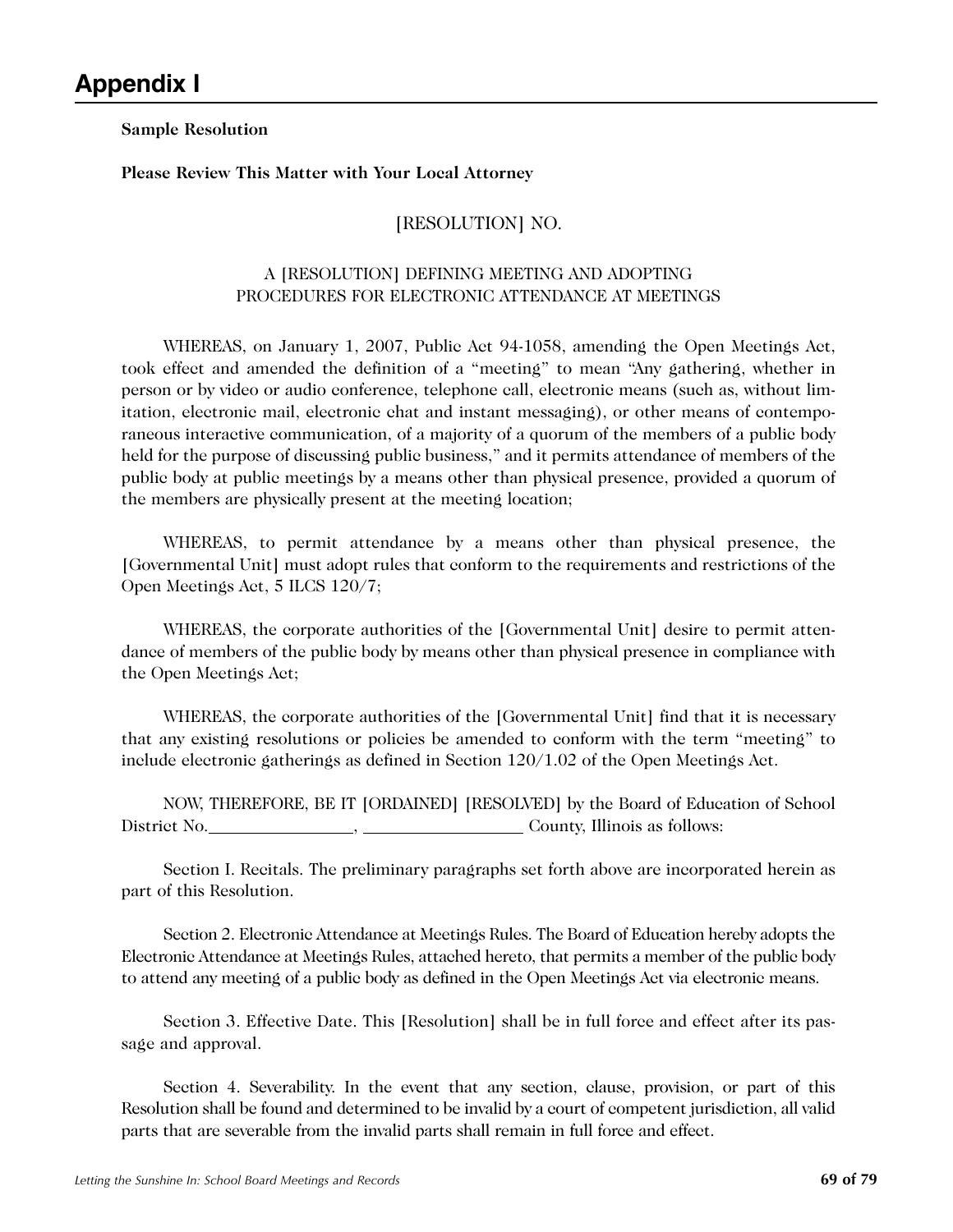# Appendix I

**Sample Resolution**

**Please Review This Matter with Your Local Attorney**

[RESOLUTION] NO.

A [RESOLUTION] DEFINING MEETING AND ADOPTING PROCEDURES FOR ELECTRONIC ATTENDANCE AT MEETINGS

WHEREAS, on January 1, 2007, Public Act 94-1058, amending the Open Meetings Act, took effect and amended the definition of a "meeting" to mean "Any gathering, whether in person or by video or audio conference, telephone call, electronic means (such as, without limitation, electronic mail, electronic chat and instant messaging), or other means of contemporaneous interactive communication, of a majority of a quorum of the members of a public body held for the purpose of discussing public business," and it permits attendance of members of the public body at public meetings by a means other than physical presence, provided a quorum of the members are physically present at the meeting location;

WHEREAS, to permit attendance by a means other than physical presence, the [Governmental Unit] must adopt rules that conform to the requirements and restrictions of the Open Meetings Act, 5 ILCS 120/7;

WHEREAS, the corporate authorities of the [Governmental Unit] desire to permit attendance of members of the public body by means other than physical presence in compliance with the Open Meetings Act;

WHEREAS, the corporate authorities of the [Governmental Unit] find that it is necessary that any existing resolutions or policies be amended to conform with the term "meeting" to include electronic gatherings as defined in Section 120/1.02 of the Open Meetings Act.

NOW, THEREFORE, BE IT [ORDAINED] [RESOLVED] by the Board of Education of School District No.________________, ________________ County, Illinois as follows:

Section I. Recitals. The preliminary paragraphs set forth above are incorporated herein as part of this Resolution.

Section 2. Electronic Attendance at Meetings Rules. The Board of Education hereby adopts the Electronic Attendance at Meetings Rules, attached hereto, that permits a member of the public body to attend any meeting of a public body as defined in the Open Meetings Act via electronic means.

Section 3. Effective Date. This [Resolution] shall be in full force and effect after its passage and approval.

Section 4. Severability. In the event that any section, clause, provision, or part of this Resolution shall be found and determined to be invalid by a court of competent jurisdiction, all valid parts that are severable from the invalid parts shall remain in full force and effect.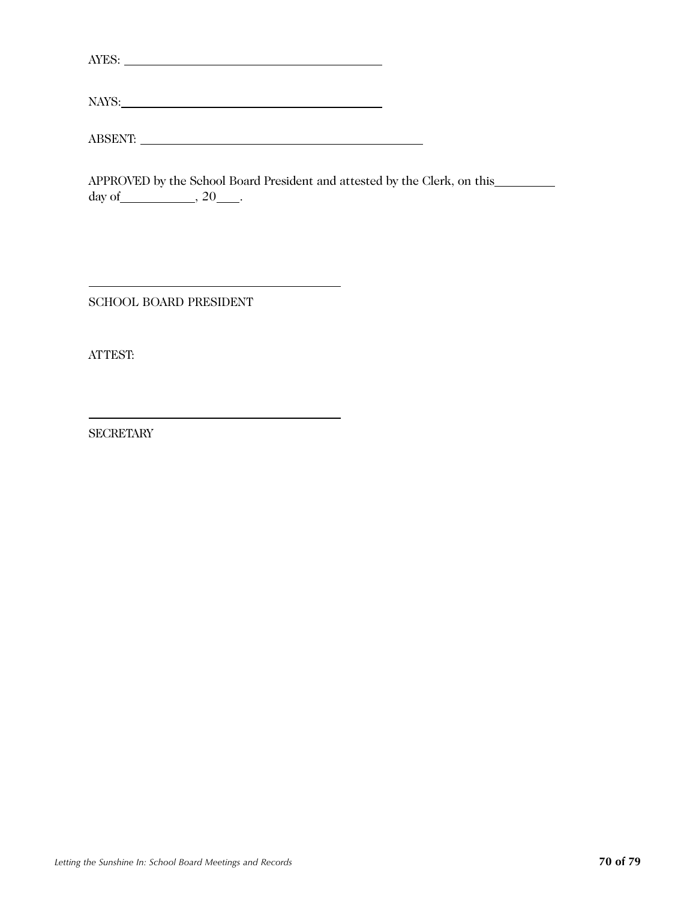AYES: ________________________________________

NAYS: ________________________________________

ABSENT: ____________________________________________

APPROVED by the School Board President and attested by the Clerk, on this _________ day of ___________, 20___.

________________________________________

SCHOOL BOARD PRESIDENT

ATTEST:

________________________________________

SECRETARY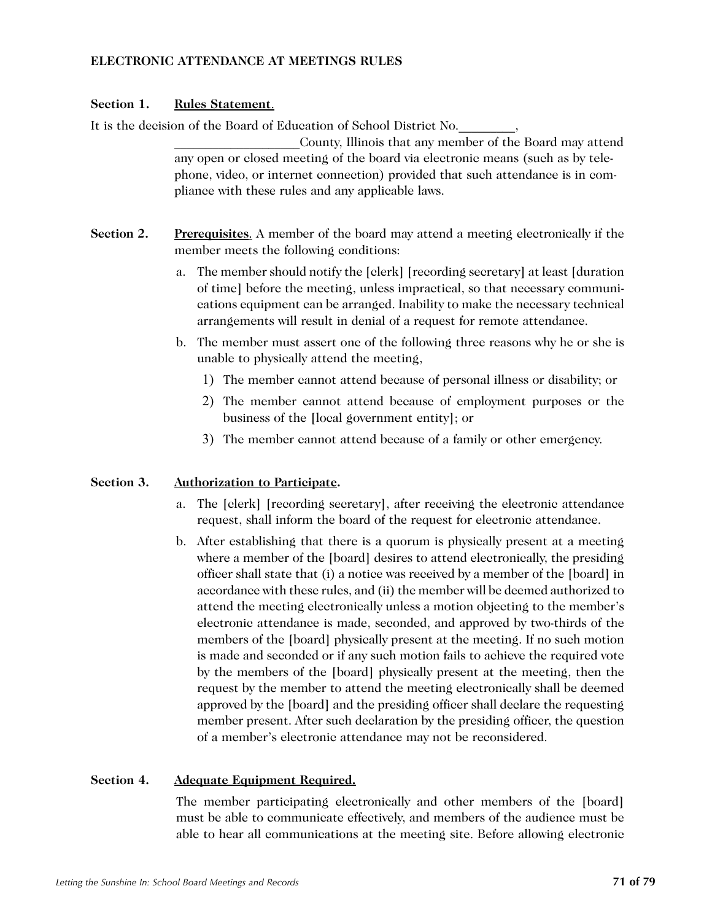**ELECTRONIC ATTENDANCE AT MEETINGS RULES**

**Section 1.** **Rules Statement**.

It is the decision of the Board of Education of School District No.________, ________________County, Illinois that any member of the Board may attend any open or closed meeting of the board via electronic means (such as by telephone, video, or internet connection) provided that such attendance is in compliance with these rules and any applicable laws.

**Section 2.** **Prerequisites**. A member of the board may attend a meeting electronically if the member meets the following conditions:

a. The member should notify the [clerk] [recording secretary] at least [duration of time] before the meeting, unless impractical, so that necessary communications equipment can be arranged. Inability to make the necessary technical arrangements will result in denial of a request for remote attendance.

b. The member must assert one of the following three reasons why he or she is unable to physically attend the meeting,

1) The member cannot attend because of personal illness or disability; or
2) The member cannot attend because of employment purposes or the business of the [local government entity]; or
3) The member cannot attend because of a family or other emergency.

**Section 3.** **Authorization to Participate.**

a. The [clerk] [recording secretary], after receiving the electronic attendance request, shall inform the board of the request for electronic attendance.

b. After establishing that there is a quorum is physically present at a meeting where a member of the [board] desires to attend electronically, the presiding officer shall state that (i) a notice was received by a member of the [board] in accordance with these rules, and (ii) the member will be deemed authorized to attend the meeting electronically unless a motion objecting to the member's electronic attendance is made, seconded, and approved by two-thirds of the members of the [board] physically present at the meeting. If no such motion is made and seconded or if any such motion fails to achieve the required vote by the members of the [board] physically present at the meeting, then the request by the member to attend the meeting electronically shall be deemed approved by the [board] and the presiding officer shall declare the requesting member present. After such declaration by the presiding officer, the question of a member's electronic attendance may not be reconsidered.

**Section 4.** **Adequate Equipment Required.**

The member participating electronically and other members of the [board] must be able to communicate effectively, and members of the audience must be able to hear all communications at the meeting site. Before allowing electronic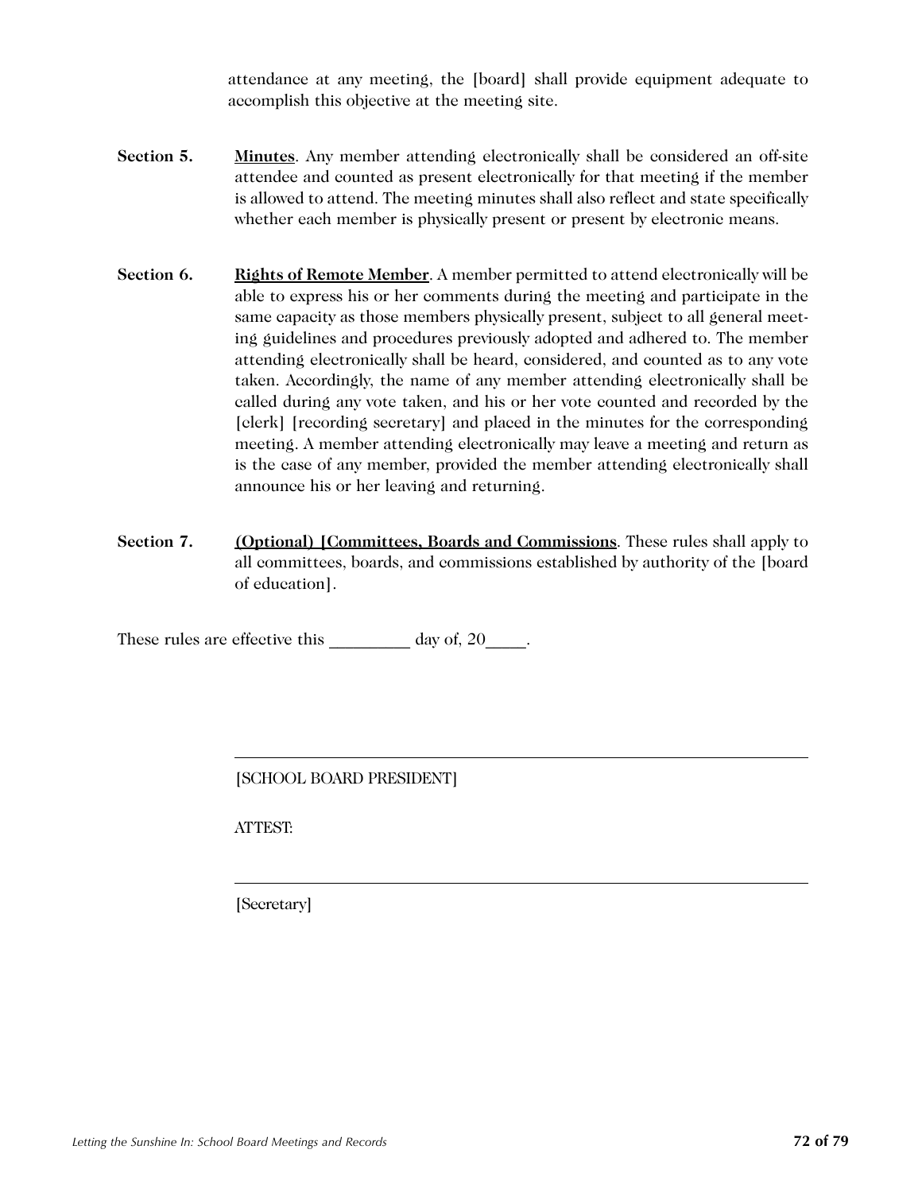attendance at any meeting, the [board] shall provide equipment adequate to accomplish this objective at the meeting site.

**Section 5.** **Minutes**. Any member attending electronically shall be considered an off-site attendee and counted as present electronically for that meeting if the member is allowed to attend. The meeting minutes shall also reflect and state specifically whether each member is physically present or present by electronic means.

**Section 6.** **Rights of Remote Member**. A member permitted to attend electronically will be able to express his or her comments during the meeting and participate in the same capacity as those members physically present, subject to all general meeting guidelines and procedures previously adopted and adhered to. The member attending electronically shall be heard, considered, and counted as to any vote taken. Accordingly, the name of any member attending electronically shall be called during any vote taken, and his or her vote counted and recorded by the [clerk] [recording secretary] and placed in the minutes for the corresponding meeting. A member attending electronically may leave a meeting and return as is the case of any member, provided the member attending electronically shall announce his or her leaving and returning.

**Section 7.** **(Optional) [Committees, Boards and Commissions**. These rules shall apply to all committees, boards, and commissions established by authority of the [board of education].

These rules are effective this _________ day of, 20_____.

______________________________________

[SCHOOL BOARD PRESIDENT]

ATTEST:

______________________________________

[Secretary]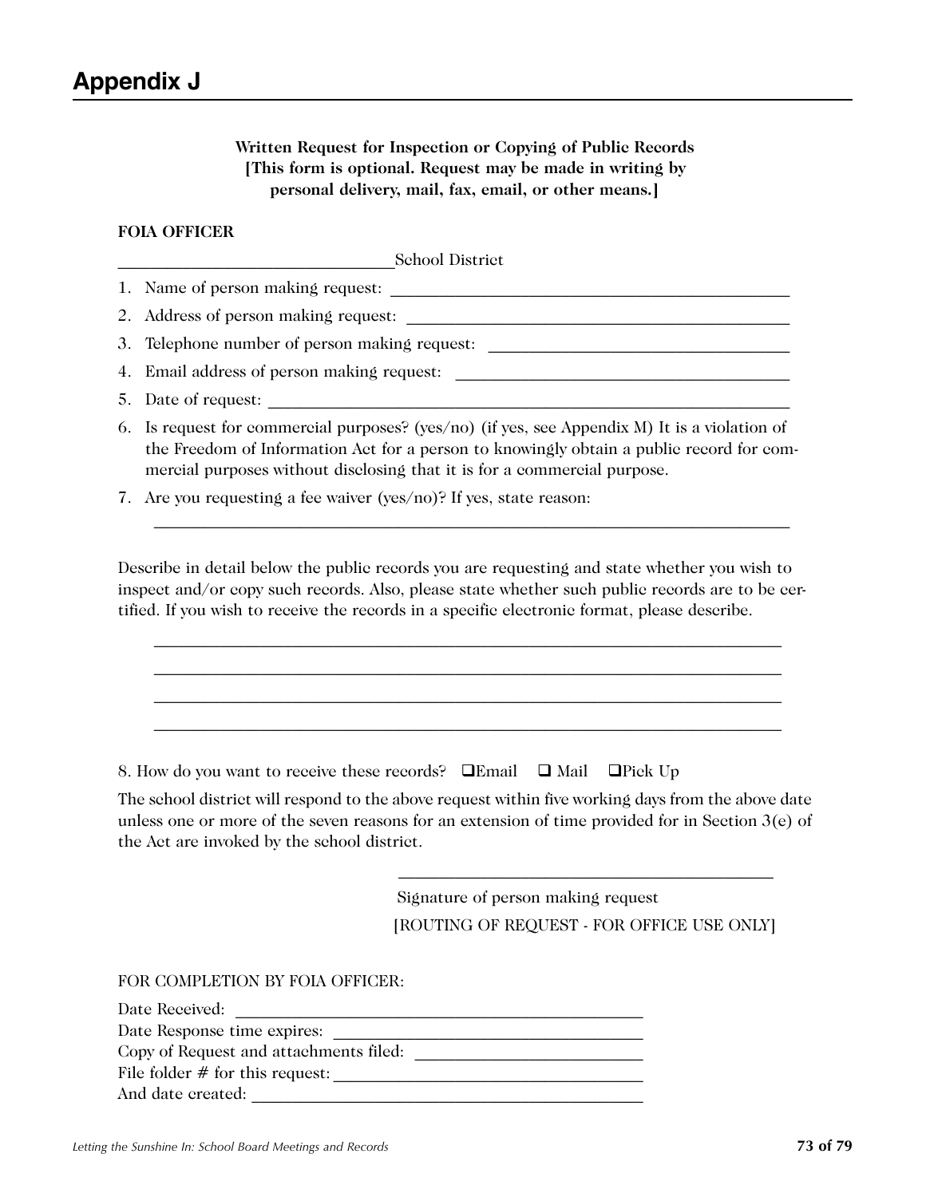# Appendix J

**Written Request for Inspection or Copying of Public Records**
**[This form is optional. Request may be made in writing by personal delivery, mail, fax, email, or other means.]**

**FOIA OFFICER**

________________________________School District

1. Name of person making request: ______________________________________________
2. Address of person making request: ____________________________________________
3. Telephone number of person making request: ___________________________________
4. Email address of person making request: ______________________________________
5. Date of request: _____________________________________________________________
6. Is request for commercial purposes? (yes/no) (if yes, see Appendix M) It is a violation of the Freedom of Information Act for a person to knowingly obtain a public record for commercial purposes without disclosing that it is for a commercial purpose.
7. Are you requesting a fee waiver (yes/no)? If yes, state reason:

   ___________________________________________________________________________

Describe in detail below the public records you are requesting and state whether you wish to inspect and/or copy such records. Also, please state whether such public records are to be certified. If you wish to receive the records in a specific electronic format, please describe.

___________________________________________________________________________

___________________________________________________________________________

___________________________________________________________________________

___________________________________________________________________________

8. How do you want to receive these records? ❑Email ❑ Mail ❑Pick Up

The school district will respond to the above request within five working days from the above date unless one or more of the seven reasons for an extension of time provided for in Section 3(e) of the Act are invoked by the school district.

_____________________________________________

Signature of person making request

[ROUTING OF REQUEST - FOR OFFICE USE ONLY]

FOR COMPLETION BY FOIA OFFICER:

Date Received: _______________________________________________

Date Response time expires: ____________________________________

Copy of Request and attachments filed: ___________________________

File folder # for this request: ___________________________________

And date created: _____________________________________________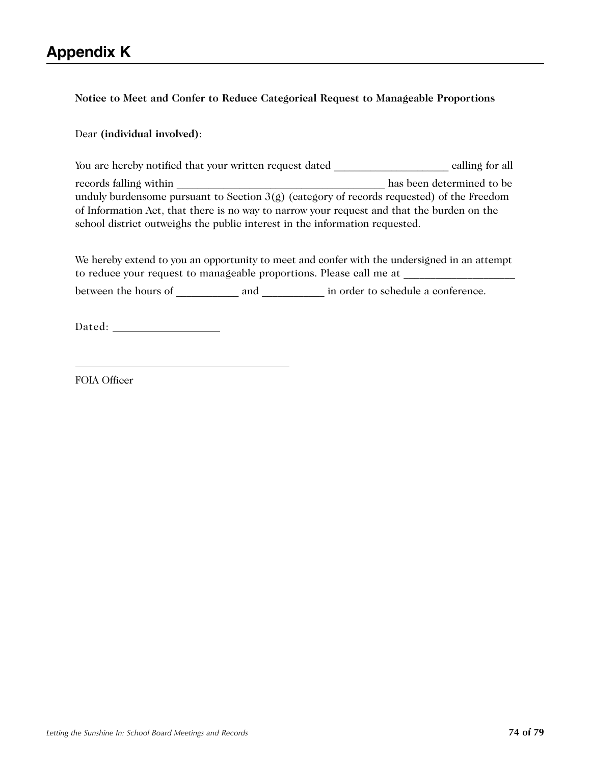# Appendix K

**Notice to Meet and Confer to Reduce Categorical Request to Manageable Proportions**

Dear **(individual involved)**:

You are hereby notified that your written request dated ____________________ calling for all records falling within ____________________________________ has been determined to be unduly burdensome pursuant to Section 3(g) (category of records requested) of the Freedom of Information Act, that there is no way to narrow your request and that the burden on the school district outweighs the public interest in the information requested.

We hereby extend to you an opportunity to meet and confer with the undersigned in an attempt to reduce your request to manageable proportions. Please call me at ___________________ between the hours of __________ and __________ in order to schedule a conference.

Dated: ___________________

______________________________________

FOIA Officer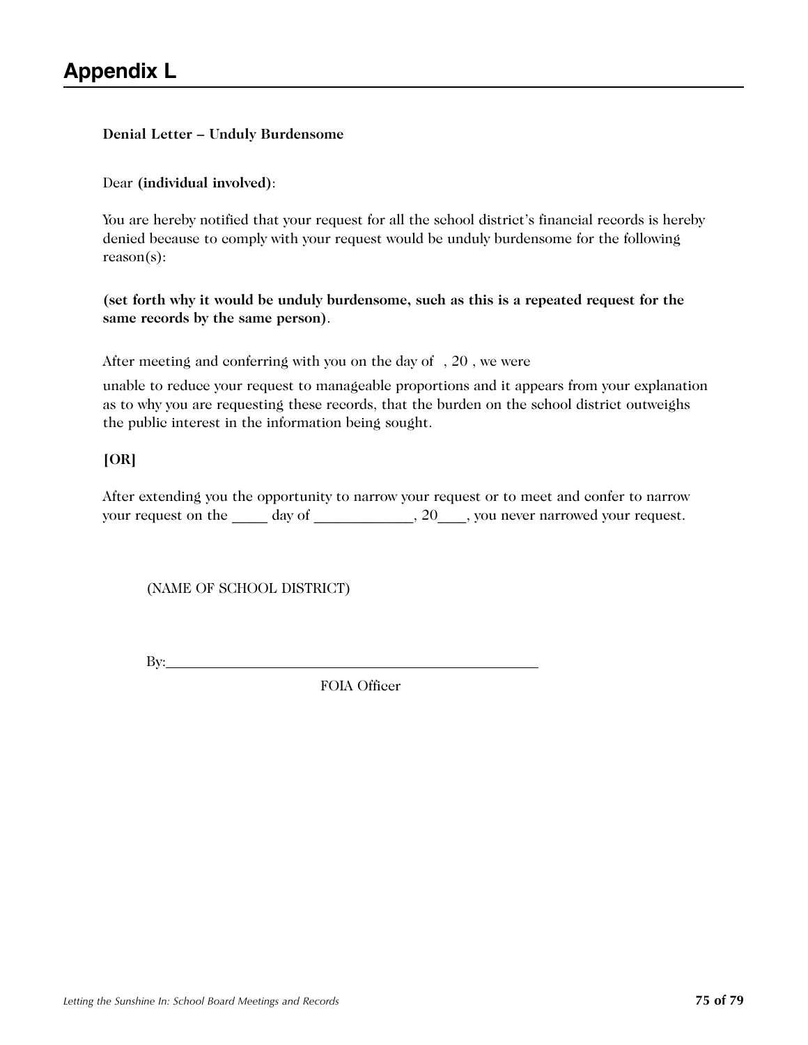# Appendix L

**Denial Letter – Unduly Burdensome**

Dear **(individual involved)**:

You are hereby notified that your request for all the school district's financial records is hereby denied because to comply with your request would be unduly burdensome for the following reason(s):

**(set forth why it would be unduly burdensome, such as this is a repeated request for the same records by the same person)**.

After meeting and conferring with you on the day of , 20 , we were

unable to reduce your request to manageable proportions and it appears from your explanation as to why you are requesting these records, that the burden on the school district outweighs the public interest in the information being sought.

**[OR]**

After extending you the opportunity to narrow your request or to meet and confer to narrow your request on the _____ day of _____________, 20____, you never narrowed your request.

(NAME OF SCHOOL DISTRICT)

By:_____________________________________________

FOIA Officer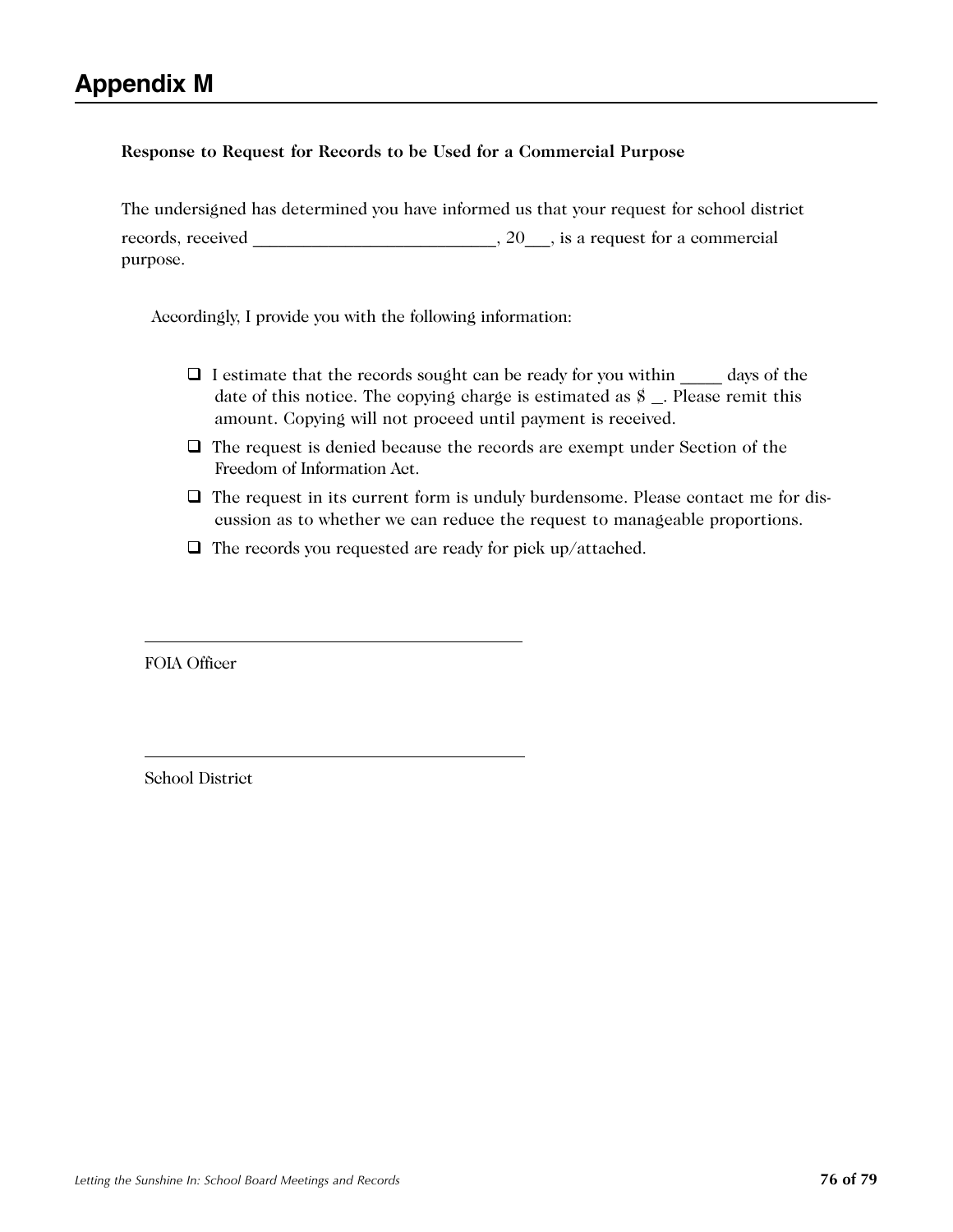# Appendix M

**Response to Request for Records to be Used for a Commercial Purpose**

The undersigned has determined you have informed us that your request for school district records, received ___________________________, 20___, is a request for a commercial purpose.

Accordingly, I provide you with the following information:

- ❑ I estimate that the records sought can be ready for you within _____ days of the date of this notice. The copying charge is estimated as $ _. Please remit this amount. Copying will not proceed until payment is received.
- ❑ The request is denied because the records are exempt under Section of the Freedom of Information Act.
- ❑ The request in its current form is unduly burdensome. Please contact me for discussion as to whether we can reduce the request to manageable proportions.
- ❑ The records you requested are ready for pick up/attached.

_____________________________________________

FOIA Officer

_____________________________________________

School District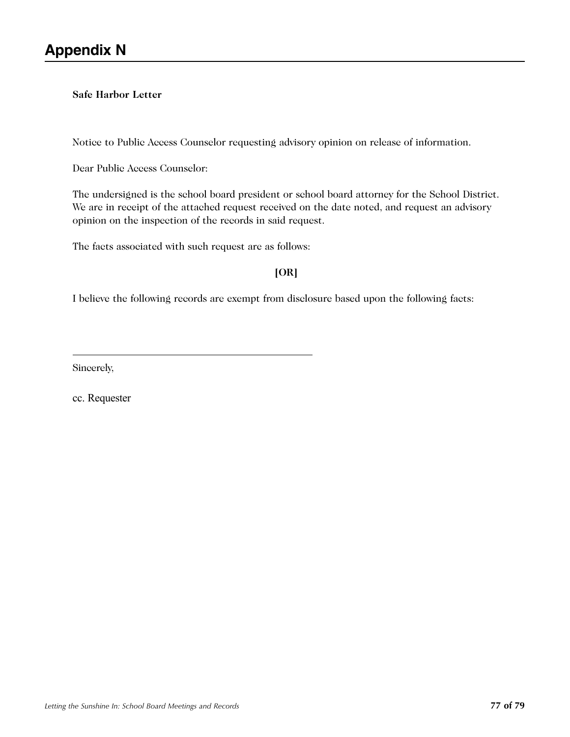# Appendix N

**Safe Harbor Letter**

Notice to Public Access Counselor requesting advisory opinion on release of information.

Dear Public Access Counselor:

The undersigned is the school board president or school board attorney for the School District. We are in receipt of the attached request received on the date noted, and request an advisory opinion on the inspection of the records in said request.

The facts associated with such request are as follows:

**[OR]**

I believe the following records are exempt from disclosure based upon the following facts:

\_\_\_\_\_\_\_\_\_\_\_\_\_\_\_\_\_\_\_\_\_\_\_\_\_\_\_\_\_\_\_\_\_\_\_\_\_\_\_\_

Sincerely,

cc. Requester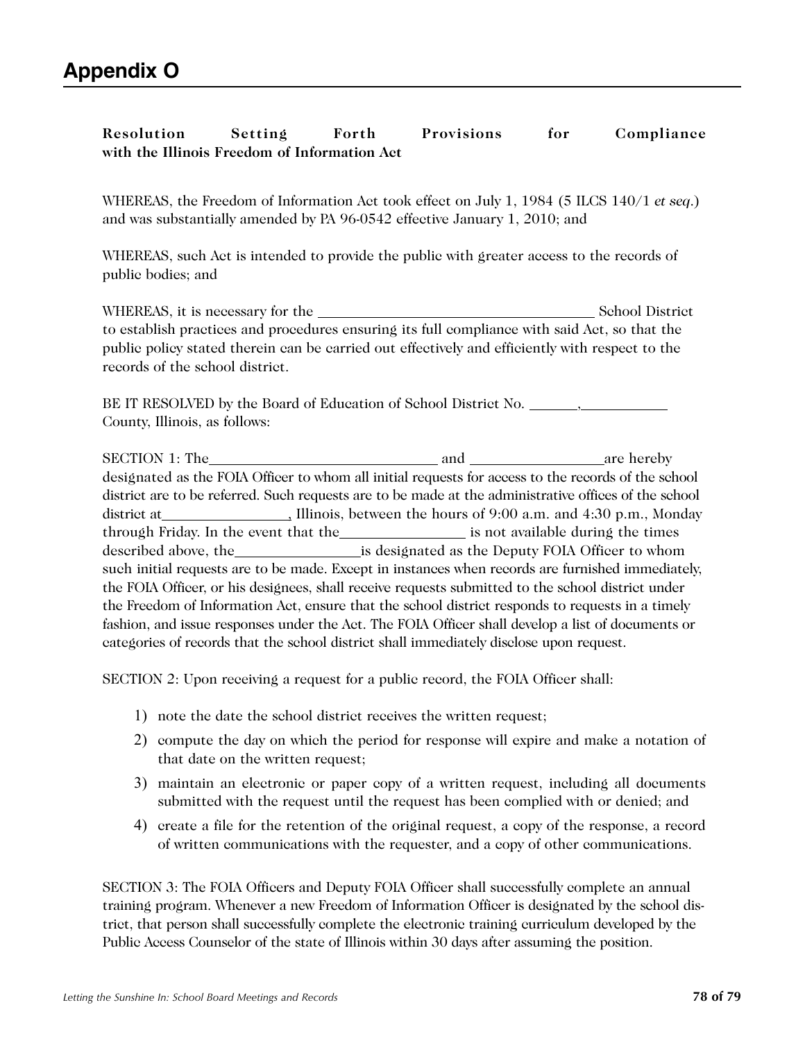# Appendix O

**Resolution Setting Forth Provisions for Compliance with the Illinois Freedom of Information Act**

WHEREAS, the Freedom of Information Act took effect on July 1, 1984 (5 ILCS 140/1 *et seq.*) and was substantially amended by PA 96-0542 effective January 1, 2010; and

WHEREAS, such Act is intended to provide the public with greater access to the records of public bodies; and

WHEREAS, it is necessary for the ______________________________ School District to establish practices and procedures ensuring its full compliance with said Act, so that the public policy stated therein can be carried out effectively and efficiently with respect to the records of the school district.

BE IT RESOLVED by the Board of Education of School District No. ______, __________ County, Illinois, as follows:

SECTION 1: The__________________________ and ______________are hereby designated as the FOIA Officer to whom all initial requests for access to the records of the school district are to be referred. Such requests are to be made at the administrative offices of the school district at______________, Illinois, between the hours of 9:00 a.m. and 4:30 p.m., Monday through Friday. In the event that the______________ is not available during the times described above, the______________is designated as the Deputy FOIA Officer to whom such initial requests are to be made. Except in instances when records are furnished immediately, the FOIA Officer, or his designees, shall receive requests submitted to the school district under the Freedom of Information Act, ensure that the school district responds to requests in a timely fashion, and issue responses under the Act. The FOIA Officer shall develop a list of documents or categories of records that the school district shall immediately disclose upon request.

SECTION 2: Upon receiving a request for a public record, the FOIA Officer shall:

1) note the date the school district receives the written request;
2) compute the day on which the period for response will expire and make a notation of that date on the written request;
3) maintain an electronic or paper copy of a written request, including all documents submitted with the request until the request has been complied with or denied; and
4) create a file for the retention of the original request, a copy of the response, a record of written communications with the requester, and a copy of other communications.

SECTION 3: The FOIA Officers and Deputy FOIA Officer shall successfully complete an annual training program. Whenever a new Freedom of Information Officer is designated by the school district, that person shall successfully complete the electronic training curriculum developed by the Public Access Counselor of the state of Illinois within 30 days after assuming the position.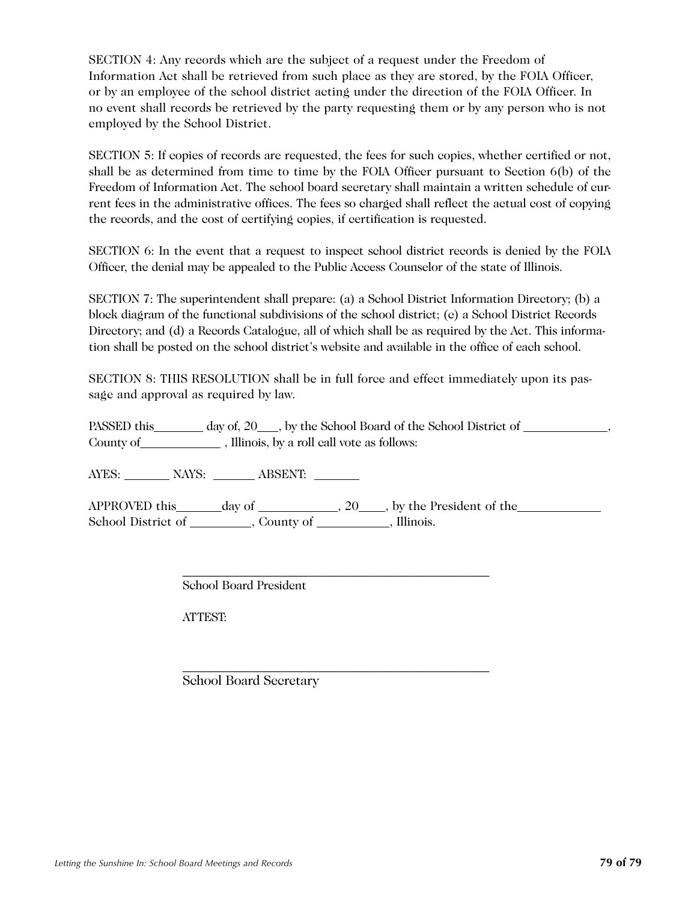SECTION 4: Any records which are the subject of a request under the Freedom of Information Act shall be retrieved from such place as they are stored, by the FOIA Officer, or by an employee of the school district acting under the direction of the FOIA Officer. In no event shall records be retrieved by the party requesting them or by any person who is not employed by the School District.

SECTION 5: If copies of records are requested, the fees for such copies, whether certified or not, shall be as determined from time to time by the FOIA Officer pursuant to Section 6(b) of the Freedom of Information Act. The school board secretary shall maintain a written schedule of current fees in the administrative offices. The fees so charged shall reflect the actual cost of copying the records, and the cost of certifying copies, if certification is requested.

SECTION 6: In the event that a request to inspect school district records is denied by the FOIA Officer, the denial may be appealed to the Public Access Counselor of the state of Illinois.

SECTION 7: The superintendent shall prepare: (a) a School District Information Directory; (b) a block diagram of the functional subdivisions of the school district; (c) a School District Records Directory; and (d) a Records Catalogue, all of which shall be as required by the Act. This information shall be posted on the school district's website and available in the office of each school.

SECTION 8: THIS RESOLUTION shall be in full force and effect immediately upon its passage and approval as required by law.

PASSED this________ day of, 20___, by the School Board of the School District of _____________, County of_____________ , Illinois, by a roll call vote as follows:

AYES: ________ NAYS: _______ ABSENT: _______

APPROVED this_______day of ____________, 20____, by the President of the_____________ School District of _________, County of ___________, Illinois.

_______________________________________________

School Board President

ATTEST:

_______________________________________________

School Board Secretary